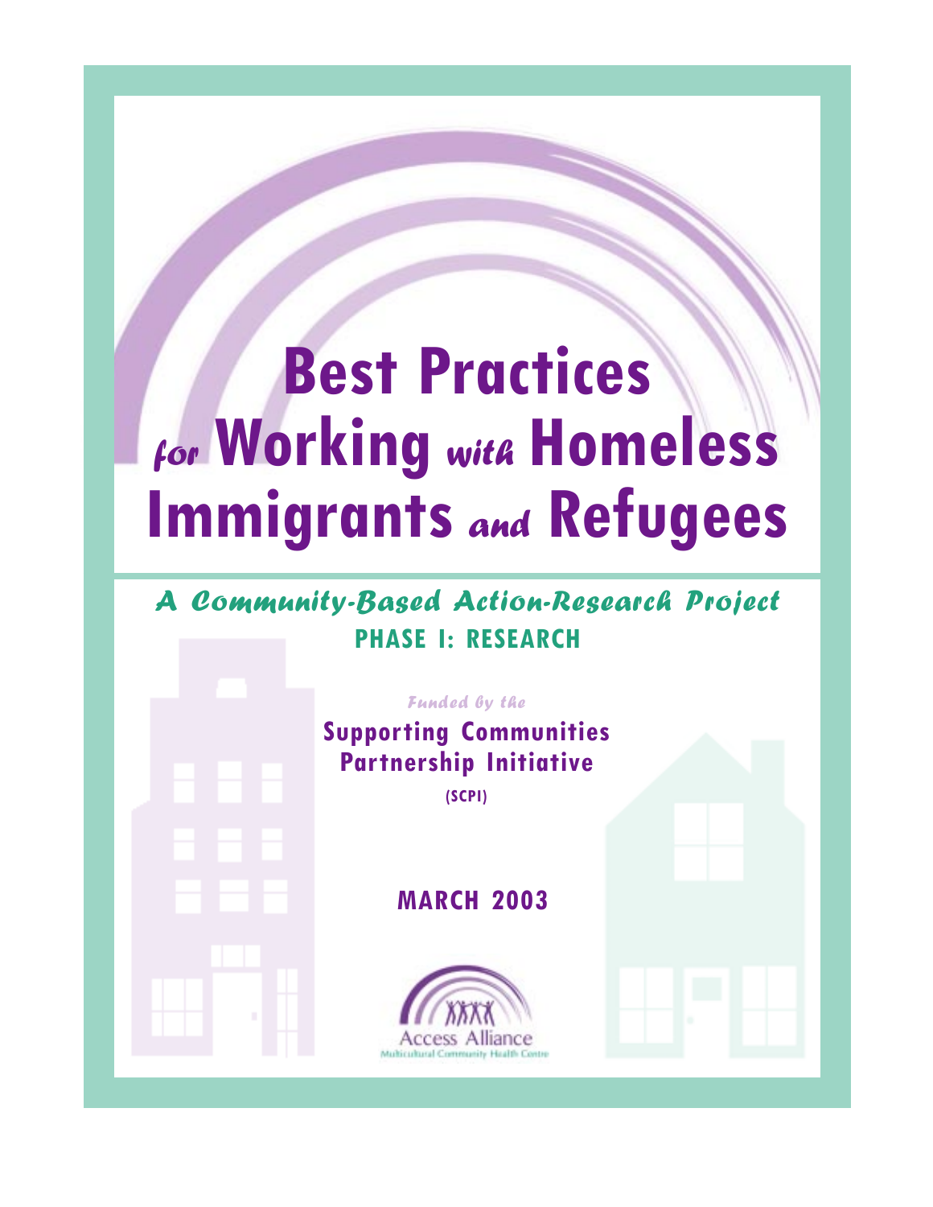# Best Practices *for* Working *with* Homeless Immigrants *and* Refugees

## *A Community-Based Action-Research Project*

**PHASE I: RESEARCH**

*Funded by the*

**Supporting Communities Partnership Initiative**

**(SCPI)**

**MARCH 2003**

Access Alliance
Multicultural Community Health Centre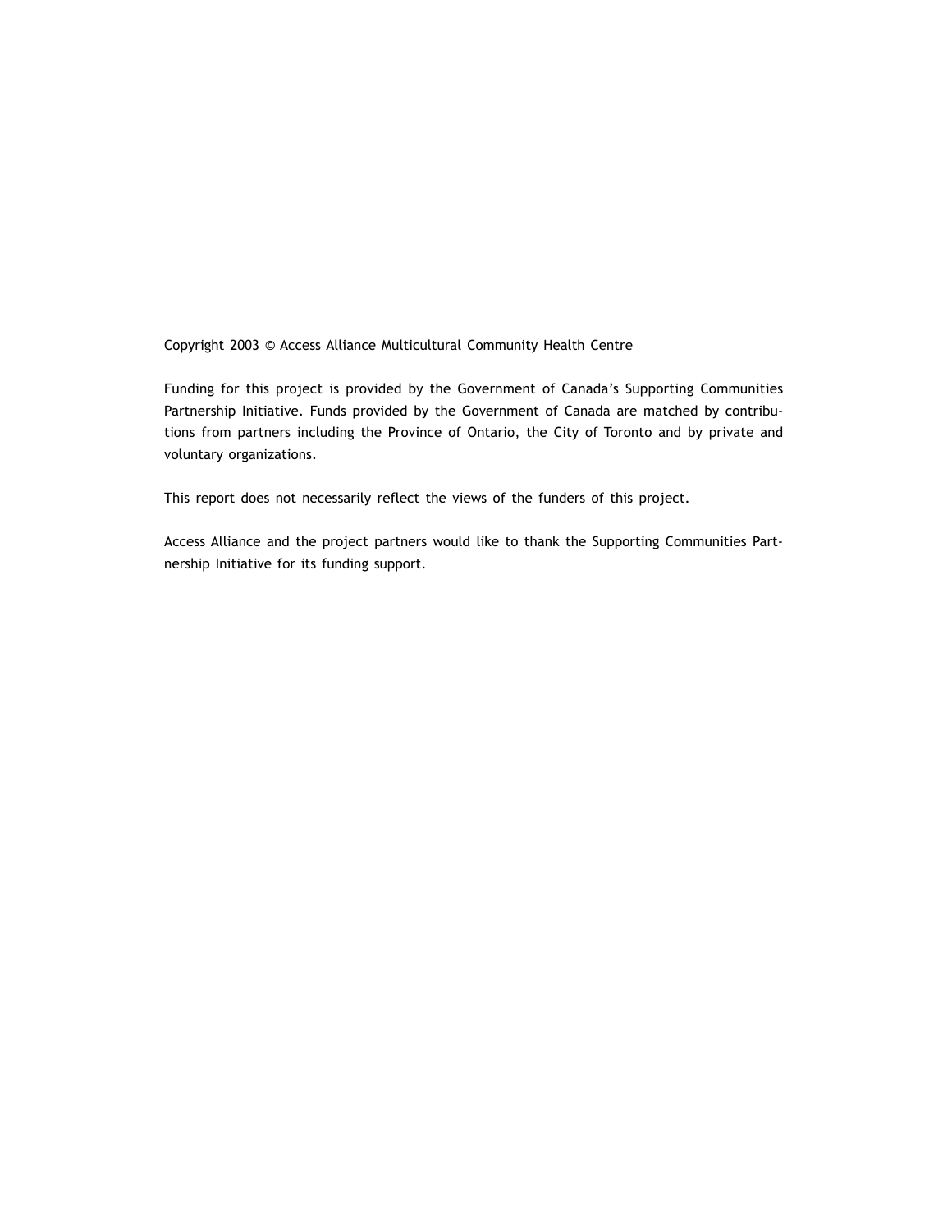Copyright 2003 © Access Alliance Multicultural Community Health Centre

Funding for this project is provided by the Government of Canada's Supporting Communities Partnership Initiative. Funds provided by the Government of Canada are matched by contributions from partners including the Province of Ontario, the City of Toronto and by private and voluntary organizations.

This report does not necessarily reflect the views of the funders of this project.

Access Alliance and the project partners would like to thank the Supporting Communities Partnership Initiative for its funding support.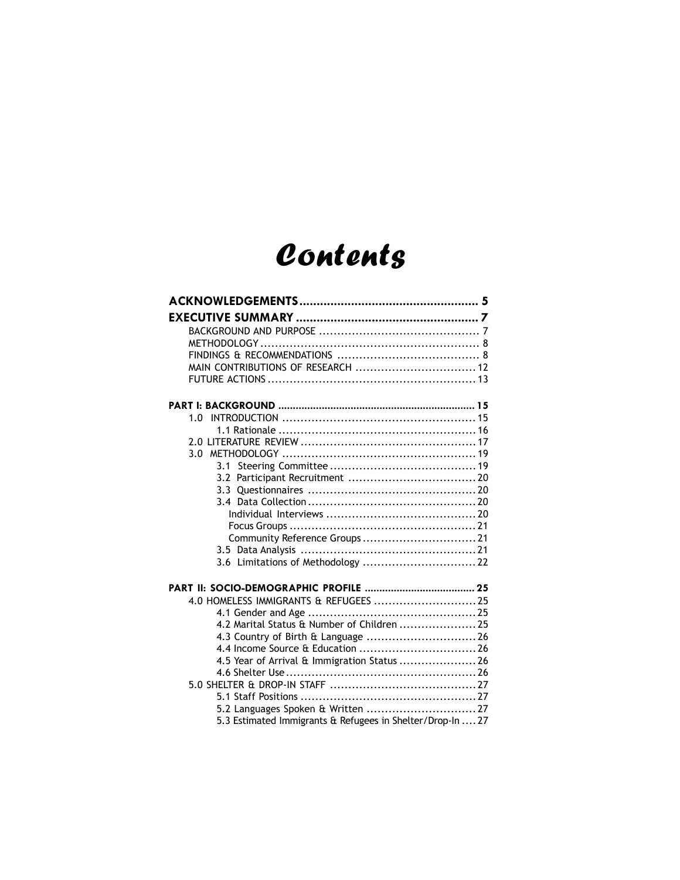# Contents

**ACKNOWLEDGEMENTS** .................................................... **5**

**EXECUTIVE SUMMARY** .................................................... ***7***

- BACKGROUND AND PURPOSE ............................................ 7
- METHODOLOGY ............................................................ 8
- FINDINGS & RECOMMENDATIONS ...................................... 8
- MAIN CONTRIBUTIONS OF RESEARCH ................................ 12
- FUTURE ACTIONS ......................................................... 13

**PART I: BACKGROUND** .................................................... **15**

- 1.0 INTRODUCTION .................................................... 15
  - 1.1 Rationale ...................................................... 16
- 2.0 LITERATURE REVIEW ............................................... 17
- 3.0 METHODOLOGY .................................................... 19
  - 3.1 Steering Committee ........................................ 19
  - 3.2 Participant Recruitment .................................. 20
  - 3.3 Questionnaires ............................................. 20
  - 3.4 Data Collection ............................................. 20
    - Individual Interviews ........................................ 20
    - Focus Groups .................................................. 21
    - Community Reference Groups ............................... 21
  - 3.5 Data Analysis ............................................... 21
  - 3.6 Limitations of Methodology ............................... 22

**PART II: SOCIO-DEMOGRAPHIC PROFILE** ...................................... **25**

- 4.0 HOMELESS IMMIGRANTS & REFUGEES ............................ 25
  - 4.1 Gender and Age ............................................. 25
  - 4.2 Marital Status & Number of Children ..................... 25
  - 4.3 Country of Birth & Language .............................. 26
  - 4.4 Income Source & Education ................................ 26
  - 4.5 Year of Arrival & Immigration Status ..................... 26
  - 4.6 Shelter Use ................................................... 26
- 5.0 SHELTER & DROP-IN STAFF ........................................ 27
  - 5.1 Staff Positions ............................................... 27
  - 5.2 Languages Spoken & Written .............................. 27
  - 5.3 Estimated Immigrants & Refugees in Shelter/Drop-In .... 27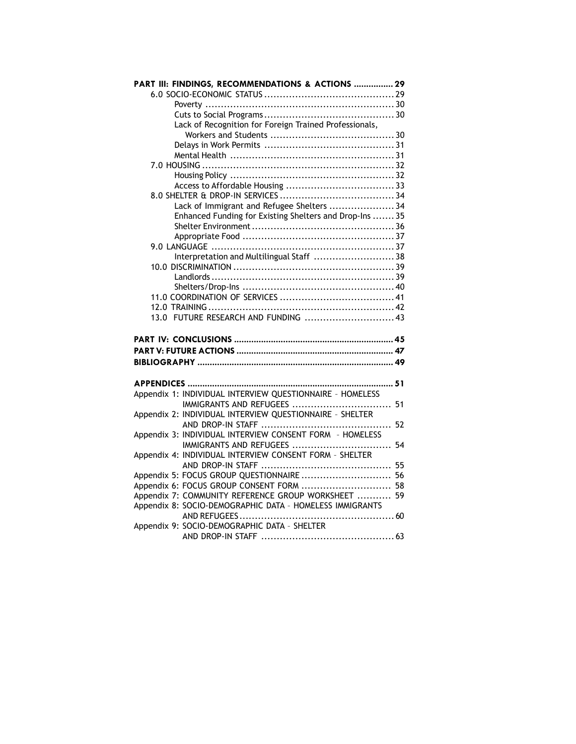**PART III: FINDINGS, RECOMMENDATIONS & ACTIONS ................ 29**

- 6.0 SOCIO-ECONOMIC STATUS .......................................... 29
  - Poverty ............................................................. 30
  - Cuts to Social Programs .......................................... 30
  - Lack of Recognition for Foreign Trained Professionals, Workers and Students ........................................ 30
  - Delays in Work Permits .......................................... 31
  - Mental Health ..................................................... 31
- 7.0 HOUSING .............................................................. 32
  - Housing Policy ..................................................... 32
  - Access to Affordable Housing ................................... 33
- 8.0 SHELTER & DROP-IN SERVICES ..................................... 34
  - Lack of Immigrant and Refugee Shelters ..................... 34
  - Enhanced Funding for Existing Shelters and Drop-Ins ....... 35
  - Shelter Environment ............................................. 36
  - Appropriate Food ................................................. 37
- 9.0 LANGUAGE ........................................................... 37
  - Interpretation and Multilingual Staff .......................... 38
- 10.0 DISCRIMINATION .................................................... 39
  - Landlords ........................................................... 39
  - Shelters/Drop-Ins ................................................. 40
- 11.0 COORDINATION OF SERVICES ..................................... 41
- 12.0 TRAINING ............................................................ 42
- 13.0 FUTURE RESEARCH AND FUNDING ............................. 43

**PART IV: CONCLUSIONS ................................................................ 45**

**PART V: FUTURE ACTIONS ............................................................... 47**

**BIBLIOGRAPHY .............................................................................. 49**

**APPENDICES .................................................................................. 51**

- Appendix 1: INDIVIDUAL INTERVIEW QUESTIONNAIRE – HOMELESS IMMIGRANTS AND REFUGEES ................................ 51
- Appendix 2: INDIVIDUAL INTERVIEW QUESTIONNAIRE – SHELTER AND DROP-IN STAFF .......................................... 52
- Appendix 3: INDIVIDUAL INTERVIEW CONSENT FORM – HOMELESS IMMIGRANTS AND REFUGEES ................................ 54
- Appendix 4: INDIVIDUAL INTERVIEW CONSENT FORM – SHELTER AND DROP-IN STAFF .......................................... 55
- Appendix 5: FOCUS GROUP QUESTIONNAIRE ............................. 56
- Appendix 6: FOCUS GROUP CONSENT FORM ............................. 58
- Appendix 7: COMMUNITY REFERENCE GROUP WORKSHEET ........... 59
- Appendix 8: SOCIO-DEMOGRAPHIC DATA – HOMELESS IMMIGRANTS AND REFUGEES .................................................. 60
- Appendix 9: SOCIO-DEMOGRAPHIC DATA – SHELTER AND DROP-IN STAFF ........................................... 63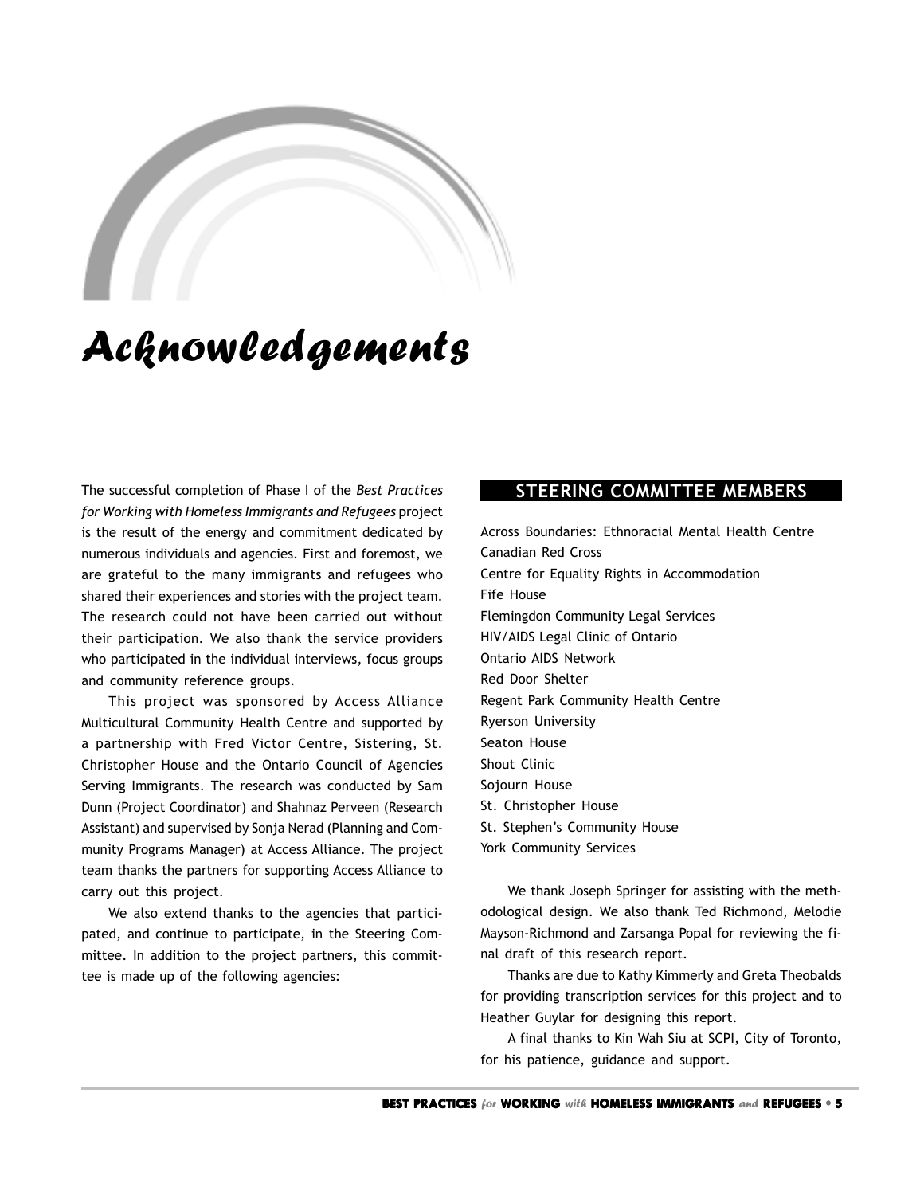# Acknowledgements

The successful completion of Phase I of the *Best Practices for Working with Homeless Immigrants and Refugees* project is the result of the energy and commitment dedicated by numerous individuals and agencies. First and foremost, we are grateful to the many immigrants and refugees who shared their experiences and stories with the project team. The research could not have been carried out without their participation. We also thank the service providers who participated in the individual interviews, focus groups and community reference groups.

This project was sponsored by Access Alliance Multicultural Community Health Centre and supported by a partnership with Fred Victor Centre, Sistering, St. Christopher House and the Ontario Council of Agencies Serving Immigrants. The research was conducted by Sam Dunn (Project Coordinator) and Shahnaz Perveen (Research Assistant) and supervised by Sonja Nerad (Planning and Community Programs Manager) at Access Alliance. The project team thanks the partners for supporting Access Alliance to carry out this project.

We also extend thanks to the agencies that participated, and continue to participate, in the Steering Committee. In addition to the project partners, this committee is made up of the following agencies:

## STEERING COMMITTEE MEMBERS

Across Boundaries: Ethnoracial Mental Health Centre
Canadian Red Cross
Centre for Equality Rights in Accommodation
Fife House
Flemingdon Community Legal Services
HIV/AIDS Legal Clinic of Ontario
Ontario AIDS Network
Red Door Shelter
Regent Park Community Health Centre
Ryerson University
Seaton House
Shout Clinic
Sojourn House
St. Christopher House
St. Stephen's Community House
York Community Services

We thank Joseph Springer for assisting with the methodological design. We also thank Ted Richmond, Melodie Mayson-Richmond and Zarsanga Popal for reviewing the final draft of this research report.

Thanks are due to Kathy Kimmerly and Greta Theobalds for providing transcription services for this project and to Heather Guylar for designing this report.

A final thanks to Kin Wah Siu at SCPI, City of Toronto, for his patience, guidance and support.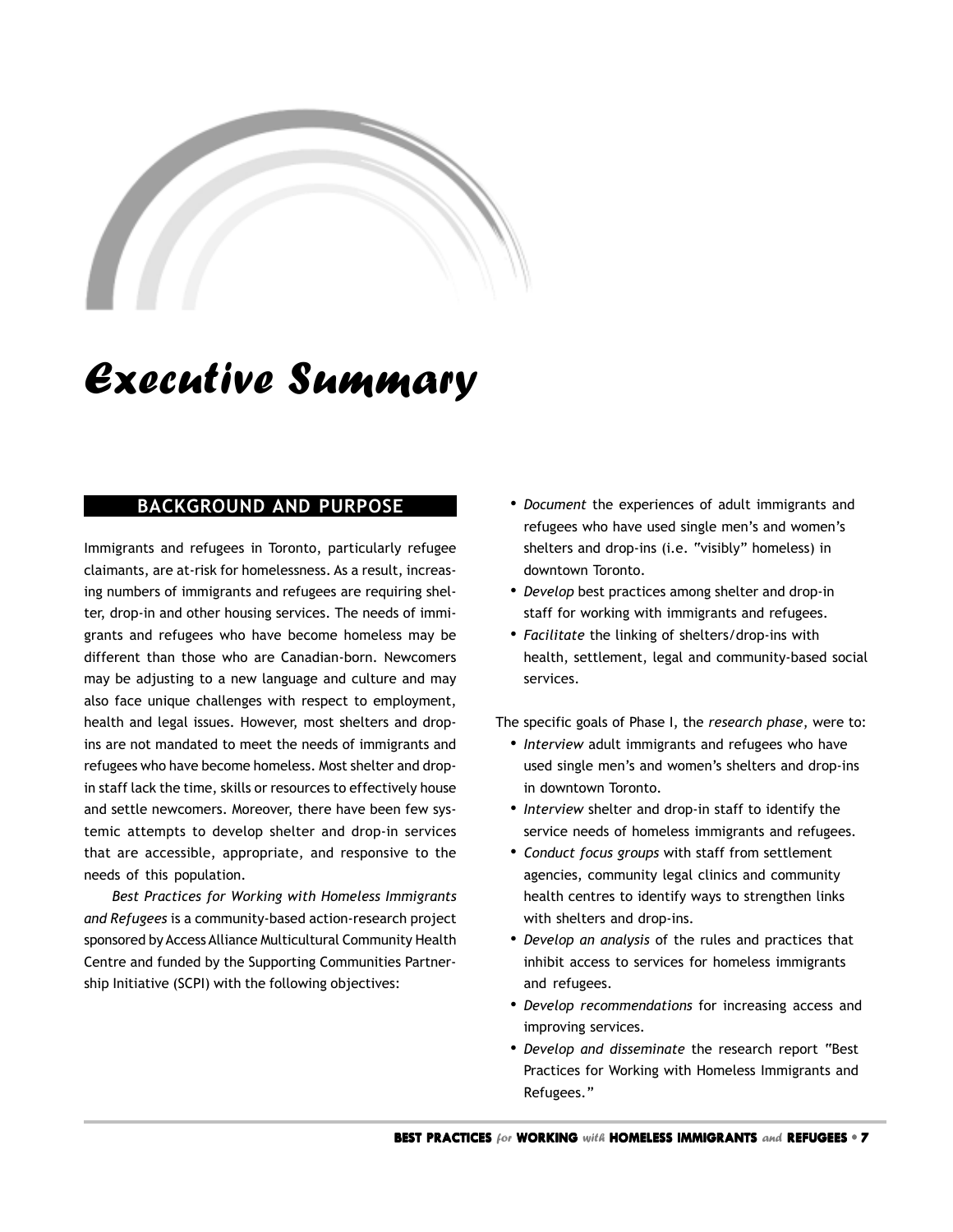# Executive Summary

## BACKGROUND AND PURPOSE

Immigrants and refugees in Toronto, particularly refugee claimants, are at-risk for homelessness. As a result, increasing numbers of immigrants and refugees are requiring shelter, drop-in and other housing services. The needs of immigrants and refugees who have become homeless may be different than those who are Canadian-born. Newcomers may be adjusting to a new language and culture and may also face unique challenges with respect to employment, health and legal issues. However, most shelters and drop-ins are not mandated to meet the needs of immigrants and refugees who have become homeless. Most shelter and drop-in staff lack the time, skills or resources to effectively house and settle newcomers. Moreover, there have been few systemic attempts to develop shelter and drop-in services that are accessible, appropriate, and responsive to the needs of this population.

*Best Practices for Working with Homeless Immigrants and Refugees* is a community-based action-research project sponsored by Access Alliance Multicultural Community Health Centre and funded by the Supporting Communities Partnership Initiative (SCPI) with the following objectives:

- *Document* the experiences of adult immigrants and refugees who have used single men's and women's shelters and drop-ins (i.e. "visibly" homeless) in downtown Toronto.
- *Develop* best practices among shelter and drop-in staff for working with immigrants and refugees.
- *Facilitate* the linking of shelters/drop-ins with health, settlement, legal and community-based social services.

The specific goals of Phase I, the *research phase*, were to:

- *Interview* adult immigrants and refugees who have used single men's and women's shelters and drop-ins in downtown Toronto.
- *Interview* shelter and drop-in staff to identify the service needs of homeless immigrants and refugees.
- *Conduct focus groups* with staff from settlement agencies, community legal clinics and community health centres to identify ways to strengthen links with shelters and drop-ins.
- *Develop an analysis* of the rules and practices that inhibit access to services for homeless immigrants and refugees.
- *Develop recommendations* for increasing access and improving services.
- *Develop and disseminate* the research report "Best Practices for Working with Homeless Immigrants and Refugees."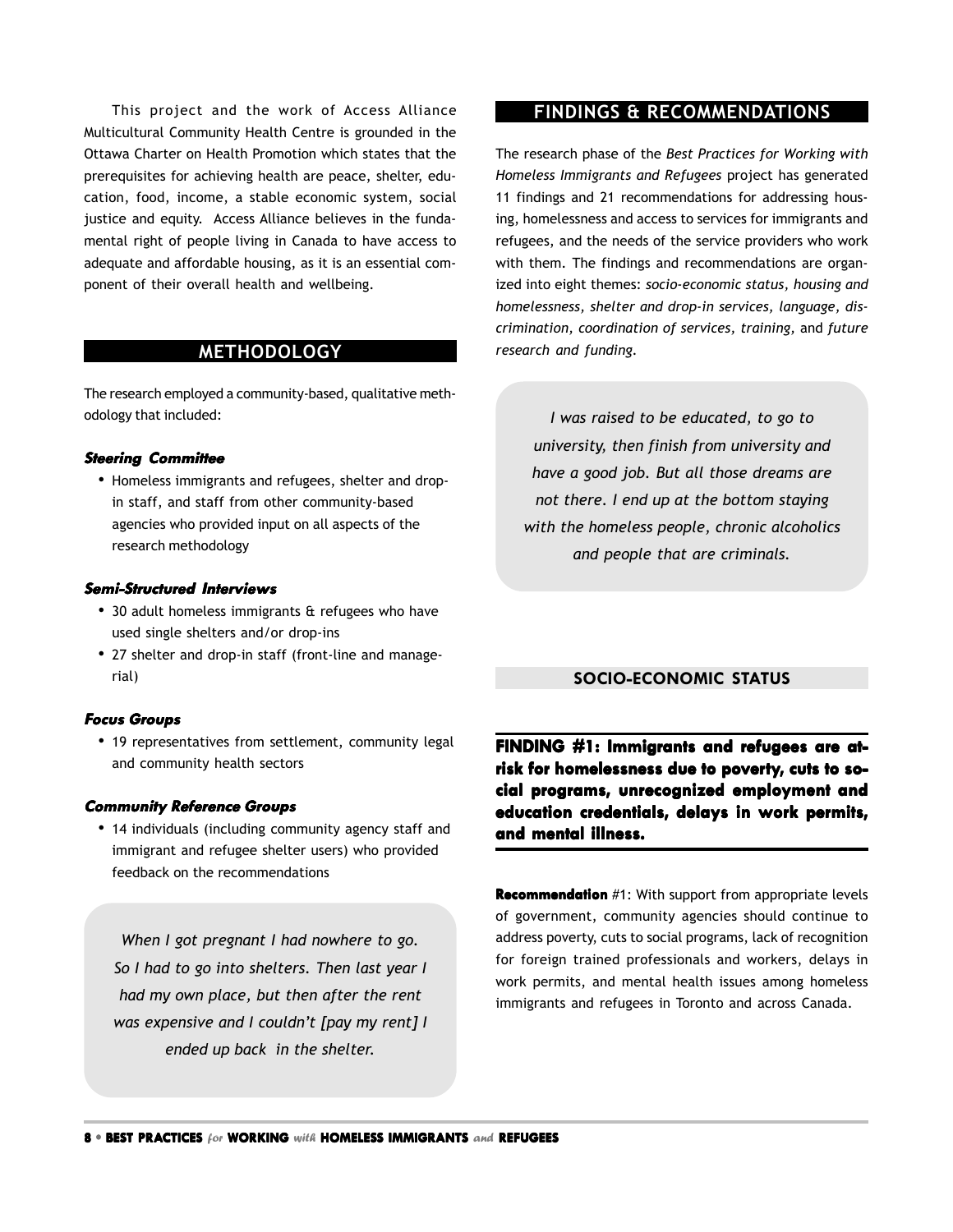This project and the work of Access Alliance Multicultural Community Health Centre is grounded in the Ottawa Charter on Health Promotion which states that the prerequisites for achieving health are peace, shelter, education, food, income, a stable economic system, social justice and equity. Access Alliance believes in the fundamental right of people living in Canada to have access to adequate and affordable housing, as it is an essential component of their overall health and wellbeing.

## METHODOLOGY

The research employed a community-based, qualitative methodology that included:

***Steering Committee***

- Homeless immigrants and refugees, shelter and drop-in staff, and staff from other community-based agencies who provided input on all aspects of the research methodology

***Semi-Structured Interviews***

- 30 adult homeless immigrants & refugees who have used single shelters and/or drop-ins
- 27 shelter and drop-in staff (front-line and managerial)

***Focus Groups***

- 19 representatives from settlement, community legal and community health sectors

***Community Reference Groups***

- 14 individuals (including community agency staff and immigrant and refugee shelter users) who provided feedback on the recommendations

> *When I got pregnant I had nowhere to go. So I had to go into shelters. Then last year I had my own place, but then after the rent was expensive and I couldn't [pay my rent] I ended up back in the shelter.*

## FINDINGS & RECOMMENDATIONS

The research phase of the *Best Practices for Working with Homeless Immigrants and Refugees* project has generated 11 findings and 21 recommendations for addressing housing, homelessness and access to services for immigrants and refugees, and the needs of the service providers who work with them. The findings and recommendations are organized into eight themes: *socio-economic status, housing and homelessness, shelter and drop-in services, language, discrimination, coordination of services, training,* and *future research and funding.*

> *I was raised to be educated, to go to university, then finish from university and have a good job. But all those dreams are not there. I end up at the bottom staying with the homeless people, chronic alcoholics and people that are criminals.*

### SOCIO-ECONOMIC STATUS

**FINDING #1: Immigrants and refugees are at-risk for homelessness due to poverty, cuts to social programs, unrecognized employment and education credentials, delays in work permits, and mental illness.**

**Recommendation** #1: With support from appropriate levels of government, community agencies should continue to address poverty, cuts to social programs, lack of recognition for foreign trained professionals and workers, delays in work permits, and mental health issues among homeless immigrants and refugees in Toronto and across Canada.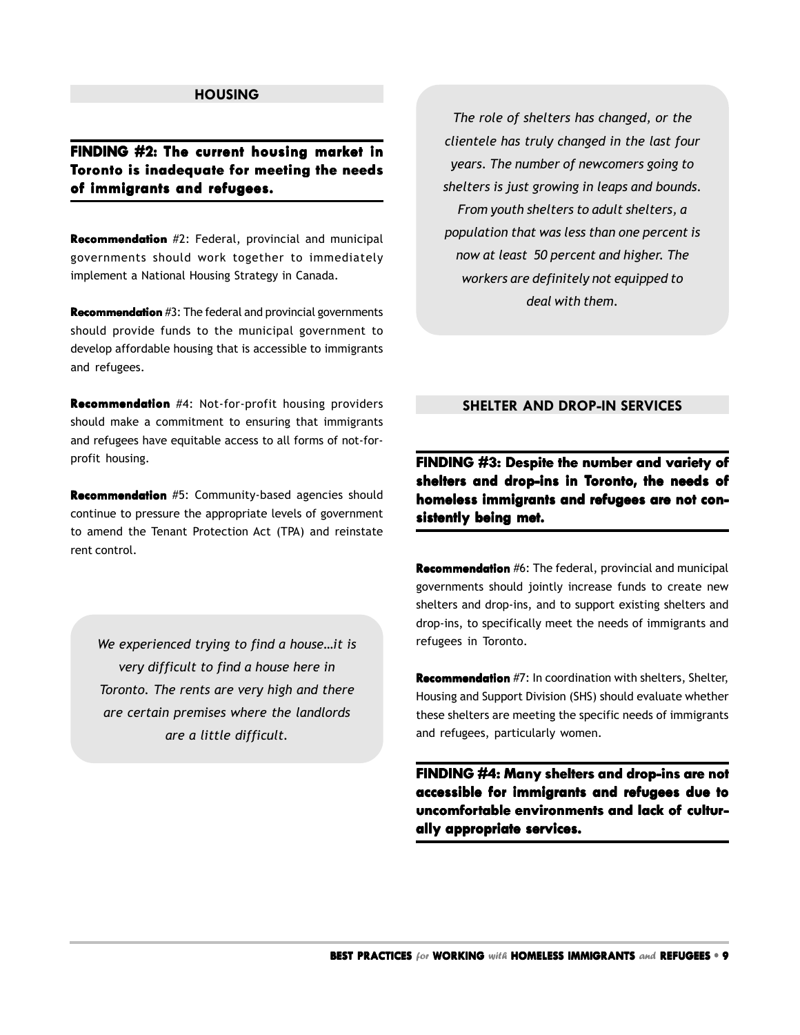## HOUSING

### FINDING #2: The current housing market in Toronto is inadequate for meeting the needs of immigrants and refugees.

**Recommendation** #2: Federal, provincial and municipal governments should work together to immediately implement a National Housing Strategy in Canada.

**Recommendation** #3: The federal and provincial governments should provide funds to the municipal government to develop affordable housing that is accessible to immigrants and refugees.

**Recommendation** #4: Not-for-profit housing providers should make a commitment to ensuring that immigrants and refugees have equitable access to all forms of not-for-profit housing.

**Recommendation** #5: Community-based agencies should continue to pressure the appropriate levels of government to amend the Tenant Protection Act (TPA) and reinstate rent control.

> *We experienced trying to find a house…it is very difficult to find a house here in Toronto. The rents are very high and there are certain premises where the landlords are a little difficult.*

> *The role of shelters has changed, or the clientele has truly changed in the last four years. The number of newcomers going to shelters is just growing in leaps and bounds. From youth shelters to adult shelters, a population that was less than one percent is now at least 50 percent and higher. The workers are definitely not equipped to deal with them.*

## SHELTER AND DROP-IN SERVICES

### FINDING #3: Despite the number and variety of shelters and drop-ins in Toronto, the needs of homeless immigrants and refugees are not consistently being met.

**Recommendation** #6: The federal, provincial and municipal governments should jointly increase funds to create new shelters and drop-ins, and to support existing shelters and drop-ins, to specifically meet the needs of immigrants and refugees in Toronto.

**Recommendation** #7: In coordination with shelters, Shelter, Housing and Support Division (SHS) should evaluate whether these shelters are meeting the specific needs of immigrants and refugees, particularly women.

### FINDING #4: Many shelters and drop-ins are not accessible for immigrants and refugees due to uncomfortable environments and lack of culturally appropriate services.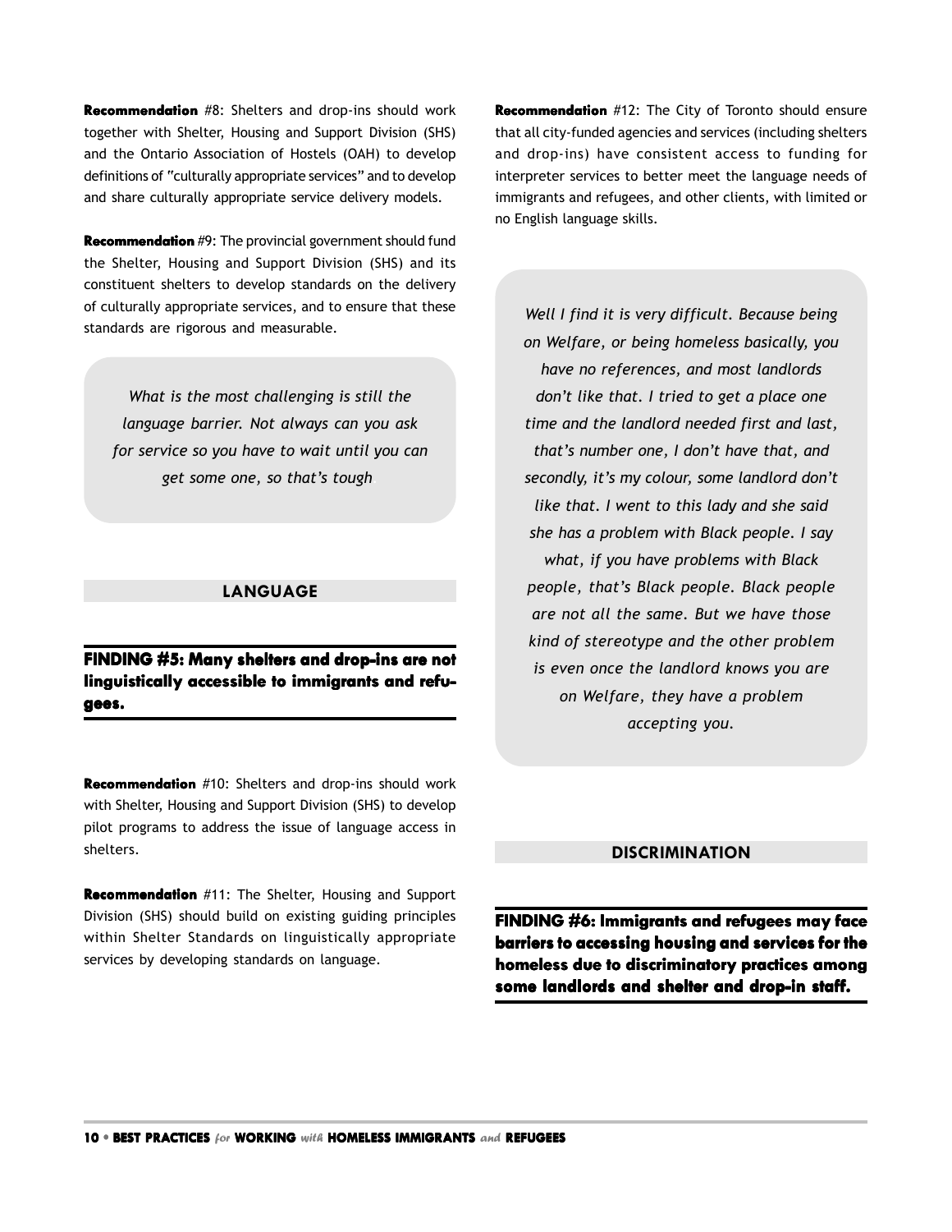**Recommendation** #8: Shelters and drop-ins should work together with Shelter, Housing and Support Division (SHS) and the Ontario Association of Hostels (OAH) to develop definitions of "culturally appropriate services" and to develop and share culturally appropriate service delivery models.

**Recommendation** #9: The provincial government should fund the Shelter, Housing and Support Division (SHS) and its constituent shelters to develop standards on the delivery of culturally appropriate services, and to ensure that these standards are rigorous and measurable.

> *What is the most challenging is still the language barrier. Not always can you ask for service so you have to wait until you can get some one, so that's tough*

## LANGUAGE

### FINDING #5: Many shelters and drop-ins are not linguistically accessible to immigrants and refugees.

**Recommendation** #10: Shelters and drop-ins should work with Shelter, Housing and Support Division (SHS) to develop pilot programs to address the issue of language access in shelters.

**Recommendation** #11: The Shelter, Housing and Support Division (SHS) should build on existing guiding principles within Shelter Standards on linguistically appropriate services by developing standards on language.

**Recommendation** #12: The City of Toronto should ensure that all city-funded agencies and services (including shelters and drop-ins) have consistent access to funding for interpreter services to better meet the language needs of immigrants and refugees, and other clients, with limited or no English language skills.

> *Well I find it is very difficult. Because being on Welfare, or being homeless basically, you have no references, and most landlords don't like that. I tried to get a place one time and the landlord needed first and last, that's number one, I don't have that, and secondly, it's my colour, some landlord don't like that. I went to this lady and she said she has a problem with Black people. I say what, if you have problems with Black people, that's Black people. Black people are not all the same. But we have those kind of stereotype and the other problem is even once the landlord knows you are on Welfare, they have a problem accepting you.*

## DISCRIMINATION

### FINDING #6: Immigrants and refugees may face barriers to accessing housing and services for the homeless due to discriminatory practices among some landlords and shelter and drop-in staff.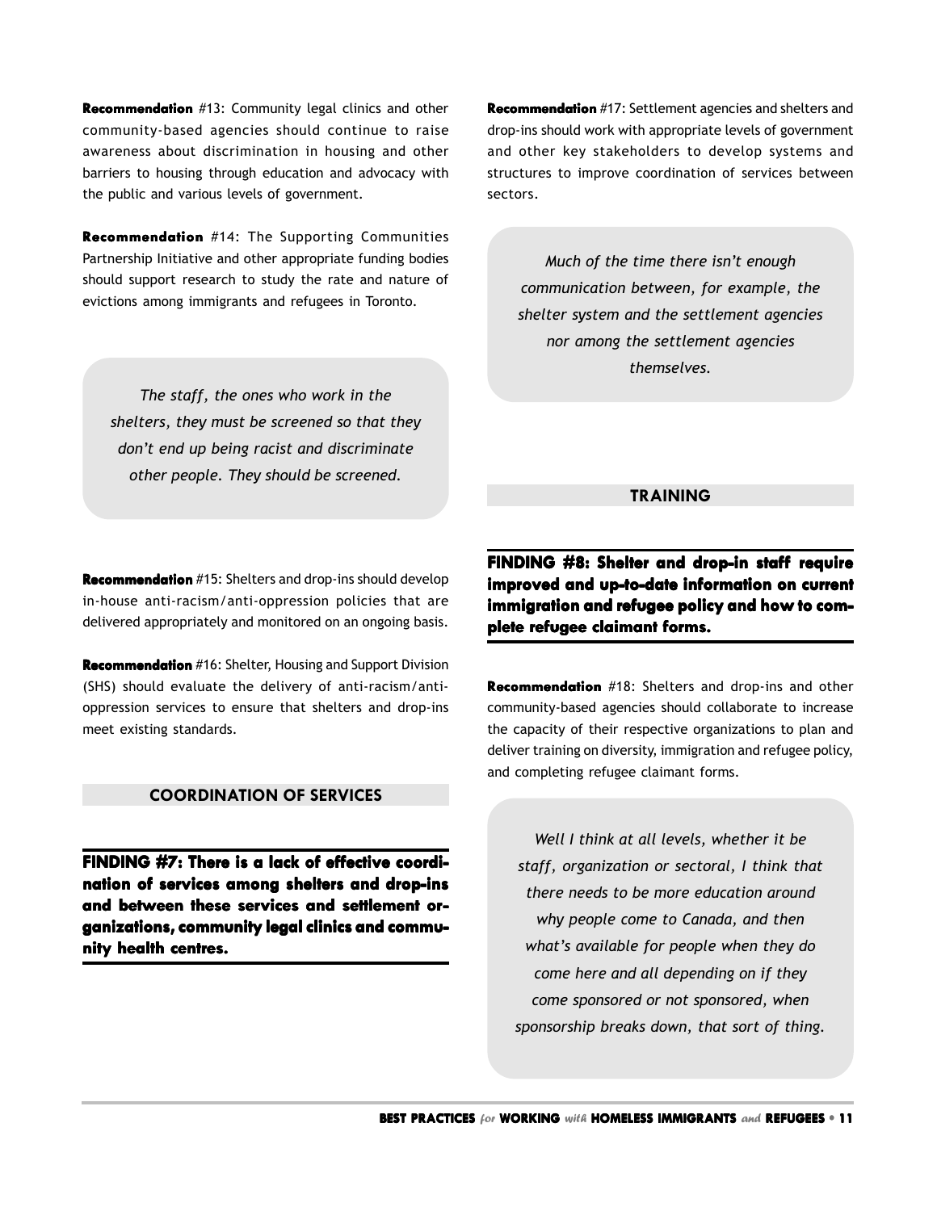**Recommendation** #13: Community legal clinics and other community-based agencies should continue to raise awareness about discrimination in housing and other barriers to housing through education and advocacy with the public and various levels of government.

**Recommendation** #14: The Supporting Communities Partnership Initiative and other appropriate funding bodies should support research to study the rate and nature of evictions among immigrants and refugees in Toronto.

> *The staff, the ones who work in the shelters, they must be screened so that they don't end up being racist and discriminate other people. They should be screened.*

**Recommendation** #15: Shelters and drop-ins should develop in-house anti-racism/anti-oppression policies that are delivered appropriately and monitored on an ongoing basis.

**Recommendation** #16: Shelter, Housing and Support Division (SHS) should evaluate the delivery of anti-racism/anti-oppression services to ensure that shelters and drop-ins meet existing standards.

## COORDINATION OF SERVICES

### FINDING #7: There is a lack of effective coordination of services among shelters and drop-ins and between these services and settlement organizations, community legal clinics and community health centres.

**Recommendation** #17: Settlement agencies and shelters and drop-ins should work with appropriate levels of government and other key stakeholders to develop systems and structures to improve coordination of services between sectors.

> *Much of the time there isn't enough communication between, for example, the shelter system and the settlement agencies nor among the settlement agencies themselves.*

## TRAINING

### FINDING #8: Shelter and drop-in staff require improved and up-to-date information on current immigration and refugee policy and how to complete refugee claimant forms.

**Recommendation** #18: Shelters and drop-ins and other community-based agencies should collaborate to increase the capacity of their respective organizations to plan and deliver training on diversity, immigration and refugee policy, and completing refugee claimant forms.

> *Well I think at all levels, whether it be staff, organization or sectoral, I think that there needs to be more education around why people come to Canada, and then what's available for people when they do come here and all depending on if they come sponsored or not sponsored, when sponsorship breaks down, that sort of thing.*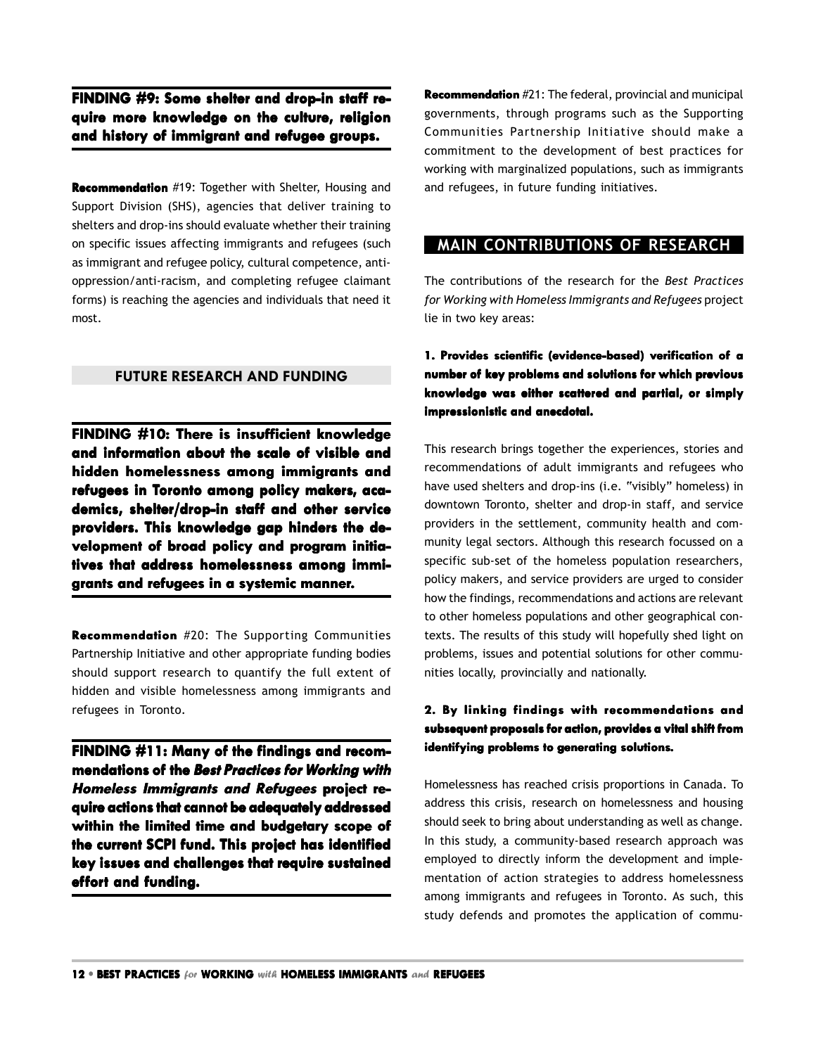**FINDING #9: Some shelter and drop-in staff require more knowledge on the culture, religion and history of immigrant and refugee groups.**

**Recommendation** #19: Together with Shelter, Housing and Support Division (SHS), agencies that deliver training to shelters and drop-ins should evaluate whether their training on specific issues affecting immigrants and refugees (such as immigrant and refugee policy, cultural competence, anti-oppression/anti-racism, and completing refugee claimant forms) is reaching the agencies and individuals that need it most.

### FUTURE RESEARCH AND FUNDING

**FINDING #10: There is insufficient knowledge and information about the scale of visible and hidden homelessness among immigrants and refugees in Toronto among policy makers, academics, shelter/drop-in staff and other service providers. This knowledge gap hinders the development of broad policy and program initiatives that address homelessness among immigrants and refugees in a systemic manner.**

**Recommendation** #20: The Supporting Communities Partnership Initiative and other appropriate funding bodies should support research to quantify the full extent of hidden and visible homelessness among immigrants and refugees in Toronto.

**FINDING #11: Many of the findings and recommendations of the *Best Practices for Working with Homeless Immigrants and Refugees* project require actions that cannot be adequately addressed within the limited time and budgetary scope of the current SCPI fund. This project has identified key issues and challenges that require sustained effort and funding.**

**Recommendation** #21: The federal, provincial and municipal governments, through programs such as the Supporting Communities Partnership Initiative should make a commitment to the development of best practices for working with marginalized populations, such as immigrants and refugees, in future funding initiatives.

## MAIN CONTRIBUTIONS OF RESEARCH

The contributions of the research for the *Best Practices for Working with Homeless Immigrants and Refugees* project lie in two key areas:

**1. Provides scientific (evidence-based) verification of a number of key problems and solutions for which previous knowledge was either scattered and partial, or simply impressionistic and anecdotal.**

This research brings together the experiences, stories and recommendations of adult immigrants and refugees who have used shelters and drop-ins (i.e. "visibly" homeless) in downtown Toronto, shelter and drop-in staff, and service providers in the settlement, community health and community legal sectors. Although this research focussed on a specific sub-set of the homeless population researchers, policy makers, and service providers are urged to consider how the findings, recommendations and actions are relevant to other homeless populations and other geographical contexts. The results of this study will hopefully shed light on problems, issues and potential solutions for other communities locally, provincially and nationally.

**2. By linking findings with recommendations and subsequent proposals for action, provides a vital shift from identifying problems to generating solutions.**

Homelessness has reached crisis proportions in Canada. To address this crisis, research on homelessness and housing should seek to bring about understanding as well as change. In this study, a community-based research approach was employed to directly inform the development and implementation of action strategies to address homelessness among immigrants and refugees in Toronto. As such, this study defends and promotes the application of commu-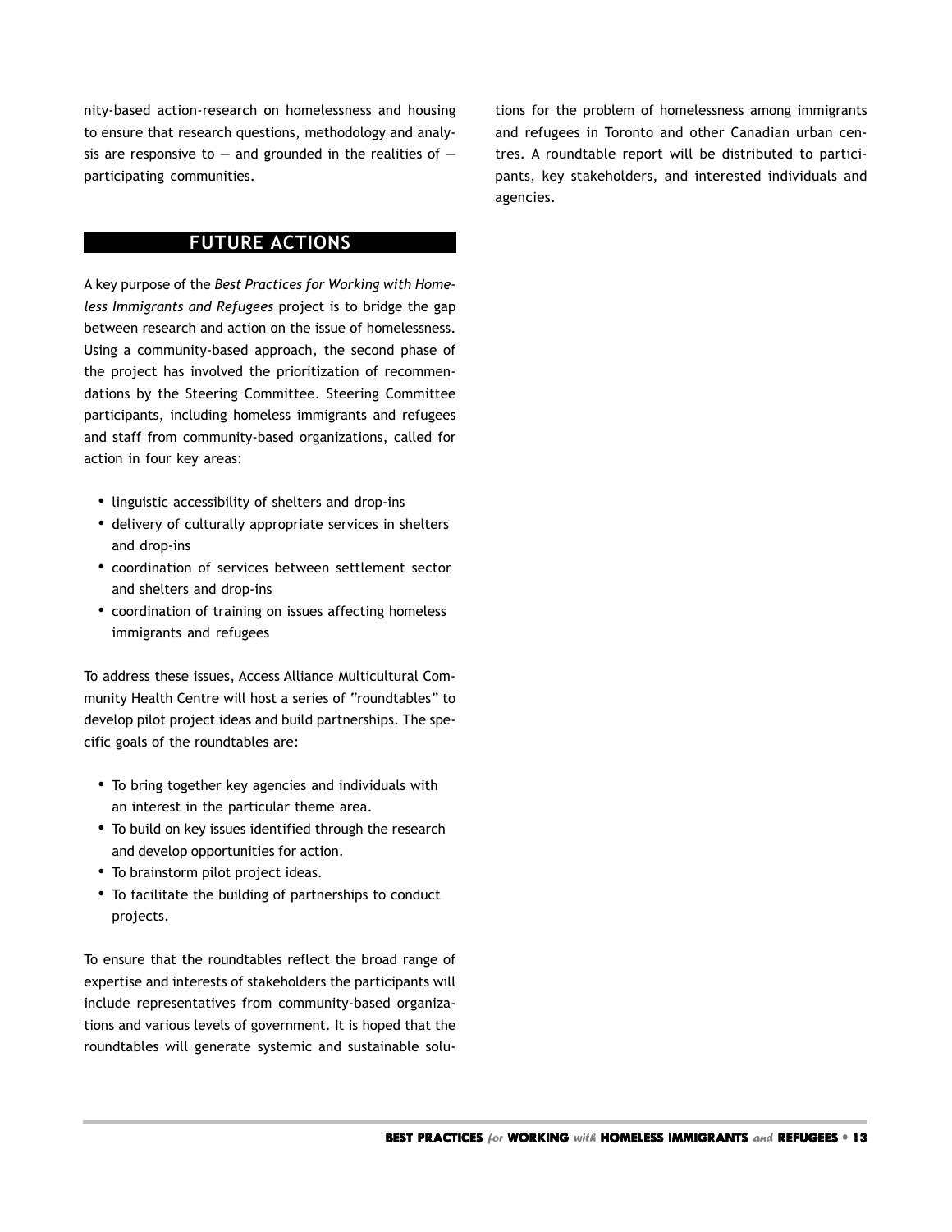nity-based action-research on homelessness and housing to ensure that research questions, methodology and analysis are responsive to — and grounded in the realities of — participating communities.

## FUTURE ACTIONS

A key purpose of the *Best Practices for Working with Homeless Immigrants and Refugees* project is to bridge the gap between research and action on the issue of homelessness. Using a community-based approach, the second phase of the project has involved the prioritization of recommendations by the Steering Committee. Steering Committee participants, including homeless immigrants and refugees and staff from community-based organizations, called for action in four key areas:

- linguistic accessibility of shelters and drop-ins
- delivery of culturally appropriate services in shelters and drop-ins
- coordination of services between settlement sector and shelters and drop-ins
- coordination of training on issues affecting homeless immigrants and refugees

To address these issues, Access Alliance Multicultural Community Health Centre will host a series of "roundtables" to develop pilot project ideas and build partnerships. The specific goals of the roundtables are:

- To bring together key agencies and individuals with an interest in the particular theme area.
- To build on key issues identified through the research and develop opportunities for action.
- To brainstorm pilot project ideas.
- To facilitate the building of partnerships to conduct projects.

To ensure that the roundtables reflect the broad range of expertise and interests of stakeholders the participants will include representatives from community-based organizations and various levels of government. It is hoped that the roundtables will generate systemic and sustainable solutions for the problem of homelessness among immigrants and refugees in Toronto and other Canadian urban centres. A roundtable report will be distributed to participants, key stakeholders, and interested individuals and agencies.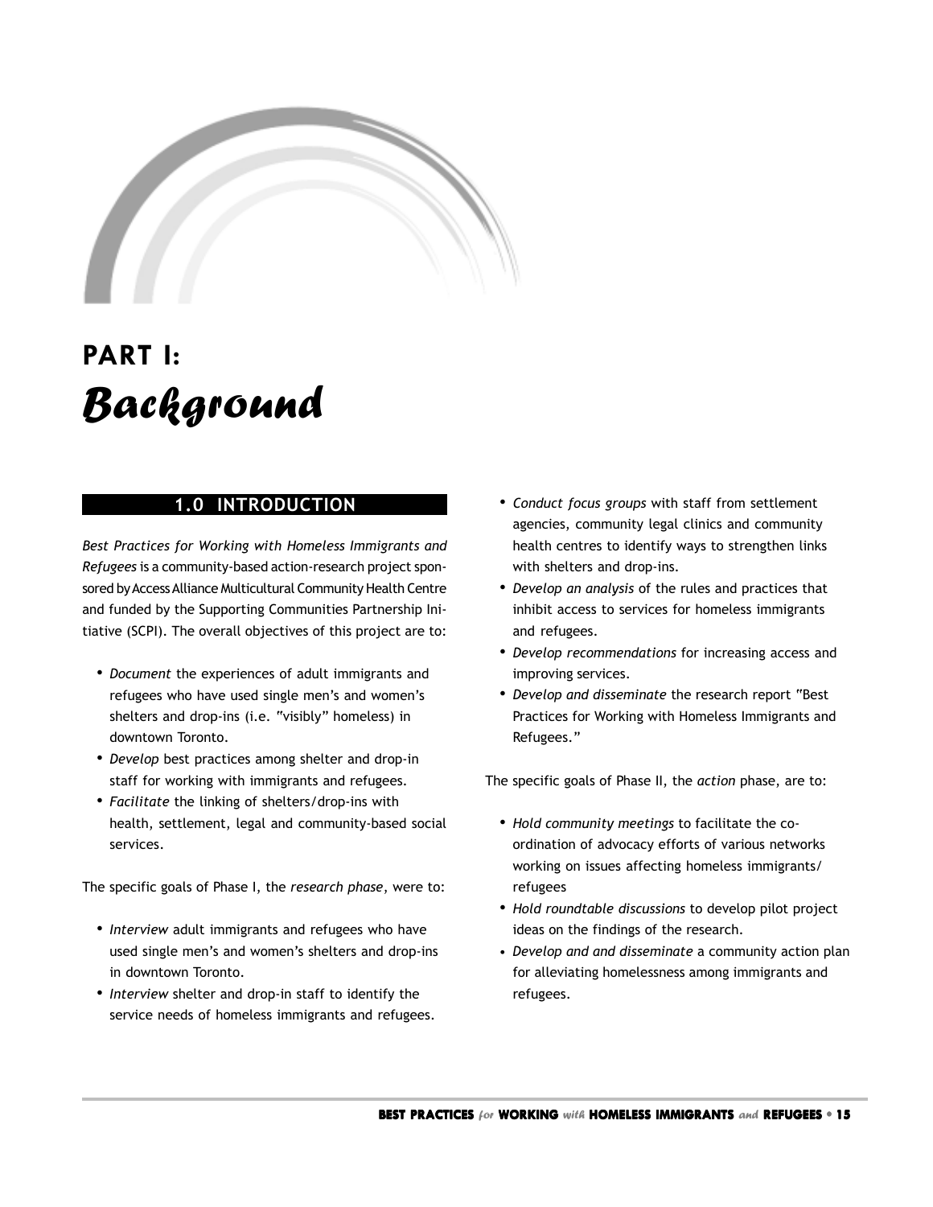# PART I: *Background*

## 1.0 INTRODUCTION

*Best Practices for Working with Homeless Immigrants and Refugees* is a community-based action-research project sponsored by Access Alliance Multicultural Community Health Centre and funded by the Supporting Communities Partnership Initiative (SCPI). The overall objectives of this project are to:

- *Document* the experiences of adult immigrants and refugees who have used single men's and women's shelters and drop-ins (i.e. "visibly" homeless) in downtown Toronto.
- *Develop* best practices among shelter and drop-in staff for working with immigrants and refugees.
- *Facilitate* the linking of shelters/drop-ins with health, settlement, legal and community-based social services.

The specific goals of Phase I, the *research phase*, were to:

- *Interview* adult immigrants and refugees who have used single men's and women's shelters and drop-ins in downtown Toronto.
- *Interview* shelter and drop-in staff to identify the service needs of homeless immigrants and refugees.
- *Conduct focus groups* with staff from settlement agencies, community legal clinics and community health centres to identify ways to strengthen links with shelters and drop-ins.
- *Develop an analysis* of the rules and practices that inhibit access to services for homeless immigrants and refugees.
- *Develop recommendations* for increasing access and improving services.
- *Develop and disseminate* the research report "Best Practices for Working with Homeless Immigrants and Refugees."

The specific goals of Phase II, the *action* phase, are to:

- *Hold community meetings* to facilitate the co-ordination of advocacy efforts of various networks working on issues affecting homeless immigrants/ refugees
- *Hold roundtable discussions* to develop pilot project ideas on the findings of the research.
- *Develop and and disseminate* a community action plan for alleviating homelessness among immigrants and refugees.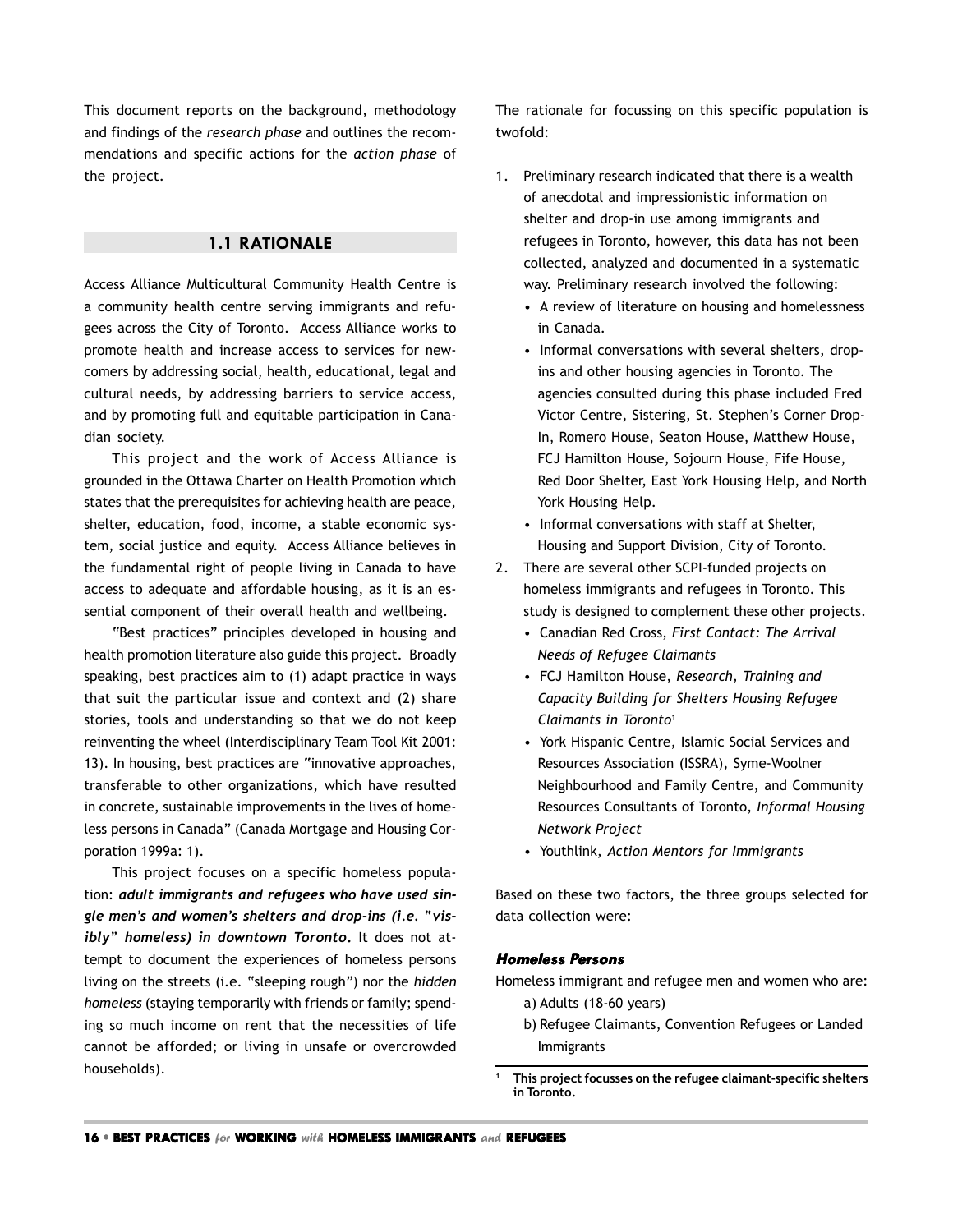This document reports on the background, methodology and findings of the *research phase* and outlines the recommendations and specific actions for the *action phase* of the project.

## 1.1 RATIONALE

Access Alliance Multicultural Community Health Centre is a community health centre serving immigrants and refugees across the City of Toronto. Access Alliance works to promote health and increase access to services for newcomers by addressing social, health, educational, legal and cultural needs, by addressing barriers to service access, and by promoting full and equitable participation in Canadian society.

This project and the work of Access Alliance is grounded in the Ottawa Charter on Health Promotion which states that the prerequisites for achieving health are peace, shelter, education, food, income, a stable economic system, social justice and equity. Access Alliance believes in the fundamental right of people living in Canada to have access to adequate and affordable housing, as it is an essential component of their overall health and wellbeing.

"Best practices" principles developed in housing and health promotion literature also guide this project. Broadly speaking, best practices aim to (1) adapt practice in ways that suit the particular issue and context and (2) share stories, tools and understanding so that we do not keep reinventing the wheel (Interdisciplinary Team Tool Kit 2001: 13). In housing, best practices are "innovative approaches, transferable to other organizations, which have resulted in concrete, sustainable improvements in the lives of homeless persons in Canada" (Canada Mortgage and Housing Corporation 1999a: 1).

This project focuses on a specific homeless population: ***adult immigrants and refugees who have used single men's and women's shelters and drop-ins (i.e. "visibly" homeless) in downtown Toronto.*** It does not attempt to document the experiences of homeless persons living on the streets (i.e. "sleeping rough") nor the *hidden homeless* (staying temporarily with friends or family; spending so much income on rent that the necessities of life cannot be afforded; or living in unsafe or overcrowded households).

The rationale for focussing on this specific population is twofold:

1. Preliminary research indicated that there is a wealth of anecdotal and impressionistic information on shelter and drop-in use among immigrants and refugees in Toronto, however, this data has not been collected, analyzed and documented in a systematic way. Preliminary research involved the following:
   - A review of literature on housing and homelessness in Canada.
   - Informal conversations with several shelters, drop-ins and other housing agencies in Toronto. The agencies consulted during this phase included Fred Victor Centre, Sistering, St. Stephen's Corner Drop-In, Romero House, Seaton House, Matthew House, FCJ Hamilton House, Sojourn House, Fife House, Red Door Shelter, East York Housing Help, and North York Housing Help.
   - Informal conversations with staff at Shelter, Housing and Support Division, City of Toronto.
2. There are several other SCPI-funded projects on homeless immigrants and refugees in Toronto. This study is designed to complement these other projects.
   - Canadian Red Cross, *First Contact: The Arrival Needs of Refugee Claimants*
   - FCJ Hamilton House, *Research, Training and Capacity Building for Shelters Housing Refugee Claimants in Toronto*[1]
   - York Hispanic Centre, Islamic Social Services and Resources Association (ISSRA), Syme-Woolner Neighbourhood and Family Centre, and Community Resources Consultants of Toronto, *Informal Housing Network Project*
   - Youthlink, *Action Mentors for Immigrants*

Based on these two factors, the three groups selected for data collection were:

### *Homeless Persons*

Homeless immigrant and refugee men and women who are:

a) Adults (18-60 years)
b) Refugee Claimants, Convention Refugees or Landed Immigrants

---

[1] **This project focusses on the refugee claimant-specific shelters in Toronto.**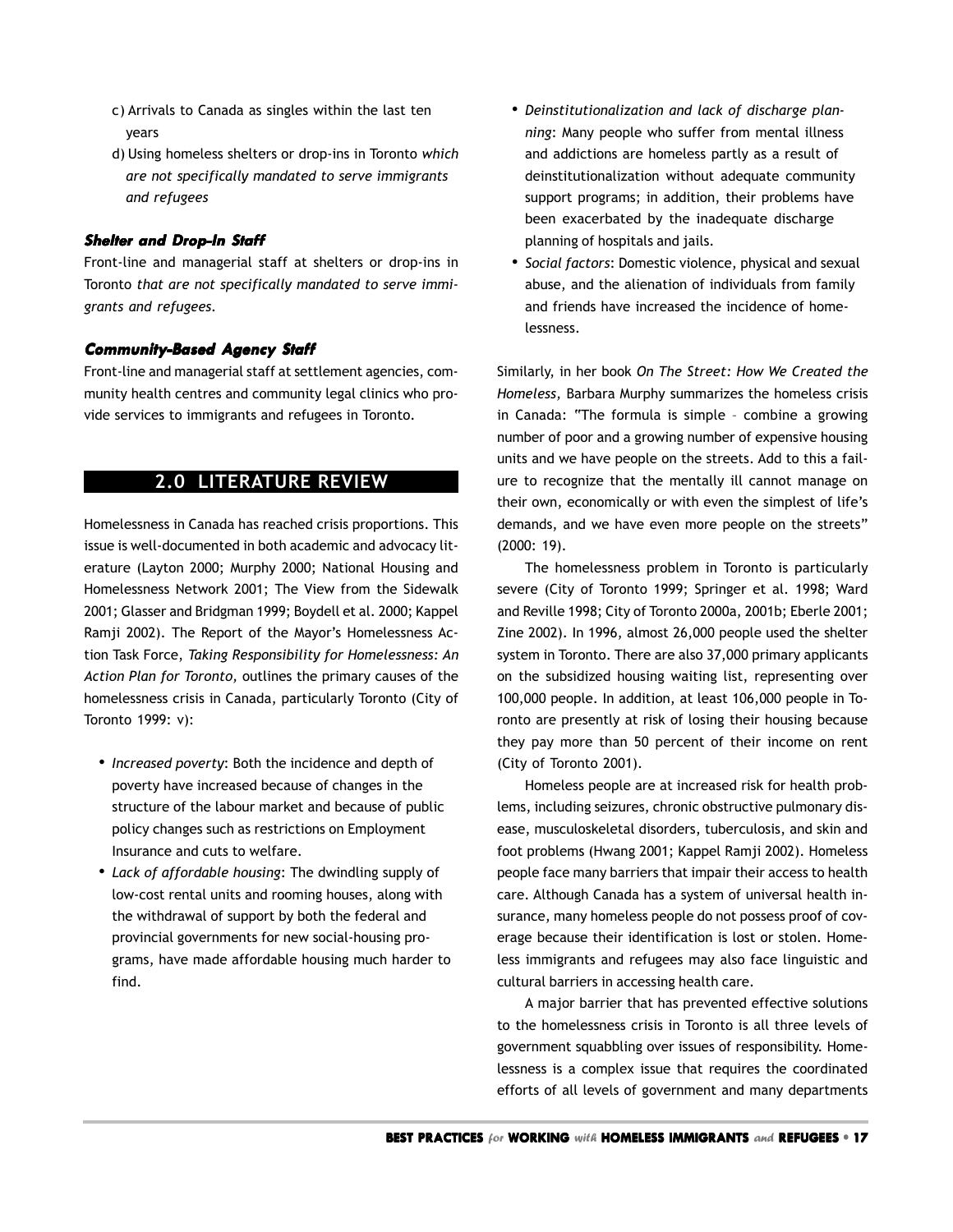c) Arrivals to Canada as singles within the last ten years

d) Using homeless shelters or drop-ins in Toronto *which are not specifically mandated to serve immigrants and refugees*

#### *Shelter and Drop-In Staff*

Front-line and managerial staff at shelters or drop-ins in Toronto *that are not specifically mandated to serve immigrants and refugees*.

#### *Community-Based Agency Staff*

Front-line and managerial staff at settlement agencies, community health centres and community legal clinics who provide services to immigrants and refugees in Toronto.

## 2.0 LITERATURE REVIEW

Homelessness in Canada has reached crisis proportions. This issue is well-documented in both academic and advocacy literature (Layton 2000; Murphy 2000; National Housing and Homelessness Network 2001; The View from the Sidewalk 2001; Glasser and Bridgman 1999; Boydell et al. 2000; Kappel Ramji 2002). The Report of the Mayor's Homelessness Action Task Force, *Taking Responsibility for Homelessness: An Action Plan for Toronto,* outlines the primary causes of the homelessness crisis in Canada, particularly Toronto (City of Toronto 1999: v):

- *Increased poverty*: Both the incidence and depth of poverty have increased because of changes in the structure of the labour market and because of public policy changes such as restrictions on Employment Insurance and cuts to welfare.
- *Lack of affordable housing*: The dwindling supply of low-cost rental units and rooming houses, along with the withdrawal of support by both the federal and provincial governments for new social-housing programs, have made affordable housing much harder to find.
- *Deinstitutionalization and lack of discharge planning*: Many people who suffer from mental illness and addictions are homeless partly as a result of deinstitutionalization without adequate community support programs; in addition, their problems have been exacerbated by the inadequate discharge planning of hospitals and jails.
- *Social factors*: Domestic violence, physical and sexual abuse, and the alienation of individuals from family and friends have increased the incidence of homelessness.

Similarly, in her book *On The Street: How We Created the Homeless,* Barbara Murphy summarizes the homeless crisis in Canada: "The formula is simple – combine a growing number of poor and a growing number of expensive housing units and we have people on the streets. Add to this a failure to recognize that the mentally ill cannot manage on their own, economically or with even the simplest of life's demands, and we have even more people on the streets" (2000: 19).

The homelessness problem in Toronto is particularly severe (City of Toronto 1999; Springer et al. 1998; Ward and Reville 1998; City of Toronto 2000a, 2001b; Eberle 2001; Zine 2002). In 1996, almost 26,000 people used the shelter system in Toronto. There are also 37,000 primary applicants on the subsidized housing waiting list, representing over 100,000 people. In addition, at least 106,000 people in Toronto are presently at risk of losing their housing because they pay more than 50 percent of their income on rent (City of Toronto 2001).

Homeless people are at increased risk for health problems, including seizures, chronic obstructive pulmonary disease, musculoskeletal disorders, tuberculosis, and skin and foot problems (Hwang 2001; Kappel Ramji 2002). Homeless people face many barriers that impair their access to health care. Although Canada has a system of universal health insurance, many homeless people do not possess proof of coverage because their identification is lost or stolen. Homeless immigrants and refugees may also face linguistic and cultural barriers in accessing health care.

A major barrier that has prevented effective solutions to the homelessness crisis in Toronto is all three levels of government squabbling over issues of responsibility. Homelessness is a complex issue that requires the coordinated efforts of all levels of government and many departments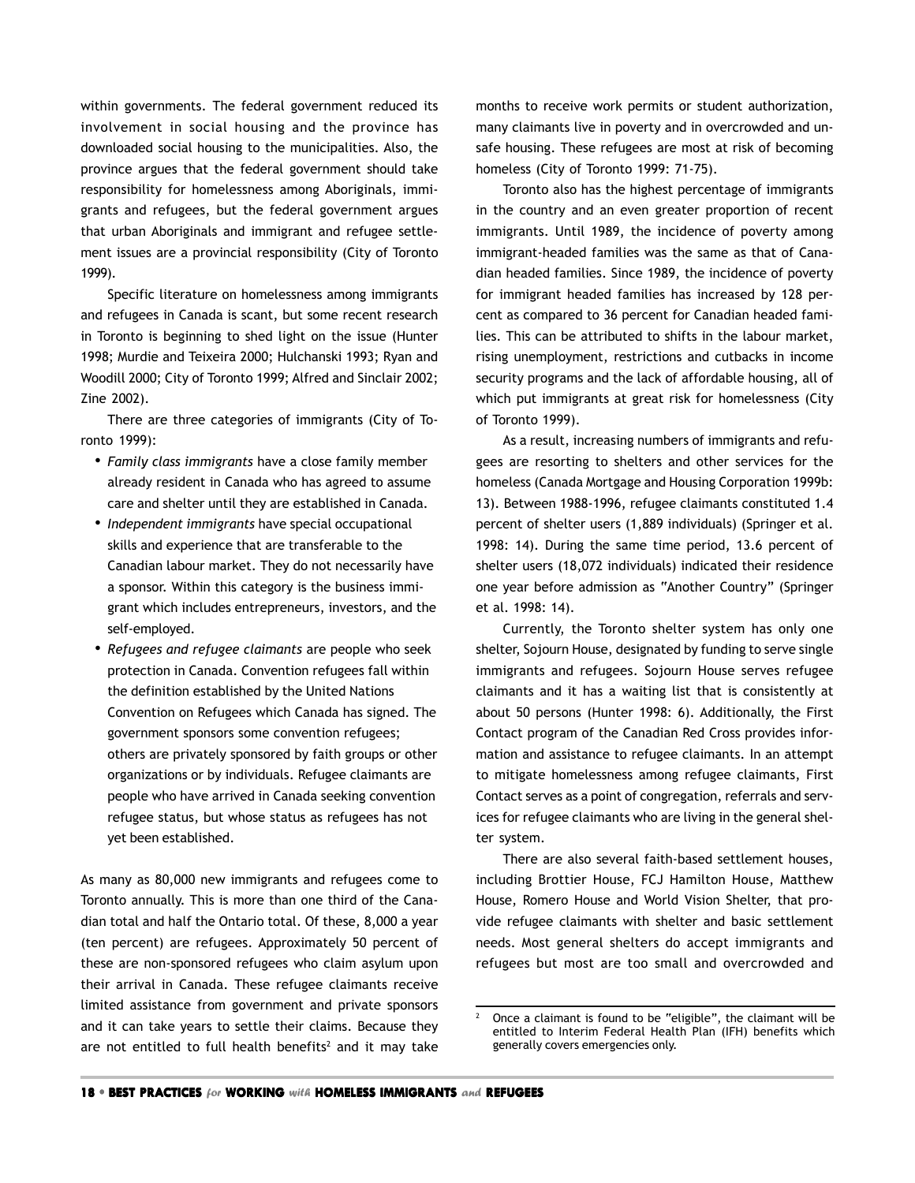within governments. The federal government reduced its involvement in social housing and the province has downloaded social housing to the municipalities. Also, the province argues that the federal government should take responsibility for homelessness among Aboriginals, immigrants and refugees, but the federal government argues that urban Aboriginals and immigrant and refugee settlement issues are a provincial responsibility (City of Toronto 1999).

Specific literature on homelessness among immigrants and refugees in Canada is scant, but some recent research in Toronto is beginning to shed light on the issue (Hunter 1998; Murdie and Teixeira 2000; Hulchanski 1993; Ryan and Woodill 2000; City of Toronto 1999; Alfred and Sinclair 2002; Zine 2002).

There are three categories of immigrants (City of Toronto 1999):

- *Family class immigrants* have a close family member already resident in Canada who has agreed to assume care and shelter until they are established in Canada.
- *Independent immigrants* have special occupational skills and experience that are transferable to the Canadian labour market. They do not necessarily have a sponsor. Within this category is the business immigrant which includes entrepreneurs, investors, and the self-employed.
- *Refugees and refugee claimants* are people who seek protection in Canada. Convention refugees fall within the definition established by the United Nations Convention on Refugees which Canada has signed. The government sponsors some convention refugees; others are privately sponsored by faith groups or other organizations or by individuals. Refugee claimants are people who have arrived in Canada seeking convention refugee status, but whose status as refugees has not yet been established.

As many as 80,000 new immigrants and refugees come to Toronto annually. This is more than one third of the Canadian total and half the Ontario total. Of these, 8,000 a year (ten percent) are refugees. Approximately 50 percent of these are non-sponsored refugees who claim asylum upon their arrival in Canada. These refugee claimants receive limited assistance from government and private sponsors and it can take years to settle their claims. Because they are not entitled to full health benefits[2] and it may take months to receive work permits or student authorization, many claimants live in poverty and in overcrowded and unsafe housing. These refugees are most at risk of becoming homeless (City of Toronto 1999: 71-75).

Toronto also has the highest percentage of immigrants in the country and an even greater proportion of recent immigrants. Until 1989, the incidence of poverty among immigrant-headed families was the same as that of Canadian headed families. Since 1989, the incidence of poverty for immigrant headed families has increased by 128 percent as compared to 36 percent for Canadian headed families. This can be attributed to shifts in the labour market, rising unemployment, restrictions and cutbacks in income security programs and the lack of affordable housing, all of which put immigrants at great risk for homelessness (City of Toronto 1999).

As a result, increasing numbers of immigrants and refugees are resorting to shelters and other services for the homeless (Canada Mortgage and Housing Corporation 1999b: 13). Between 1988-1996, refugee claimants constituted 1.4 percent of shelter users (1,889 individuals) (Springer et al. 1998: 14). During the same time period, 13.6 percent of shelter users (18,072 individuals) indicated their residence one year before admission as "Another Country" (Springer et al. 1998: 14).

Currently, the Toronto shelter system has only one shelter, Sojourn House, designated by funding to serve single immigrants and refugees. Sojourn House serves refugee claimants and it has a waiting list that is consistently at about 50 persons (Hunter 1998: 6). Additionally, the First Contact program of the Canadian Red Cross provides information and assistance to refugee claimants. In an attempt to mitigate homelessness among refugee claimants, First Contact serves as a point of congregation, referrals and services for refugee claimants who are living in the general shelter system.

There are also several faith-based settlement houses, including Brottier House, FCJ Hamilton House, Matthew House, Romero House and World Vision Shelter, that provide refugee claimants with shelter and basic settlement needs. Most general shelters do accept immigrants and refugees but most are too small and overcrowded and

---

[2] Once a claimant is found to be "eligible", the claimant will be entitled to Interim Federal Health Plan (IFH) benefits which generally covers emergencies only.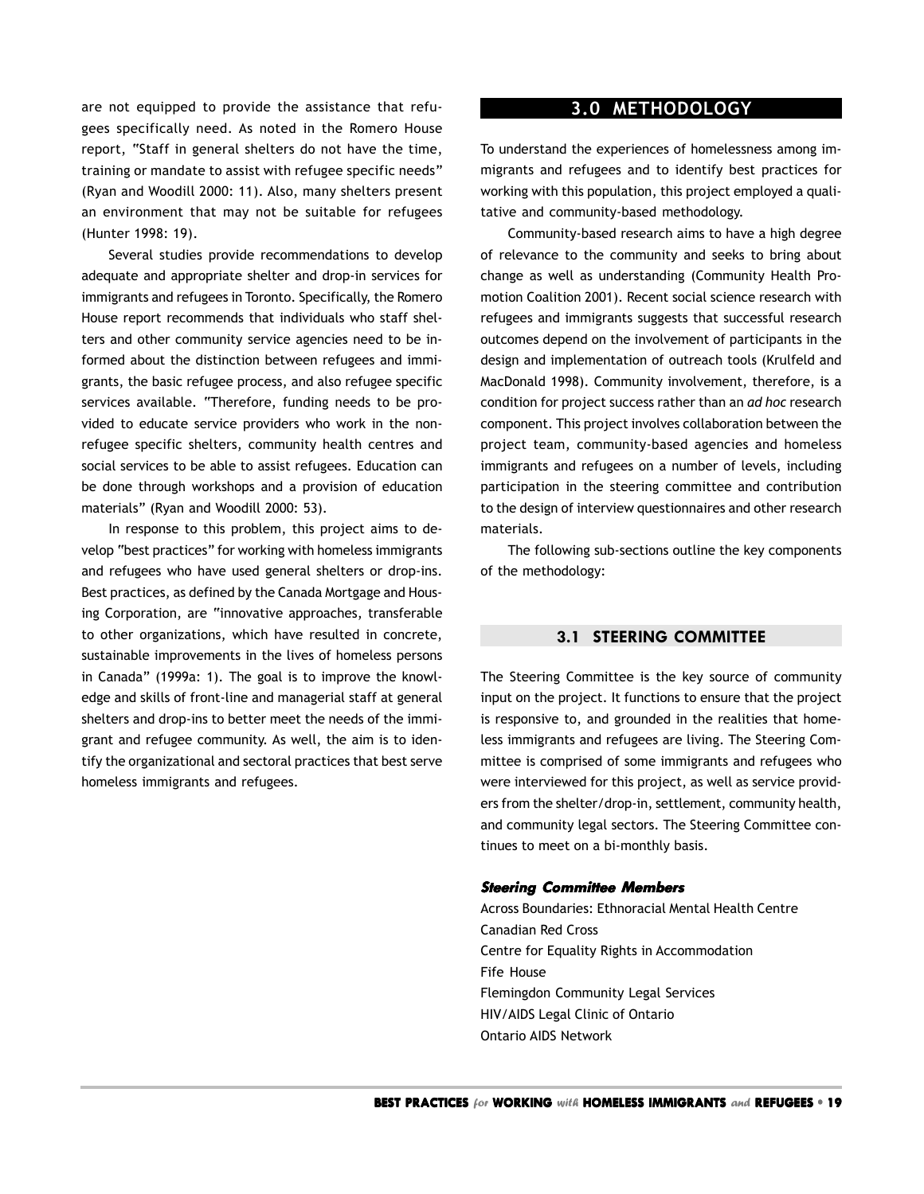are not equipped to provide the assistance that refugees specifically need. As noted in the Romero House report, "Staff in general shelters do not have the time, training or mandate to assist with refugee specific needs" (Ryan and Woodill 2000: 11). Also, many shelters present an environment that may not be suitable for refugees (Hunter 1998: 19).

Several studies provide recommendations to develop adequate and appropriate shelter and drop-in services for immigrants and refugees in Toronto. Specifically, the Romero House report recommends that individuals who staff shelters and other community service agencies need to be informed about the distinction between refugees and immigrants, the basic refugee process, and also refugee specific services available. "Therefore, funding needs to be provided to educate service providers who work in the non-refugee specific shelters, community health centres and social services to be able to assist refugees. Education can be done through workshops and a provision of education materials" (Ryan and Woodill 2000: 53).

In response to this problem, this project aims to develop "best practices" for working with homeless immigrants and refugees who have used general shelters or drop-ins. Best practices, as defined by the Canada Mortgage and Housing Corporation, are "innovative approaches, transferable to other organizations, which have resulted in concrete, sustainable improvements in the lives of homeless persons in Canada" (1999a: 1). The goal is to improve the knowledge and skills of front-line and managerial staff at general shelters and drop-ins to better meet the needs of the immigrant and refugee community. As well, the aim is to identify the organizational and sectoral practices that best serve homeless immigrants and refugees.

# 3.0 METHODOLOGY

To understand the experiences of homelessness among immigrants and refugees and to identify best practices for working with this population, this project employed a qualitative and community-based methodology.

Community-based research aims to have a high degree of relevance to the community and seeks to bring about change as well as understanding (Community Health Promotion Coalition 2001). Recent social science research with refugees and immigrants suggests that successful research outcomes depend on the involvement of participants in the design and implementation of outreach tools (Krulfeld and MacDonald 1998). Community involvement, therefore, is a condition for project success rather than an *ad hoc* research component. This project involves collaboration between the project team, community-based agencies and homeless immigrants and refugees on a number of levels, including participation in the steering committee and contribution to the design of interview questionnaires and other research materials.

The following sub-sections outline the key components of the methodology:

## 3.1 STEERING COMMITTEE

The Steering Committee is the key source of community input on the project. It functions to ensure that the project is responsive to, and grounded in the realities that homeless immigrants and refugees are living. The Steering Committee is comprised of some immigrants and refugees who were interviewed for this project, as well as service providers from the shelter/drop-in, settlement, community health, and community legal sectors. The Steering Committee continues to meet on a bi-monthly basis.

***Steering Committee Members***

Across Boundaries: Ethnoracial Mental Health Centre
Canadian Red Cross
Centre for Equality Rights in Accommodation
Fife House
Flemingdon Community Legal Services
HIV/AIDS Legal Clinic of Ontario
Ontario AIDS Network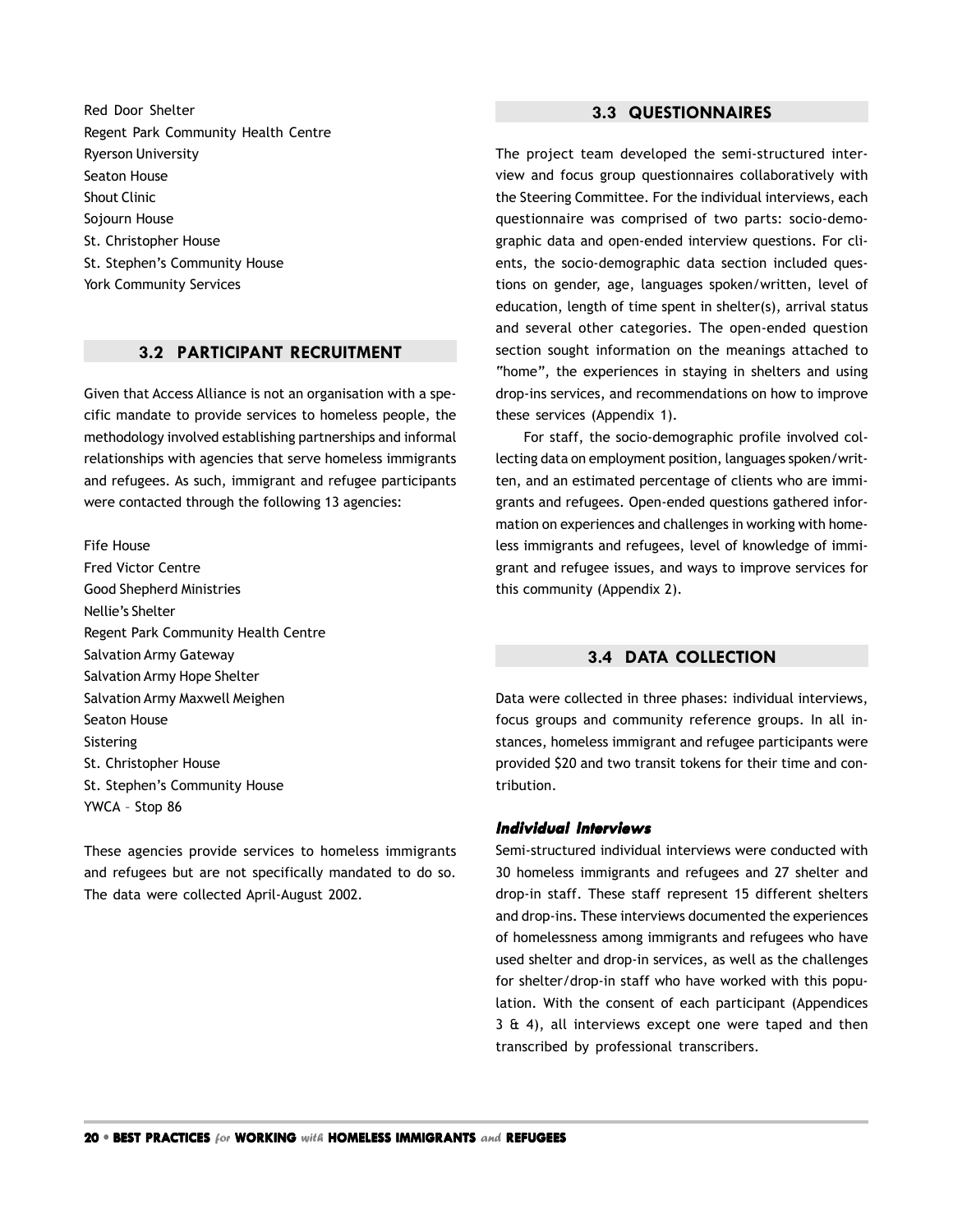Red Door Shelter
Regent Park Community Health Centre
Ryerson University
Seaton House
Shout Clinic
Sojourn House
St. Christopher House
St. Stephen's Community House
York Community Services

## 3.2 PARTICIPANT RECRUITMENT

Given that Access Alliance is not an organisation with a specific mandate to provide services to homeless people, the methodology involved establishing partnerships and informal relationships with agencies that serve homeless immigrants and refugees. As such, immigrant and refugee participants were contacted through the following 13 agencies:

Fife House
Fred Victor Centre
Good Shepherd Ministries
Nellie's Shelter
Regent Park Community Health Centre
Salvation Army Gateway
Salvation Army Hope Shelter
Salvation Army Maxwell Meighen
Seaton House
Sistering
St. Christopher House
St. Stephen's Community House
YWCA – Stop 86

These agencies provide services to homeless immigrants and refugees but are not specifically mandated to do so. The data were collected April-August 2002.

## 3.3 QUESTIONNAIRES

The project team developed the semi-structured interview and focus group questionnaires collaboratively with the Steering Committee. For the individual interviews, each questionnaire was comprised of two parts: socio-demographic data and open-ended interview questions. For clients, the socio-demographic data section included questions on gender, age, languages spoken/written, level of education, length of time spent in shelter(s), arrival status and several other categories. The open-ended question section sought information on the meanings attached to "home", the experiences in staying in shelters and using drop-ins services, and recommendations on how to improve these services (Appendix 1).

For staff, the socio-demographic profile involved collecting data on employment position, languages spoken/written, and an estimated percentage of clients who are immigrants and refugees. Open-ended questions gathered information on experiences and challenges in working with homeless immigrants and refugees, level of knowledge of immigrant and refugee issues, and ways to improve services for this community (Appendix 2).

## 3.4 DATA COLLECTION

Data were collected in three phases: individual interviews, focus groups and community reference groups. In all instances, homeless immigrant and refugee participants were provided $20 and two transit tokens for their time and contribution.

### *Individual Interviews*

Semi-structured individual interviews were conducted with 30 homeless immigrants and refugees and 27 shelter and drop-in staff. These staff represent 15 different shelters and drop-ins. These interviews documented the experiences of homelessness among immigrants and refugees who have used shelter and drop-in services, as well as the challenges for shelter/drop-in staff who have worked with this population. With the consent of each participant (Appendices 3 & 4), all interviews except one were taped and then transcribed by professional transcribers.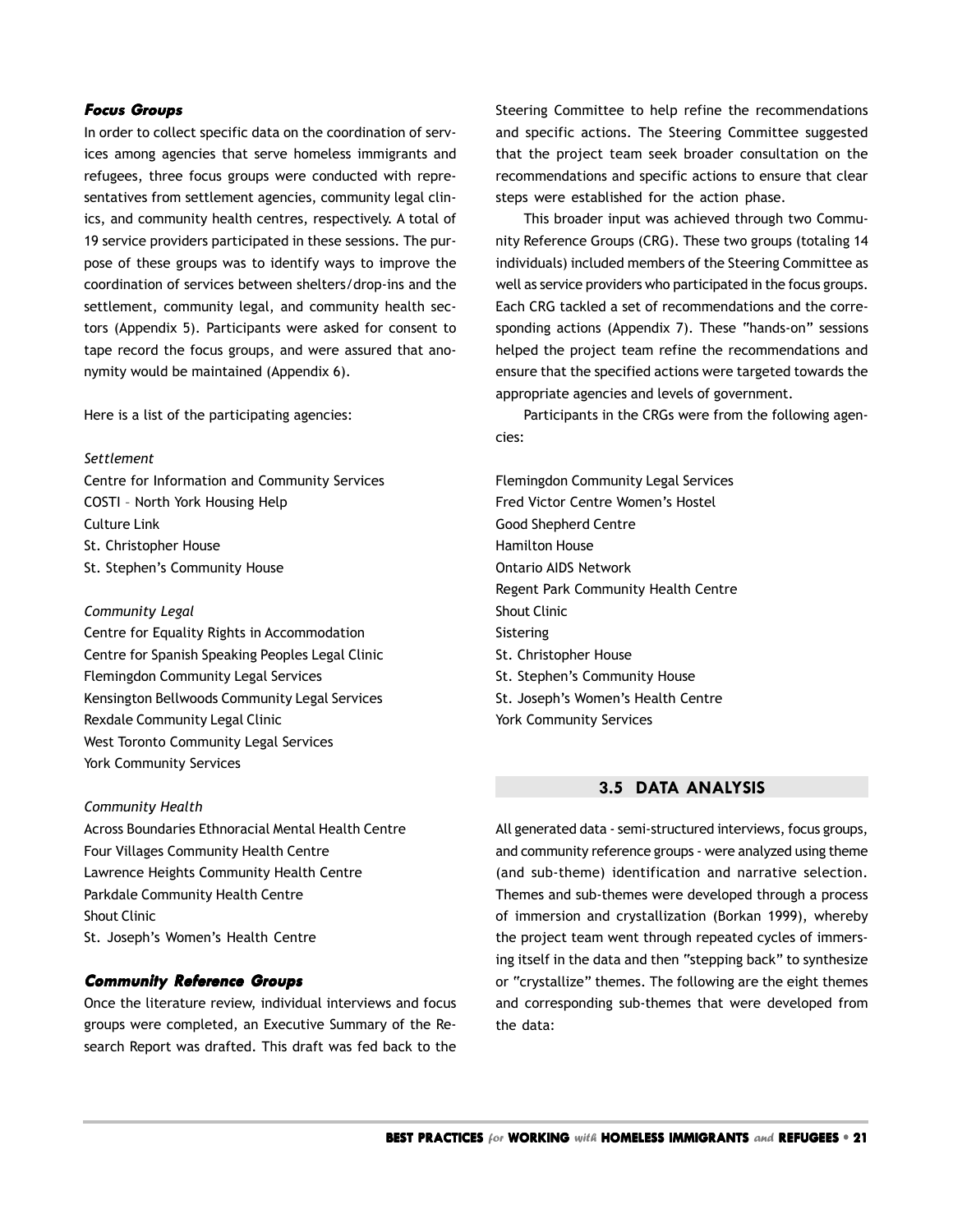#### *Focus Groups*

In order to collect specific data on the coordination of services among agencies that serve homeless immigrants and refugees, three focus groups were conducted with representatives from settlement agencies, community legal clinics, and community health centres, respectively. A total of 19 service providers participated in these sessions. The purpose of these groups was to identify ways to improve the coordination of services between shelters/drop-ins and the settlement, community legal, and community health sectors (Appendix 5). Participants were asked for consent to tape record the focus groups, and were assured that anonymity would be maintained (Appendix 6).

Here is a list of the participating agencies:

*Settlement*

Centre for Information and Community Services
COSTI – North York Housing Help
Culture Link
St. Christopher House
St. Stephen's Community House

*Community Legal*

Centre for Equality Rights in Accommodation
Centre for Spanish Speaking Peoples Legal Clinic
Flemingdon Community Legal Services
Kensington Bellwoods Community Legal Services
Rexdale Community Legal Clinic
West Toronto Community Legal Services
York Community Services

*Community Health*

Across Boundaries Ethnoracial Mental Health Centre
Four Villages Community Health Centre
Lawrence Heights Community Health Centre
Parkdale Community Health Centre
Shout Clinic
St. Joseph's Women's Health Centre

#### *Community Reference Groups*

Once the literature review, individual interviews and focus groups were completed, an Executive Summary of the Research Report was drafted. This draft was fed back to the Steering Committee to help refine the recommendations and specific actions. The Steering Committee suggested that the project team seek broader consultation on the recommendations and specific actions to ensure that clear steps were established for the action phase.

This broader input was achieved through two Community Reference Groups (CRG). These two groups (totaling 14 individuals) included members of the Steering Committee as well as service providers who participated in the focus groups. Each CRG tackled a set of recommendations and the corresponding actions (Appendix 7). These "hands-on" sessions helped the project team refine the recommendations and ensure that the specified actions were targeted towards the appropriate agencies and levels of government.

Participants in the CRGs were from the following agencies:

Flemingdon Community Legal Services
Fred Victor Centre Women's Hostel
Good Shepherd Centre
Hamilton House
Ontario AIDS Network
Regent Park Community Health Centre
Shout Clinic
Sistering
St. Christopher House
St. Stephen's Community House
St. Joseph's Women's Health Centre
York Community Services

### 3.5 DATA ANALYSIS

All generated data - semi-structured interviews, focus groups, and community reference groups - were analyzed using theme (and sub-theme) identification and narrative selection. Themes and sub-themes were developed through a process of immersion and crystallization (Borkan 1999), whereby the project team went through repeated cycles of immersing itself in the data and then "stepping back" to synthesize or "crystallize" themes. The following are the eight themes and corresponding sub-themes that were developed from the data: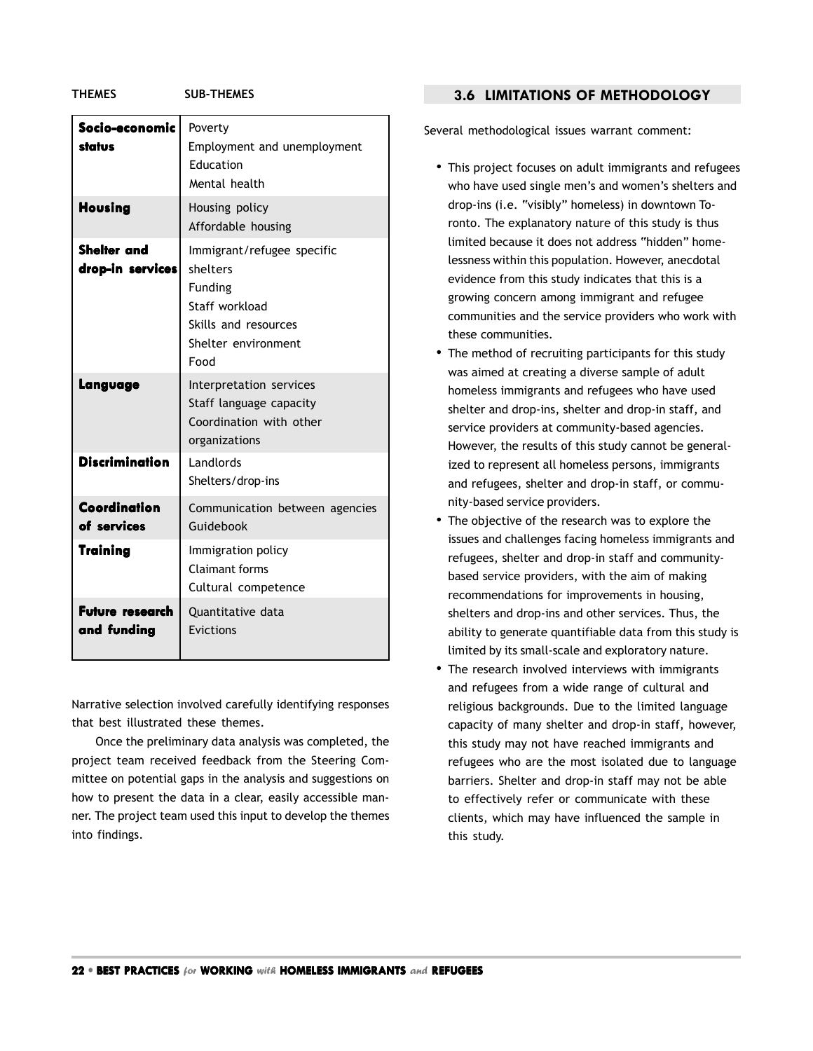| THEMES | SUB-THEMES |
| --- | --- |
| **Socio-economic status** | Poverty<br>Employment and unemployment<br>Education<br>Mental health |
| **Housing** | Housing policy<br>Affordable housing |
| **Shelter and drop-in services** | Immigrant/refugee specific shelters<br>Funding<br>Staff workload<br>Skills and resources<br>Shelter environment<br>Food |
| **Language** | Interpretation services<br>Staff language capacity<br>Coordination with other organizations |
| **Discrimination** | Landlords<br>Shelters/drop-ins |
| **Coordination of services** | Communication between agencies<br>Guidebook |
| **Training** | Immigration policy<br>Claimant forms<br>Cultural competence |
| **Future research and funding** | Quantitative data<br>Evictions |

Narrative selection involved carefully identifying responses that best illustrated these themes.

Once the preliminary data analysis was completed, the project team received feedback from the Steering Committee on potential gaps in the analysis and suggestions on how to present the data in a clear, easily accessible manner. The project team used this input to develop the themes into findings.

## 3.6 LIMITATIONS OF METHODOLOGY

Several methodological issues warrant comment:

- This project focuses on adult immigrants and refugees who have used single men's and women's shelters and drop-ins (i.e. "visibly" homeless) in downtown Toronto. The explanatory nature of this study is thus limited because it does not address "hidden" homelessness within this population. However, anecdotal evidence from this study indicates that this is a growing concern among immigrant and refugee communities and the service providers who work with these communities.
- The method of recruiting participants for this study was aimed at creating a diverse sample of adult homeless immigrants and refugees who have used shelter and drop-ins, shelter and drop-in staff, and service providers at community-based agencies. However, the results of this study cannot be generalized to represent all homeless persons, immigrants and refugees, shelter and drop-in staff, or community-based service providers.
- The objective of the research was to explore the issues and challenges facing homeless immigrants and refugees, shelter and drop-in staff and community-based service providers, with the aim of making recommendations for improvements in housing, shelters and drop-ins and other services. Thus, the ability to generate quantifiable data from this study is limited by its small-scale and exploratory nature.
- The research involved interviews with immigrants and refugees from a wide range of cultural and religious backgrounds. Due to the limited language capacity of many shelter and drop-in staff, however, this study may not have reached immigrants and refugees who are the most isolated due to language barriers. Shelter and drop-in staff may not be able to effectively refer or communicate with these clients, which may have influenced the sample in this study.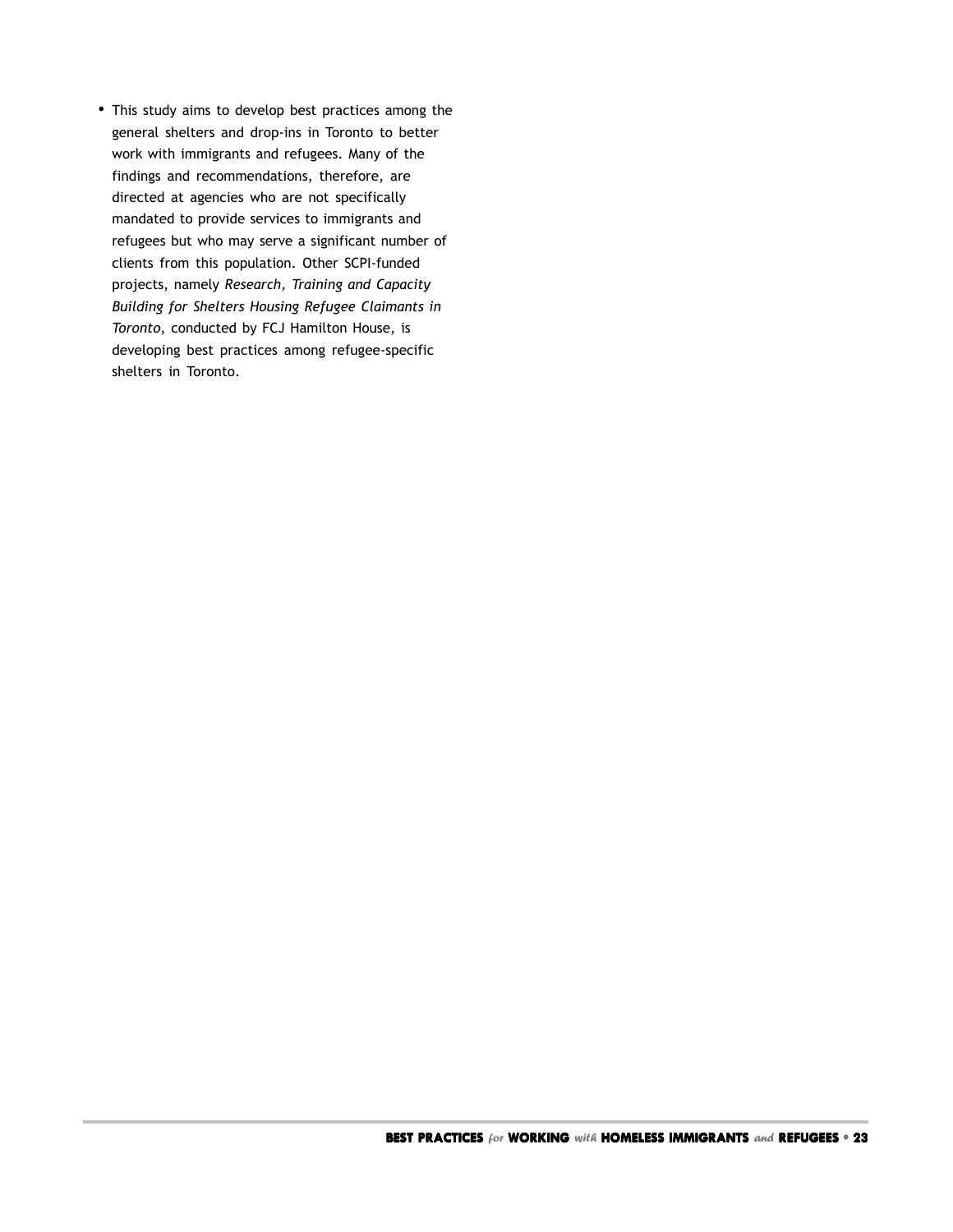- This study aims to develop best practices among the general shelters and drop-ins in Toronto to better work with immigrants and refugees. Many of the findings and recommendations, therefore, are directed at agencies who are not specifically mandated to provide services to immigrants and refugees but who may serve a significant number of clients from this population. Other SCPI-funded projects, namely *Research, Training and Capacity Building for Shelters Housing Refugee Claimants in Toronto*, conducted by FCJ Hamilton House, is developing best practices among refugee-specific shelters in Toronto.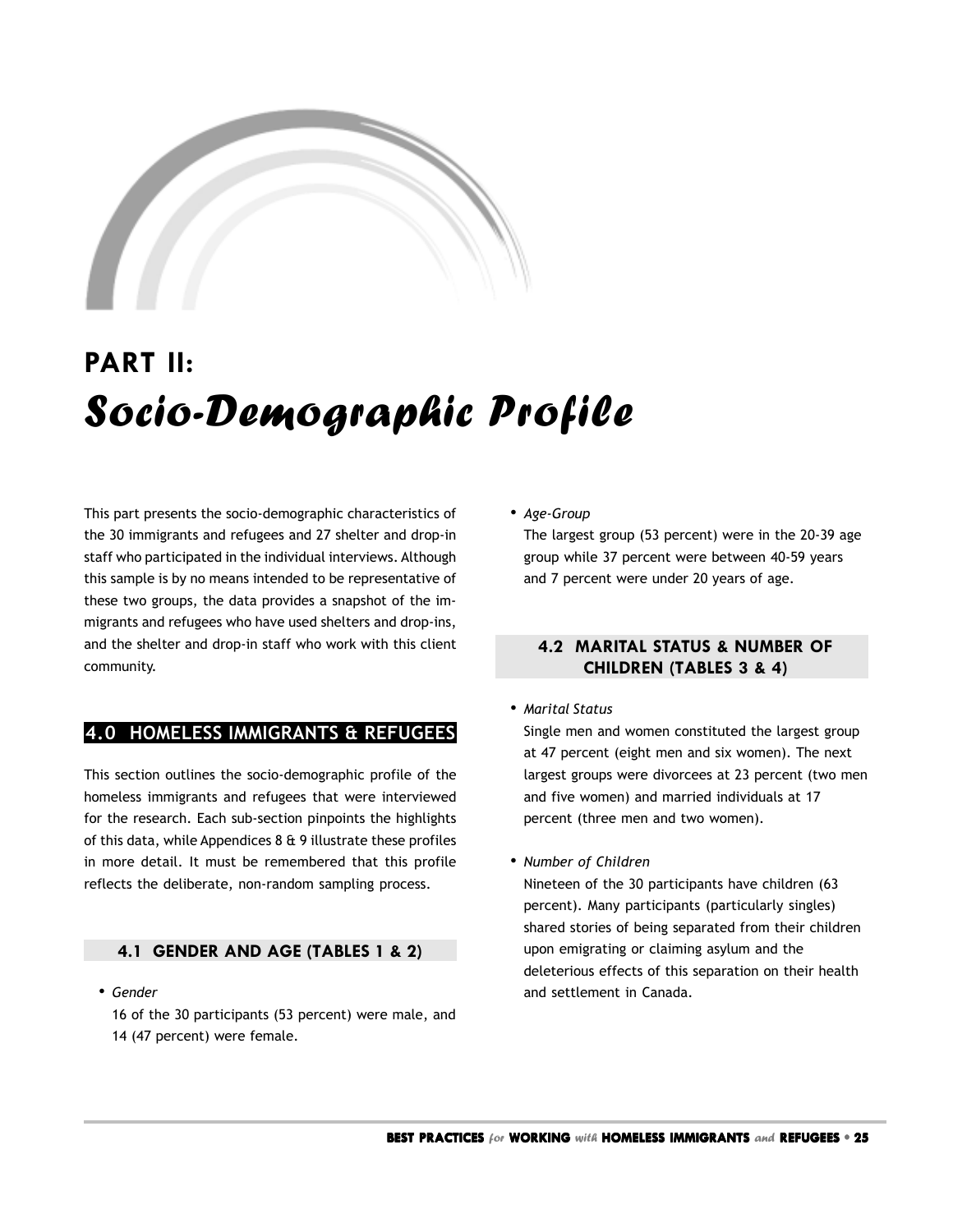# PART II: *Socio-Demographic Profile*

This part presents the socio-demographic characteristics of the 30 immigrants and refugees and 27 shelter and drop-in staff who participated in the individual interviews. Although this sample is by no means intended to be representative of these two groups, the data provides a snapshot of the immigrants and refugees who have used shelters and drop-ins, and the shelter and drop-in staff who work with this client community.

## 4.0 HOMELESS IMMIGRANTS & REFUGEES

This section outlines the socio-demographic profile of the homeless immigrants and refugees that were interviewed for the research. Each sub-section pinpoints the highlights of this data, while Appendices 8 & 9 illustrate these profiles in more detail. It must be remembered that this profile reflects the deliberate, non-random sampling process.

### 4.1 GENDER AND AGE (TABLES 1 & 2)

- *Gender*
  16 of the 30 participants (53 percent) were male, and 14 (47 percent) were female.

- *Age-Group*
  The largest group (53 percent) were in the 20-39 age group while 37 percent were between 40-59 years and 7 percent were under 20 years of age.

### 4.2 MARITAL STATUS & NUMBER OF CHILDREN (TABLES 3 & 4)

- *Marital Status*
  Single men and women constituted the largest group at 47 percent (eight men and six women). The next largest groups were divorcees at 23 percent (two men and five women) and married individuals at 17 percent (three men and two women).

- *Number of Children*
  Nineteen of the 30 participants have children (63 percent). Many participants (particularly singles) shared stories of being separated from their children upon emigrating or claiming asylum and the deleterious effects of this separation on their health and settlement in Canada.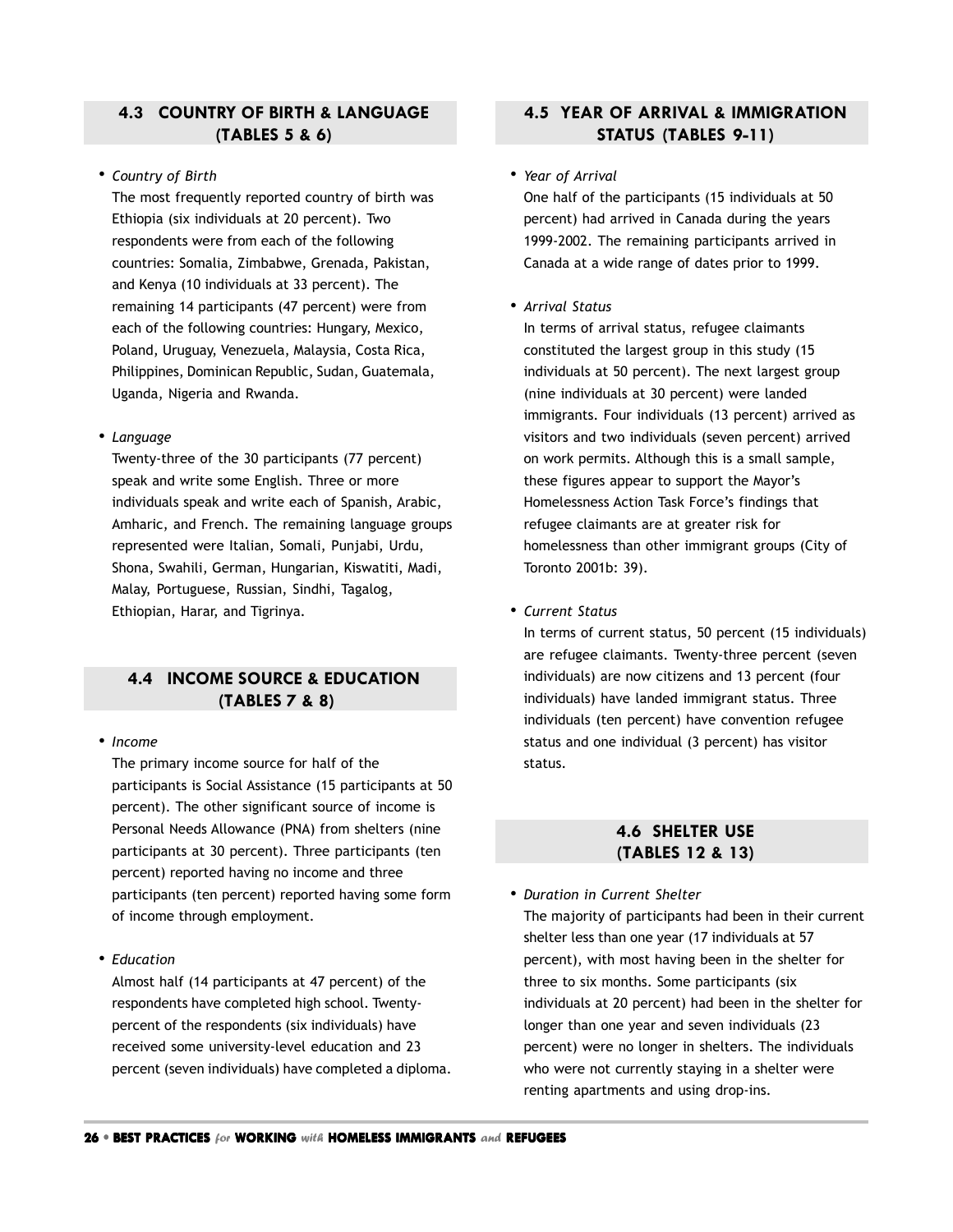## 4.3 COUNTRY OF BIRTH & LANGUAGE (TABLES 5 & 6)

- *Country of Birth*

  The most frequently reported country of birth was Ethiopia (six individuals at 20 percent). Two respondents were from each of the following countries: Somalia, Zimbabwe, Grenada, Pakistan, and Kenya (10 individuals at 33 percent). The remaining 14 participants (47 percent) were from each of the following countries: Hungary, Mexico, Poland, Uruguay, Venezuela, Malaysia, Costa Rica, Philippines, Dominican Republic, Sudan, Guatemala, Uganda, Nigeria and Rwanda.

- *Language*

  Twenty-three of the 30 participants (77 percent) speak and write some English. Three or more individuals speak and write each of Spanish, Arabic, Amharic, and French. The remaining language groups represented were Italian, Somali, Punjabi, Urdu, Shona, Swahili, German, Hungarian, Kiswatiti, Madi, Malay, Portuguese, Russian, Sindhi, Tagalog, Ethiopian, Harar, and Tigrinya.

## 4.4 INCOME SOURCE & EDUCATION (TABLES 7 & 8)

- *Income*

  The primary income source for half of the participants is Social Assistance (15 participants at 50 percent). The other significant source of income is Personal Needs Allowance (PNA) from shelters (nine participants at 30 percent). Three participants (ten percent) reported having no income and three participants (ten percent) reported having some form of income through employment.

- *Education*

  Almost half (14 participants at 47 percent) of the respondents have completed high school. Twenty-percent of the respondents (six individuals) have received some university-level education and 23 percent (seven individuals) have completed a diploma.

## 4.5 YEAR OF ARRIVAL & IMMIGRATION STATUS (TABLES 9-11)

- *Year of Arrival*

  One half of the participants (15 individuals at 50 percent) had arrived in Canada during the years 1999-2002. The remaining participants arrived in Canada at a wide range of dates prior to 1999.

- *Arrival Status*

  In terms of arrival status, refugee claimants constituted the largest group in this study (15 individuals at 50 percent). The next largest group (nine individuals at 30 percent) were landed immigrants. Four individuals (13 percent) arrived as visitors and two individuals (seven percent) arrived on work permits. Although this is a small sample, these figures appear to support the Mayor's Homelessness Action Task Force's findings that refugee claimants are at greater risk for homelessness than other immigrant groups (City of Toronto 2001b: 39).

- *Current Status*

  In terms of current status, 50 percent (15 individuals) are refugee claimants. Twenty-three percent (seven individuals) are now citizens and 13 percent (four individuals) have landed immigrant status. Three individuals (ten percent) have convention refugee status and one individual (3 percent) has visitor status.

## 4.6 SHELTER USE (TABLES 12 & 13)

- *Duration in Current Shelter*

  The majority of participants had been in their current shelter less than one year (17 individuals at 57 percent), with most having been in the shelter for three to six months. Some participants (six individuals at 20 percent) had been in the shelter for longer than one year and seven individuals (23 percent) were no longer in shelters. The individuals who were not currently staying in a shelter were renting apartments and using drop-ins.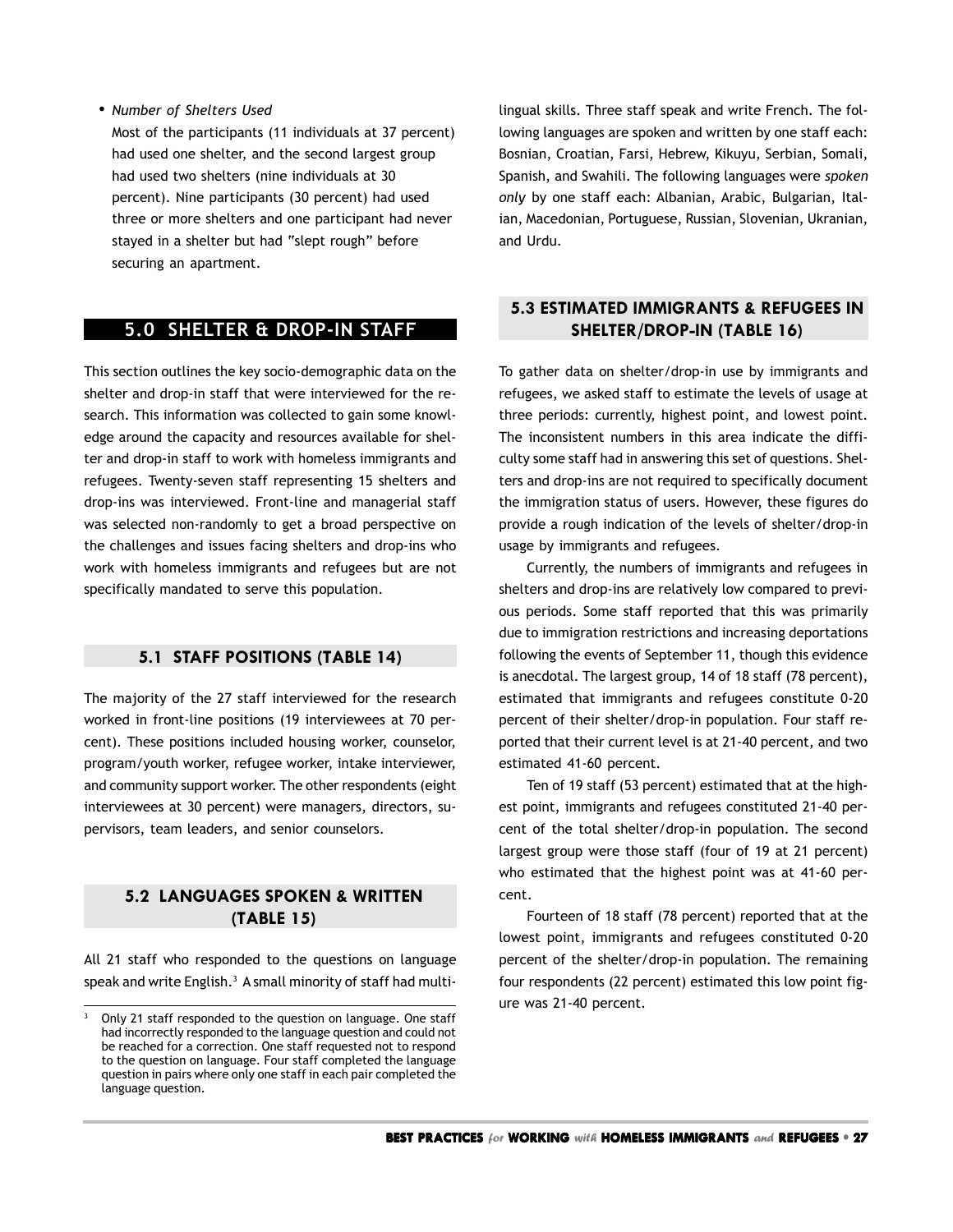- *Number of Shelters Used*

  Most of the participants (11 individuals at 37 percent) had used one shelter, and the second largest group had used two shelters (nine individuals at 30 percent). Nine participants (30 percent) had used three or more shelters and one participant had never stayed in a shelter but had "slept rough" before securing an apartment.

## 5.0 SHELTER & DROP-IN STAFF

This section outlines the key socio-demographic data on the shelter and drop-in staff that were interviewed for the research. This information was collected to gain some knowledge around the capacity and resources available for shelter and drop-in staff to work with homeless immigrants and refugees. Twenty-seven staff representing 15 shelters and drop-ins was interviewed. Front-line and managerial staff was selected non-randomly to get a broad perspective on the challenges and issues facing shelters and drop-ins who work with homeless immigrants and refugees but are not specifically mandated to serve this population.

### 5.1 STAFF POSITIONS (TABLE 14)

The majority of the 27 staff interviewed for the research worked in front-line positions (19 interviewees at 70 percent). These positions included housing worker, counselor, program/youth worker, refugee worker, intake interviewer, and community support worker. The other respondents (eight interviewees at 30 percent) were managers, directors, supervisors, team leaders, and senior counselors.

### 5.2 LANGUAGES SPOKEN & WRITTEN (TABLE 15)

All 21 staff who responded to the questions on language speak and write English.[3] A small minority of staff had multi-lingual skills. Three staff speak and write French. The following languages are spoken and written by one staff each: Bosnian, Croatian, Farsi, Hebrew, Kikuyu, Serbian, Somali, Spanish, and Swahili. The following languages were *spoken only* by one staff each: Albanian, Arabic, Bulgarian, Italian, Macedonian, Portuguese, Russian, Slovenian, Ukranian, and Urdu.

### 5.3 ESTIMATED IMMIGRANTS & REFUGEES IN SHELTER/DROP-IN (TABLE 16)

To gather data on shelter/drop-in use by immigrants and refugees, we asked staff to estimate the levels of usage at three periods: currently, highest point, and lowest point. The inconsistent numbers in this area indicate the difficulty some staff had in answering this set of questions. Shelters and drop-ins are not required to specifically document the immigration status of users. However, these figures do provide a rough indication of the levels of shelter/drop-in usage by immigrants and refugees.

Currently, the numbers of immigrants and refugees in shelters and drop-ins are relatively low compared to previous periods. Some staff reported that this was primarily due to immigration restrictions and increasing deportations following the events of September 11, though this evidence is anecdotal. The largest group, 14 of 18 staff (78 percent), estimated that immigrants and refugees constitute 0-20 percent of their shelter/drop-in population. Four staff reported that their current level is at 21-40 percent, and two estimated 41-60 percent.

Ten of 19 staff (53 percent) estimated that at the highest point, immigrants and refugees constituted 21-40 percent of the total shelter/drop-in population. The second largest group were those staff (four of 19 at 21 percent) who estimated that the highest point was at 41-60 percent.

Fourteen of 18 staff (78 percent) reported that at the lowest point, immigrants and refugees constituted 0-20 percent of the shelter/drop-in population. The remaining four respondents (22 percent) estimated this low point figure was 21-40 percent.

---

[3] Only 21 staff responded to the question on language. One staff had incorrectly responded to the language question and could not be reached for a correction. One staff requested not to respond to the question on language. Four staff completed the language question in pairs where only one staff in each pair completed the language question.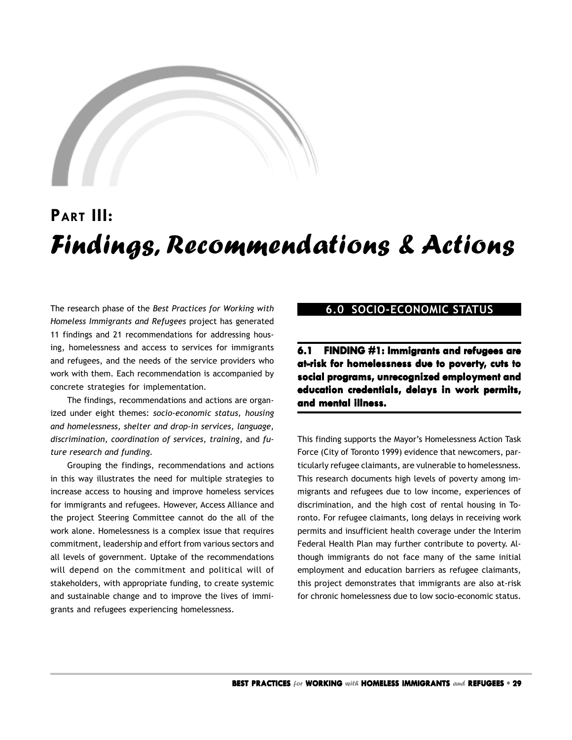# PART III: *Findings, Recommendations & Actions*

The research phase of the *Best Practices for Working with Homeless Immigrants and Refugees* project has generated 11 findings and 21 recommendations for addressing housing, homelessness and access to services for immigrants and refugees, and the needs of the service providers who work with them. Each recommendation is accompanied by concrete strategies for implementation.

The findings, recommendations and actions are organized under eight themes: *socio-economic status, housing and homelessness, shelter and drop-in services, language, discrimination, coordination of services, training,* and *future research and funding.*

Grouping the findings, recommendations and actions in this way illustrates the need for multiple strategies to increase access to housing and improve homeless services for immigrants and refugees. However, Access Alliance and the project Steering Committee cannot do the all of the work alone. Homelessness is a complex issue that requires commitment, leadership and effort from various sectors and all levels of government. Uptake of the recommendations will depend on the commitment and political will of stakeholders, with appropriate funding, to create systemic and sustainable change and to improve the lives of immigrants and refugees experiencing homelessness.

## 6.0 SOCIO-ECONOMIC STATUS

### 6.1 FINDING #1: Immigrants and refugees are at-risk for homelessness due to poverty, cuts to social programs, unrecognized employment and education credentials, delays in work permits, and mental illness.

This finding supports the Mayor's Homelessness Action Task Force (City of Toronto 1999) evidence that newcomers, particularly refugee claimants, are vulnerable to homelessness. This research documents high levels of poverty among immigrants and refugees due to low income, experiences of discrimination, and the high cost of rental housing in Toronto. For refugee claimants, long delays in receiving work permits and insufficient health coverage under the Interim Federal Health Plan may further contribute to poverty. Although immigrants do not face many of the same initial employment and education barriers as refugee claimants, this project demonstrates that immigrants are also at-risk for chronic homelessness due to low socio-economic status.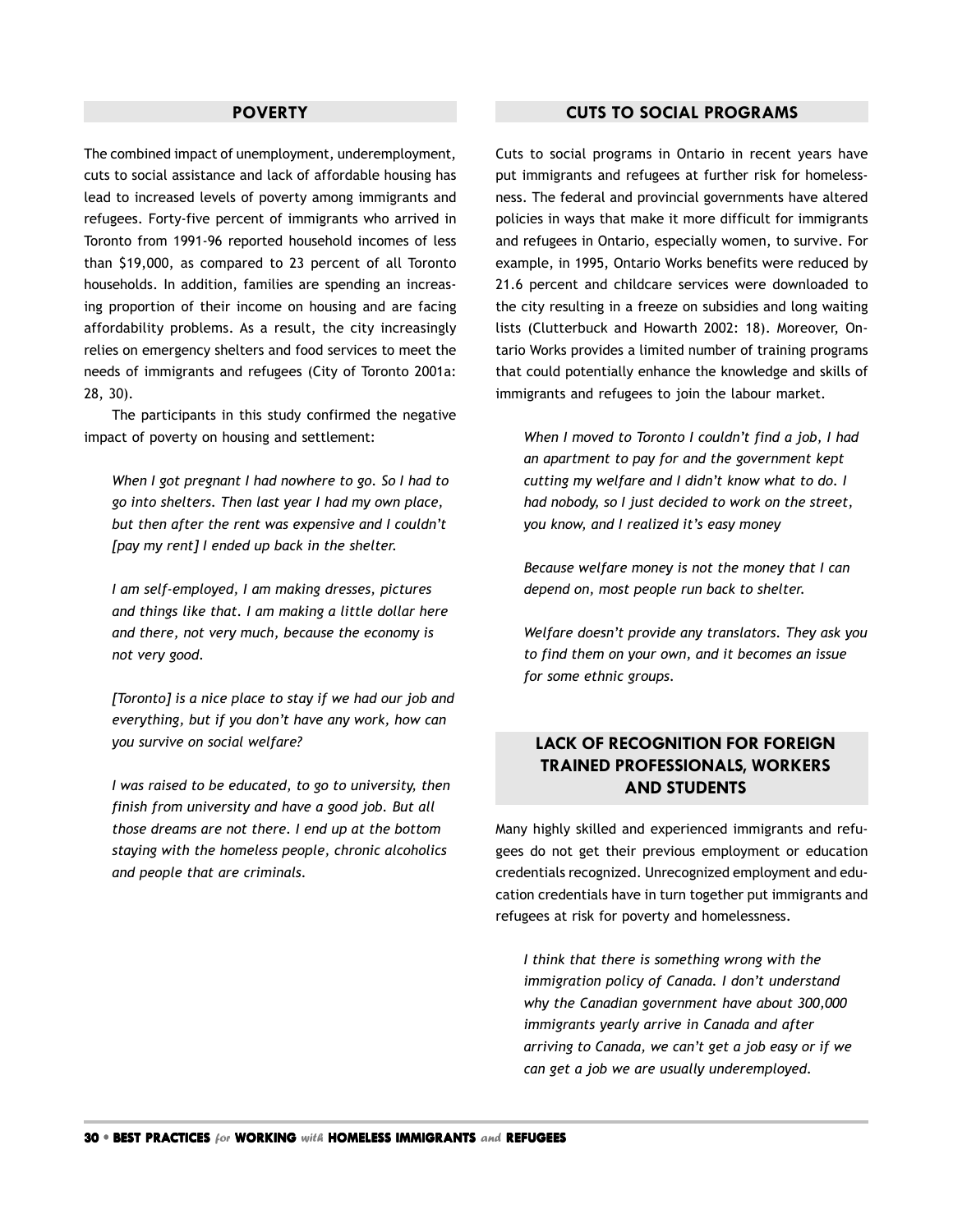## POVERTY

The combined impact of unemployment, underemployment, cuts to social assistance and lack of affordable housing has lead to increased levels of poverty among immigrants and refugees. Forty-five percent of immigrants who arrived in Toronto from 1991-96 reported household incomes of less than $19,000, as compared to 23 percent of all Toronto households. In addition, families are spending an increasing proportion of their income on housing and are facing affordability problems. As a result, the city increasingly relies on emergency shelters and food services to meet the needs of immigrants and refugees (City of Toronto 2001a: 28, 30).

The participants in this study confirmed the negative impact of poverty on housing and settlement:

> *When I got pregnant I had nowhere to go. So I had to go into shelters. Then last year I had my own place, but then after the rent was expensive and I couldn't [pay my rent] I ended up back in the shelter.*

> *I am self-employed, I am making dresses, pictures and things like that. I am making a little dollar here and there, not very much, because the economy is not very good.*

> *[Toronto] is a nice place to stay if we had our job and everything, but if you don't have any work, how can you survive on social welfare?*

> *I was raised to be educated, to go to university, then finish from university and have a good job. But all those dreams are not there. I end up at the bottom staying with the homeless people, chronic alcoholics and people that are criminals.*

## CUTS TO SOCIAL PROGRAMS

Cuts to social programs in Ontario in recent years have put immigrants and refugees at further risk for homelessness. The federal and provincial governments have altered policies in ways that make it more difficult for immigrants and refugees in Ontario, especially women, to survive. For example, in 1995, Ontario Works benefits were reduced by 21.6 percent and childcare services were downloaded to the city resulting in a freeze on subsidies and long waiting lists (Clutterbuck and Howarth 2002: 18). Moreover, Ontario Works provides a limited number of training programs that could potentially enhance the knowledge and skills of immigrants and refugees to join the labour market.

> *When I moved to Toronto I couldn't find a job, I had an apartment to pay for and the government kept cutting my welfare and I didn't know what to do. I had nobody, so I just decided to work on the street, you know, and I realized it's easy money*

> *Because welfare money is not the money that I can depend on, most people run back to shelter.*

> *Welfare doesn't provide any translators. They ask you to find them on your own, and it becomes an issue for some ethnic groups.*

## LACK OF RECOGNITION FOR FOREIGN TRAINED PROFESSIONALS, WORKERS AND STUDENTS

Many highly skilled and experienced immigrants and refugees do not get their previous employment or education credentials recognized. Unrecognized employment and education credentials have in turn together put immigrants and refugees at risk for poverty and homelessness.

> *I think that there is something wrong with the immigration policy of Canada. I don't understand why the Canadian government have about 300,000 immigrants yearly arrive in Canada and after arriving to Canada, we can't get a job easy or if we can get a job we are usually underemployed.*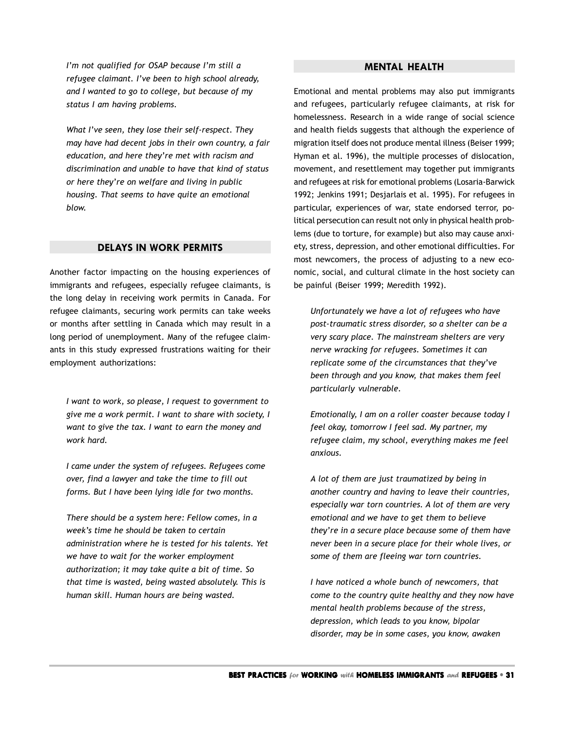*I'm not qualified for OSAP because I'm still a refugee claimant. I've been to high school already, and I wanted to go to college, but because of my status I am having problems.*

*What I've seen, they lose their self-respect. They may have had decent jobs in their own country, a fair education, and here they're met with racism and discrimination and unable to have that kind of status or here they're on welfare and living in public housing. That seems to have quite an emotional blow.*

## DELAYS IN WORK PERMITS

Another factor impacting on the housing experiences of immigrants and refugees, especially refugee claimants, is the long delay in receiving work permits in Canada. For refugee claimants, securing work permits can take weeks or months after settling in Canada which may result in a long period of unemployment. Many of the refugee claimants in this study expressed frustrations waiting for their employment authorizations:

*I want to work, so please, I request to government to give me a work permit. I want to share with society, I want to give the tax. I want to earn the money and work hard.*

*I came under the system of refugees. Refugees come over, find a lawyer and take the time to fill out forms. But I have been lying idle for two months.*

*There should be a system here: Fellow comes, in a week's time he should be taken to certain administration where he is tested for his talents. Yet we have to wait for the worker employment authorization; it may take quite a bit of time. So that time is wasted, being wasted absolutely. This is human skill. Human hours are being wasted.*

## MENTAL HEALTH

Emotional and mental problems may also put immigrants and refugees, particularly refugee claimants, at risk for homelessness. Research in a wide range of social science and health fields suggests that although the experience of migration itself does not produce mental illness (Beiser 1999; Hyman et al. 1996), the multiple processes of dislocation, movement, and resettlement may together put immigrants and refugees at risk for emotional problems (Losaria-Barwick 1992; Jenkins 1991; Desjarlais et al. 1995). For refugees in particular, experiences of war, state endorsed terror, political persecution can result not only in physical health problems (due to torture, for example) but also may cause anxiety, stress, depression, and other emotional difficulties. For most newcomers, the process of adjusting to a new economic, social, and cultural climate in the host society can be painful (Beiser 1999; Meredith 1992).

*Unfortunately we have a lot of refugees who have post-traumatic stress disorder, so a shelter can be a very scary place. The mainstream shelters are very nerve wracking for refugees. Sometimes it can replicate some of the circumstances that they've been through and you know, that makes them feel particularly vulnerable.*

*Emotionally, I am on a roller coaster because today I feel okay, tomorrow I feel sad. My partner, my refugee claim, my school, everything makes me feel anxious.*

*A lot of them are just traumatized by being in another country and having to leave their countries, especially war torn countries. A lot of them are very emotional and we have to get them to believe they're in a secure place because some of them have never been in a secure place for their whole lives, or some of them are fleeing war torn countries.*

*I have noticed a whole bunch of newcomers, that come to the country quite healthy and they now have mental health problems because of the stress, depression, which leads to you know, bipolar disorder, may be in some cases, you know, awaken*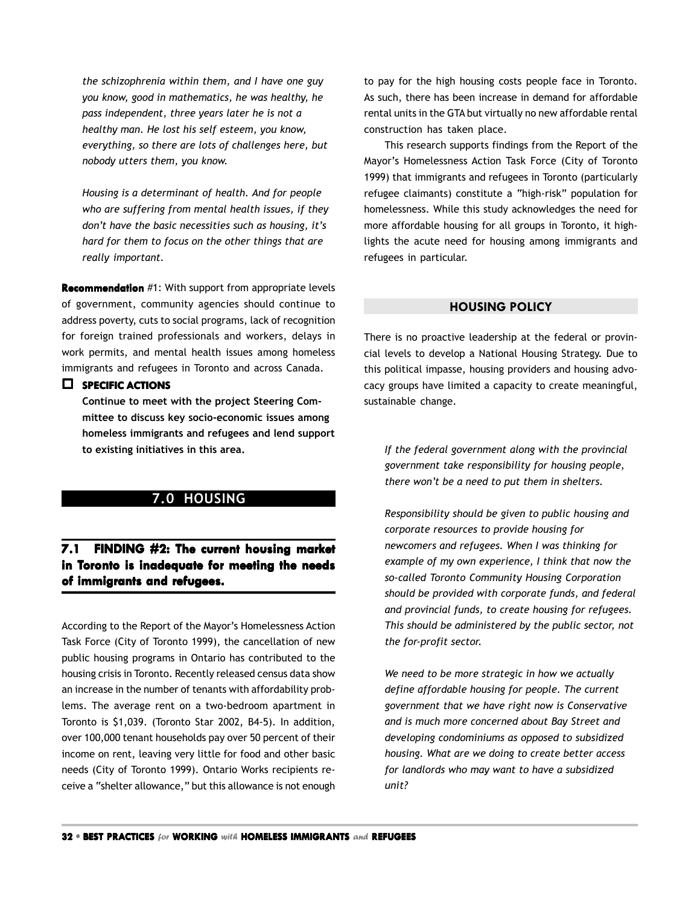*the schizophrenia within them, and I have one guy you know, good in mathematics, he was healthy, he pass independent, three years later he is not a healthy man. He lost his self esteem, you know, everything, so there are lots of challenges here, but nobody utters them, you know.*

*Housing is a determinant of health. And for people who are suffering from mental health issues, if they don't have the basic necessities such as housing, it's hard for them to focus on the other things that are really important.*

**Recommendation** #1: With support from appropriate levels of government, community agencies should continue to address poverty, cuts to social programs, lack of recognition for foreign trained professionals and workers, delays in work permits, and mental health issues among homeless immigrants and refugees in Toronto and across Canada.

- **SPECIFIC ACTIONS**

  **Continue to meet with the project Steering Committee to discuss key socio-economic issues among homeless immigrants and refugees and lend support to existing initiatives in this area.**

## 7.0 HOUSING

### 7.1 FINDING #2: The current housing market in Toronto is inadequate for meeting the needs of immigrants and refugees.

According to the Report of the Mayor's Homelessness Action Task Force (City of Toronto 1999), the cancellation of new public housing programs in Ontario has contributed to the housing crisis in Toronto. Recently released census data show an increase in the number of tenants with affordability problems. The average rent on a two-bedroom apartment in Toronto is $1,039. (Toronto Star 2002, B4-5). In addition, over 100,000 tenant households pay over 50 percent of their income on rent, leaving very little for food and other basic needs (City of Toronto 1999). Ontario Works recipients receive a "shelter allowance," but this allowance is not enough to pay for the high housing costs people face in Toronto. As such, there has been increase in demand for affordable rental units in the GTA but virtually no new affordable rental construction has taken place.

This research supports findings from the Report of the Mayor's Homelessness Action Task Force (City of Toronto 1999) that immigrants and refugees in Toronto (particularly refugee claimants) constitute a "high-risk" population for homelessness. While this study acknowledges the need for more affordable housing for all groups in Toronto, it highlights the acute need for housing among immigrants and refugees in particular.

#### HOUSING POLICY

There is no proactive leadership at the federal or provincial levels to develop a National Housing Strategy. Due to this political impasse, housing providers and housing advocacy groups have limited a capacity to create meaningful, sustainable change.

*If the federal government along with the provincial government take responsibility for housing people, there won't be a need to put them in shelters.*

*Responsibility should be given to public housing and corporate resources to provide housing for newcomers and refugees. When I was thinking for example of my own experience, I think that now the so-called Toronto Community Housing Corporation should be provided with corporate funds, and federal and provincial funds, to create housing for refugees. This should be administered by the public sector, not the for-profit sector.*

*We need to be more strategic in how we actually define affordable housing for people. The current government that we have right now is Conservative and is much more concerned about Bay Street and developing condominiums as opposed to subsidized housing. What are we doing to create better access for landlords who may want to have a subsidized unit?*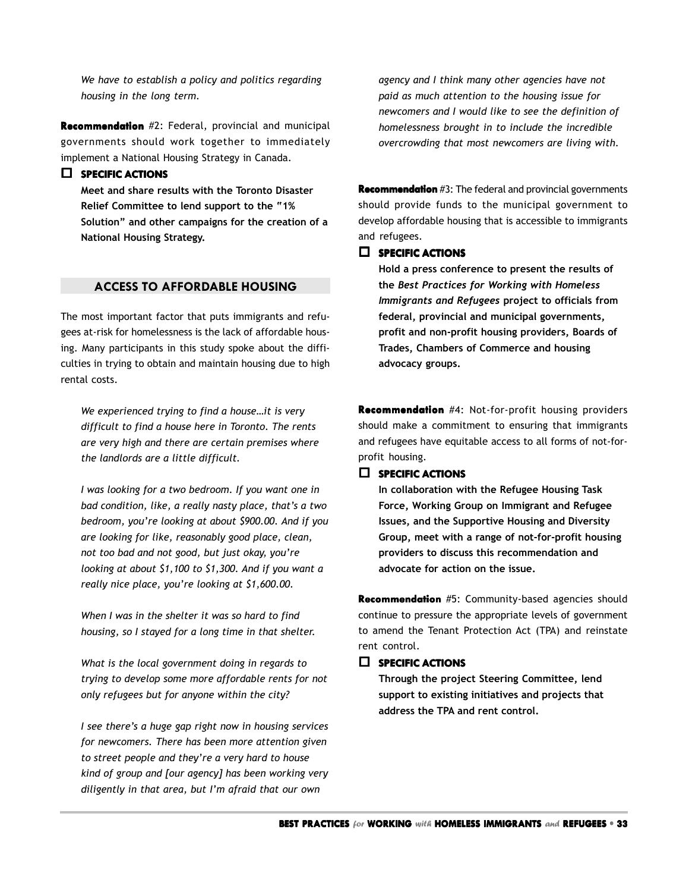*We have to establish a policy and politics regarding housing in the long term.*

**Recommendation** #2: Federal, provincial and municipal governments should work together to immediately implement a National Housing Strategy in Canada.

☐ **SPECIFIC ACTIONS**

**Meet and share results with the Toronto Disaster Relief Committee to lend support to the "1% Solution" and other campaigns for the creation of a National Housing Strategy.**

## ACCESS TO AFFORDABLE HOUSING

The most important factor that puts immigrants and refugees at-risk for homelessness is the lack of affordable housing. Many participants in this study spoke about the difficulties in trying to obtain and maintain housing due to high rental costs.

*We experienced trying to find a house…it is very difficult to find a house here in Toronto. The rents are very high and there are certain premises where the landlords are a little difficult.*

*I was looking for a two bedroom. If you want one in bad condition, like, a really nasty place, that's a two bedroom, you're looking at about $900.00. And if you are looking for like, reasonably good place, clean, not too bad and not good, but just okay, you're looking at about $1,100 to $1,300. And if you want a really nice place, you're looking at $1,600.00.*

*When I was in the shelter it was so hard to find housing, so I stayed for a long time in that shelter.*

*What is the local government doing in regards to trying to develop some more affordable rents for not only refugees but for anyone within the city?*

*I see there's a huge gap right now in housing services for newcomers. There has been more attention given to street people and they're a very hard to house kind of group and [our agency] has been working very diligently in that area, but I'm afraid that our own agency and I think many other agencies have not paid as much attention to the housing issue for newcomers and I would like to see the definition of homelessness brought in to include the incredible overcrowding that most newcomers are living with.*

**Recommendation** #3: The federal and provincial governments should provide funds to the municipal government to develop affordable housing that is accessible to immigrants and refugees.

☐ **SPECIFIC ACTIONS**

**Hold a press conference to present the results of the *Best Practices for Working with Homeless Immigrants and Refugees* project to officials from federal, provincial and municipal governments, profit and non-profit housing providers, Boards of Trades, Chambers of Commerce and housing advocacy groups.**

**Recommendation** #4: Not-for-profit housing providers should make a commitment to ensuring that immigrants and refugees have equitable access to all forms of not-for-profit housing.

☐ **SPECIFIC ACTIONS**

**In collaboration with the Refugee Housing Task Force, Working Group on Immigrant and Refugee Issues, and the Supportive Housing and Diversity Group, meet with a range of not-for-profit housing providers to discuss this recommendation and advocate for action on the issue.**

**Recommendation** #5: Community-based agencies should continue to pressure the appropriate levels of government to amend the Tenant Protection Act (TPA) and reinstate rent control.

☐ **SPECIFIC ACTIONS**

**Through the project Steering Committee, lend support to existing initiatives and projects that address the TPA and rent control.**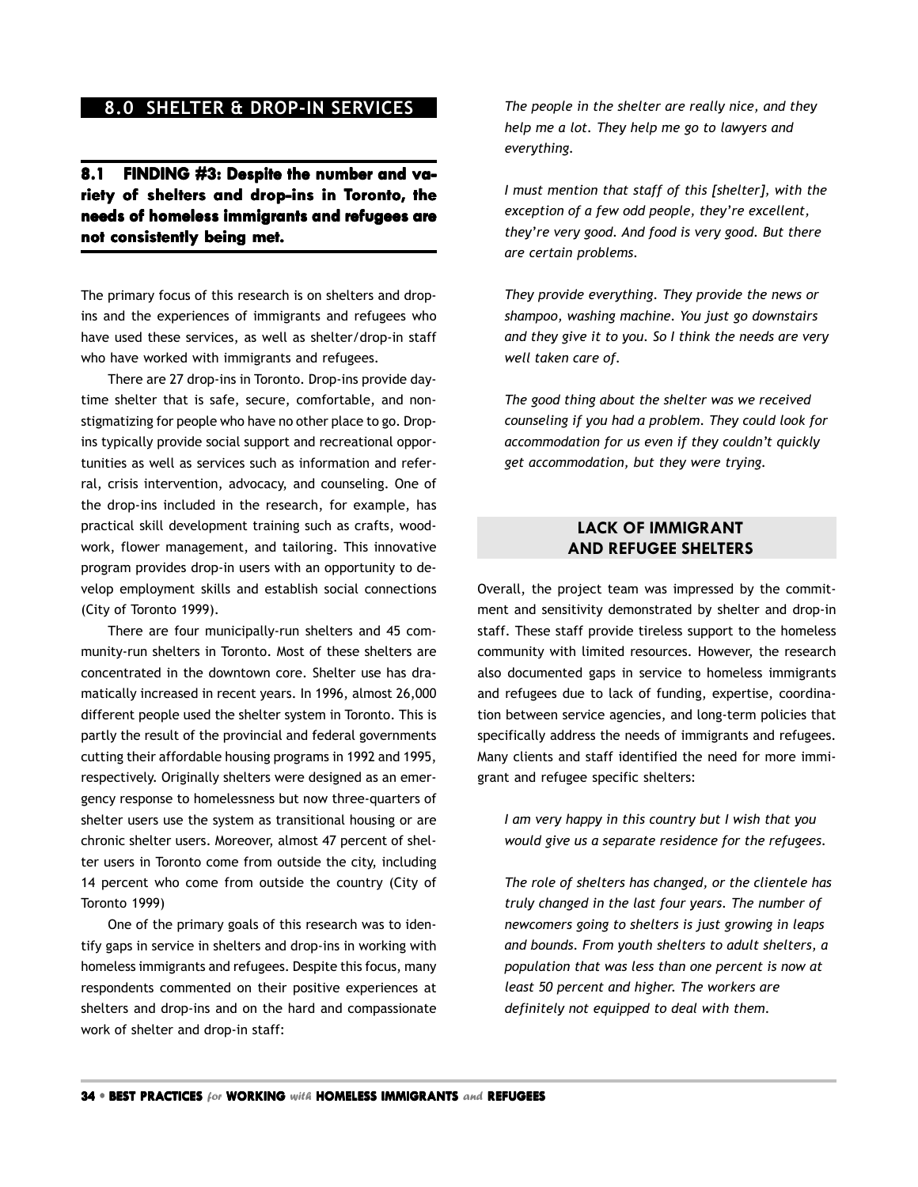# 8.0 SHELTER & DROP-IN SERVICES

## 8.1 FINDING #3: Despite the number and variety of shelters and drop-ins in Toronto, the needs of homeless immigrants and refugees are not consistently being met.

The primary focus of this research is on shelters and drop-ins and the experiences of immigrants and refugees who have used these services, as well as shelter/drop-in staff who have worked with immigrants and refugees.

There are 27 drop-ins in Toronto. Drop-ins provide daytime shelter that is safe, secure, comfortable, and non-stigmatizing for people who have no other place to go. Drop-ins typically provide social support and recreational opportunities as well as services such as information and referral, crisis intervention, advocacy, and counseling. One of the drop-ins included in the research, for example, has practical skill development training such as crafts, woodwork, flower management, and tailoring. This innovative program provides drop-in users with an opportunity to develop employment skills and establish social connections (City of Toronto 1999).

There are four municipally-run shelters and 45 community-run shelters in Toronto. Most of these shelters are concentrated in the downtown core. Shelter use has dramatically increased in recent years. In 1996, almost 26,000 different people used the shelter system in Toronto. This is partly the result of the provincial and federal governments cutting their affordable housing programs in 1992 and 1995, respectively. Originally shelters were designed as an emergency response to homelessness but now three-quarters of shelter users use the system as transitional housing or are chronic shelter users. Moreover, almost 47 percent of shelter users in Toronto come from outside the city, including 14 percent who come from outside the country (City of Toronto 1999)

One of the primary goals of this research was to identify gaps in service in shelters and drop-ins in working with homeless immigrants and refugees. Despite this focus, many respondents commented on their positive experiences at shelters and drop-ins and on the hard and compassionate work of shelter and drop-in staff:

> *The people in the shelter are really nice, and they help me a lot. They help me go to lawyers and everything.*
>
> *I must mention that staff of this [shelter], with the exception of a few odd people, they're excellent, they're very good. And food is very good. But there are certain problems.*
>
> *They provide everything. They provide the news or shampoo, washing machine. You just go downstairs and they give it to you. So I think the needs are very well taken care of.*
>
> *The good thing about the shelter was we received counseling if you had a problem. They could look for accommodation for us even if they couldn't quickly get accommodation, but they were trying.*

### LACK OF IMMIGRANT AND REFUGEE SHELTERS

Overall, the project team was impressed by the commitment and sensitivity demonstrated by shelter and drop-in staff. These staff provide tireless support to the homeless community with limited resources. However, the research also documented gaps in service to homeless immigrants and refugees due to lack of funding, expertise, coordination between service agencies, and long-term policies that specifically address the needs of immigrants and refugees. Many clients and staff identified the need for more immigrant and refugee specific shelters:

> *I am very happy in this country but I wish that you would give us a separate residence for the refugees.*
>
> *The role of shelters has changed, or the clientele has truly changed in the last four years. The number of newcomers going to shelters is just growing in leaps and bounds. From youth shelters to adult shelters, a population that was less than one percent is now at least 50 percent and higher. The workers are definitely not equipped to deal with them.*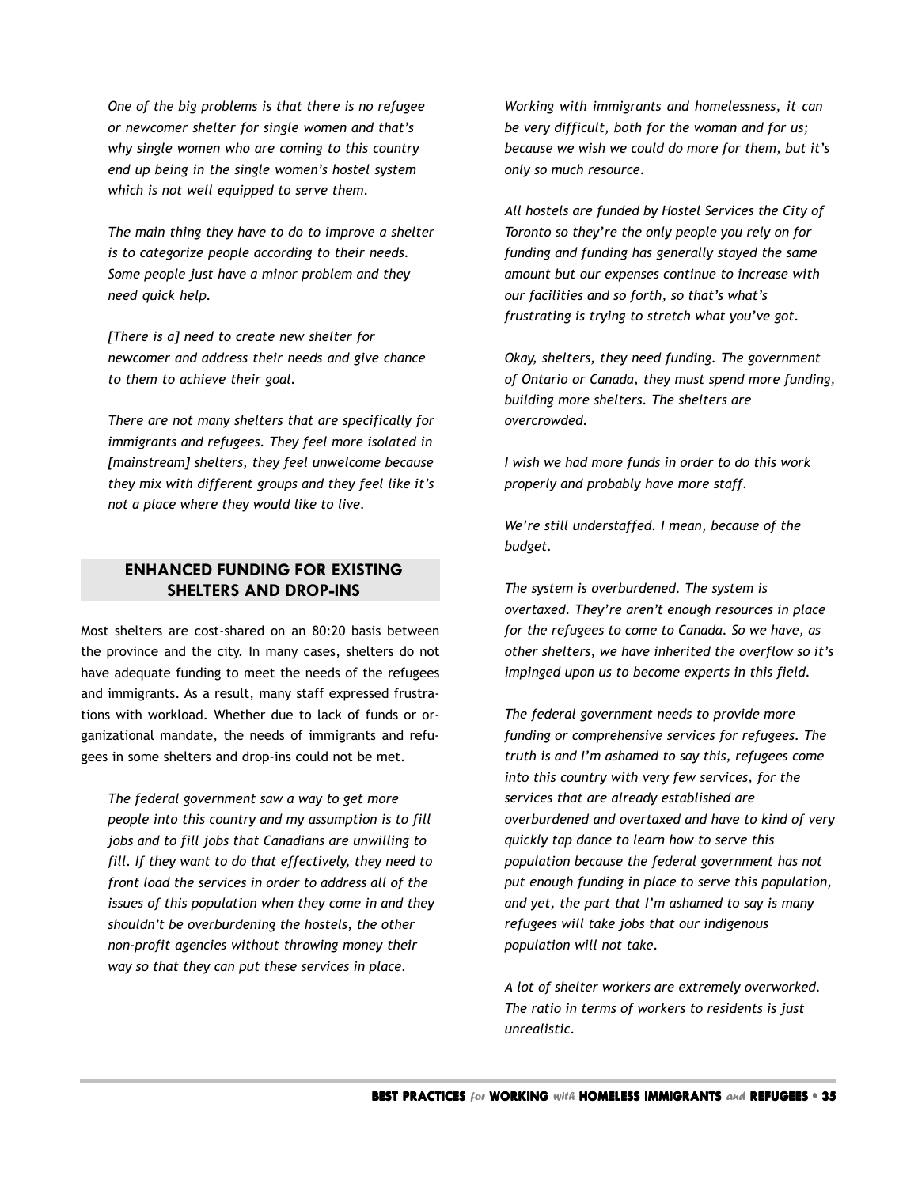*One of the big problems is that there is no refugee or newcomer shelter for single women and that's why single women who are coming to this country end up being in the single women's hostel system which is not well equipped to serve them.*

*The main thing they have to do to improve a shelter is to categorize people according to their needs. Some people just have a minor problem and they need quick help.*

*[There is a] need to create new shelter for newcomer and address their needs and give chance to them to achieve their goal.*

*There are not many shelters that are specifically for immigrants and refugees. They feel more isolated in [mainstream] shelters, they feel unwelcome because they mix with different groups and they feel like it's not a place where they would like to live.*

## ENHANCED FUNDING FOR EXISTING SHELTERS AND DROP-INS

Most shelters are cost-shared on an 80:20 basis between the province and the city. In many cases, shelters do not have adequate funding to meet the needs of the refugees and immigrants. As a result, many staff expressed frustrations with workload. Whether due to lack of funds or organizational mandate, the needs of immigrants and refugees in some shelters and drop-ins could not be met.

*The federal government saw a way to get more people into this country and my assumption is to fill jobs and to fill jobs that Canadians are unwilling to fill. If they want to do that effectively, they need to front load the services in order to address all of the issues of this population when they come in and they shouldn't be overburdening the hostels, the other non-profit agencies without throwing money their way so that they can put these services in place.*

*Working with immigrants and homelessness, it can be very difficult, both for the woman and for us; because we wish we could do more for them, but it's only so much resource.*

*All hostels are funded by Hostel Services the City of Toronto so they're the only people you rely on for funding and funding has generally stayed the same amount but our expenses continue to increase with our facilities and so forth, so that's what's frustrating is trying to stretch what you've got.*

*Okay, shelters, they need funding. The government of Ontario or Canada, they must spend more funding, building more shelters. The shelters are overcrowded.*

*I wish we had more funds in order to do this work properly and probably have more staff.*

*We're still understaffed. I mean, because of the budget.*

*The system is overburdened. The system is overtaxed. They're aren't enough resources in place for the refugees to come to Canada. So we have, as other shelters, we have inherited the overflow so it's impinged upon us to become experts in this field.*

*The federal government needs to provide more funding or comprehensive services for refugees. The truth is and I'm ashamed to say this, refugees come into this country with very few services, for the services that are already established are overburdened and overtaxed and have to kind of very quickly tap dance to learn how to serve this population because the federal government has not put enough funding in place to serve this population, and yet, the part that I'm ashamed to say is many refugees will take jobs that our indigenous population will not take.*

*A lot of shelter workers are extremely overworked. The ratio in terms of workers to residents is just unrealistic.*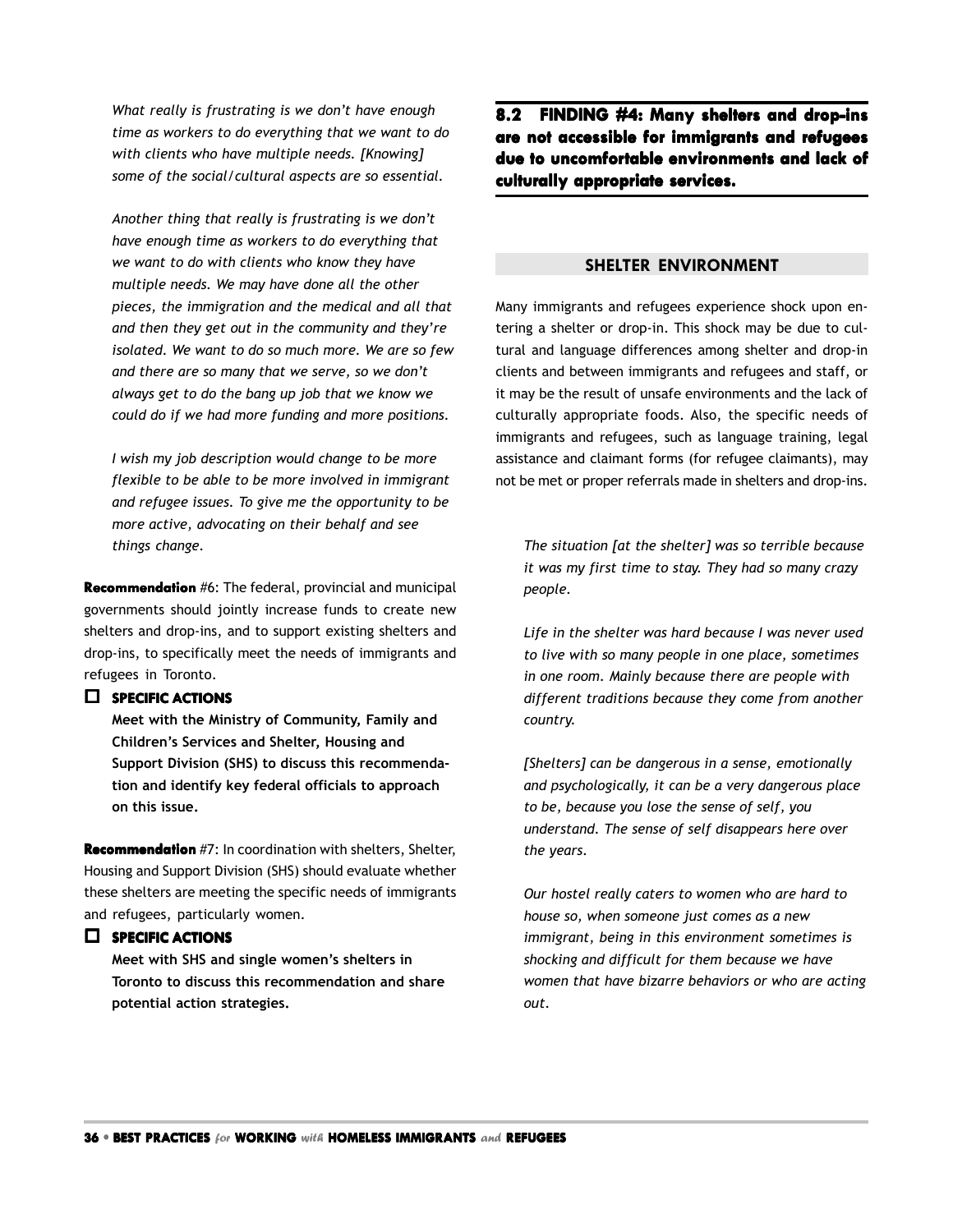*What really is frustrating is we don't have enough time as workers to do everything that we want to do with clients who have multiple needs. [Knowing] some of the social/cultural aspects are so essential.*

*Another thing that really is frustrating is we don't have enough time as workers to do everything that we want to do with clients who know they have multiple needs. We may have done all the other pieces, the immigration and the medical and all that and then they get out in the community and they're isolated. We want to do so much more. We are so few and there are so many that we serve, so we don't always get to do the bang up job that we know we could do if we had more funding and more positions.*

*I wish my job description would change to be more flexible to be able to be more involved in immigrant and refugee issues. To give me the opportunity to be more active, advocating on their behalf and see things change.*

**Recommendation** #6: The federal, provincial and municipal governments should jointly increase funds to create new shelters and drop-ins, and to support existing shelters and drop-ins, to specifically meet the needs of immigrants and refugees in Toronto.

- ☐ **SPECIFIC ACTIONS**

  **Meet with the Ministry of Community, Family and Children's Services and Shelter, Housing and Support Division (SHS) to discuss this recommendation and identify key federal officials to approach on this issue.**

**Recommendation** #7: In coordination with shelters, Shelter, Housing and Support Division (SHS) should evaluate whether these shelters are meeting the specific needs of immigrants and refugees, particularly women.

- ☐ **SPECIFIC ACTIONS**

  **Meet with SHS and single women's shelters in Toronto to discuss this recommendation and share potential action strategies.**

## 8.2 FINDING #4: Many shelters and drop-ins are not accessible for immigrants and refugees due to uncomfortable environments and lack of culturally appropriate services.

### SHELTER ENVIRONMENT

Many immigrants and refugees experience shock upon entering a shelter or drop-in. This shock may be due to cultural and language differences among shelter and drop-in clients and between immigrants and refugees and staff, or it may be the result of unsafe environments and the lack of culturally appropriate foods. Also, the specific needs of immigrants and refugees, such as language training, legal assistance and claimant forms (for refugee claimants), may not be met or proper referrals made in shelters and drop-ins.

*The situation [at the shelter] was so terrible because it was my first time to stay. They had so many crazy people.*

*Life in the shelter was hard because I was never used to live with so many people in one place, sometimes in one room. Mainly because there are people with different traditions because they come from another country.*

*[Shelters] can be dangerous in a sense, emotionally and psychologically, it can be a very dangerous place to be, because you lose the sense of self, you understand. The sense of self disappears here over the years.*

*Our hostel really caters to women who are hard to house so, when someone just comes as a new immigrant, being in this environment sometimes is shocking and difficult for them because we have women that have bizarre behaviors or who are acting out.*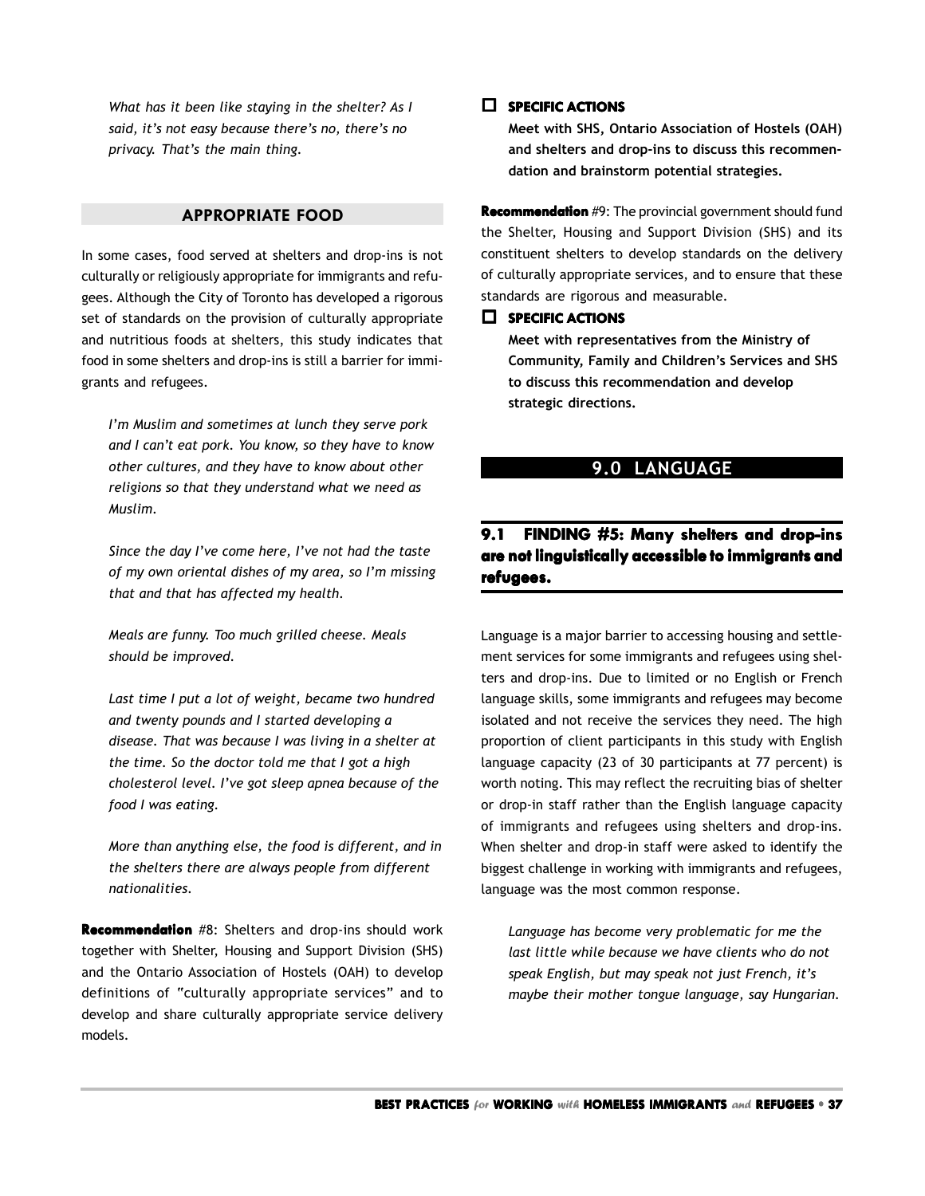*What has it been like staying in the shelter? As I said, it's not easy because there's no, there's no privacy. That's the main thing.*

### APPROPRIATE FOOD

In some cases, food served at shelters and drop-ins is not culturally or religiously appropriate for immigrants and refugees. Although the City of Toronto has developed a rigorous set of standards on the provision of culturally appropriate and nutritious foods at shelters, this study indicates that food in some shelters and drop-ins is still a barrier for immigrants and refugees.

> *I'm Muslim and sometimes at lunch they serve pork and I can't eat pork. You know, so they have to know other cultures, and they have to know about other religions so that they understand what we need as Muslim.*
>
> *Since the day I've come here, I've not had the taste of my own oriental dishes of my area, so I'm missing that and that has affected my health.*
>
> *Meals are funny. Too much grilled cheese. Meals should be improved.*
>
> *Last time I put a lot of weight, became two hundred and twenty pounds and I started developing a disease. That was because I was living in a shelter at the time. So the doctor told me that I got a high cholesterol level. I've got sleep apnea because of the food I was eating.*
>
> *More than anything else, the food is different, and in the shelters there are always people from different nationalities.*

**Recommendation** #8: Shelters and drop-ins should work together with Shelter, Housing and Support Division (SHS) and the Ontario Association of Hostels (OAH) to develop definitions of "culturally appropriate services" and to develop and share culturally appropriate service delivery models.

- [ ] **SPECIFIC ACTIONS**

  **Meet with SHS, Ontario Association of Hostels (OAH) and shelters and drop-ins to discuss this recommendation and brainstorm potential strategies.**

**Recommendation** #9: The provincial government should fund the Shelter, Housing and Support Division (SHS) and its constituent shelters to develop standards on the delivery of culturally appropriate services, and to ensure that these standards are rigorous and measurable.

- [ ] **SPECIFIC ACTIONS**

  **Meet with representatives from the Ministry of Community, Family and Children's Services and SHS to discuss this recommendation and develop strategic directions.**

## 9.0 LANGUAGE

### 9.1 FINDING #5: Many shelters and drop-ins are not linguistically accessible to immigrants and refugees.

Language is a major barrier to accessing housing and settlement services for some immigrants and refugees using shelters and drop-ins. Due to limited or no English or French language skills, some immigrants and refugees may become isolated and not receive the services they need. The high proportion of client participants in this study with English language capacity (23 of 30 participants at 77 percent) is worth noting. This may reflect the recruiting bias of shelter or drop-in staff rather than the English language capacity of immigrants and refugees using shelters and drop-ins. When shelter and drop-in staff were asked to identify the biggest challenge in working with immigrants and refugees, language was the most common response.

> *Language has become very problematic for me the last little while because we have clients who do not speak English, but may speak not just French, it's maybe their mother tongue language, say Hungarian.*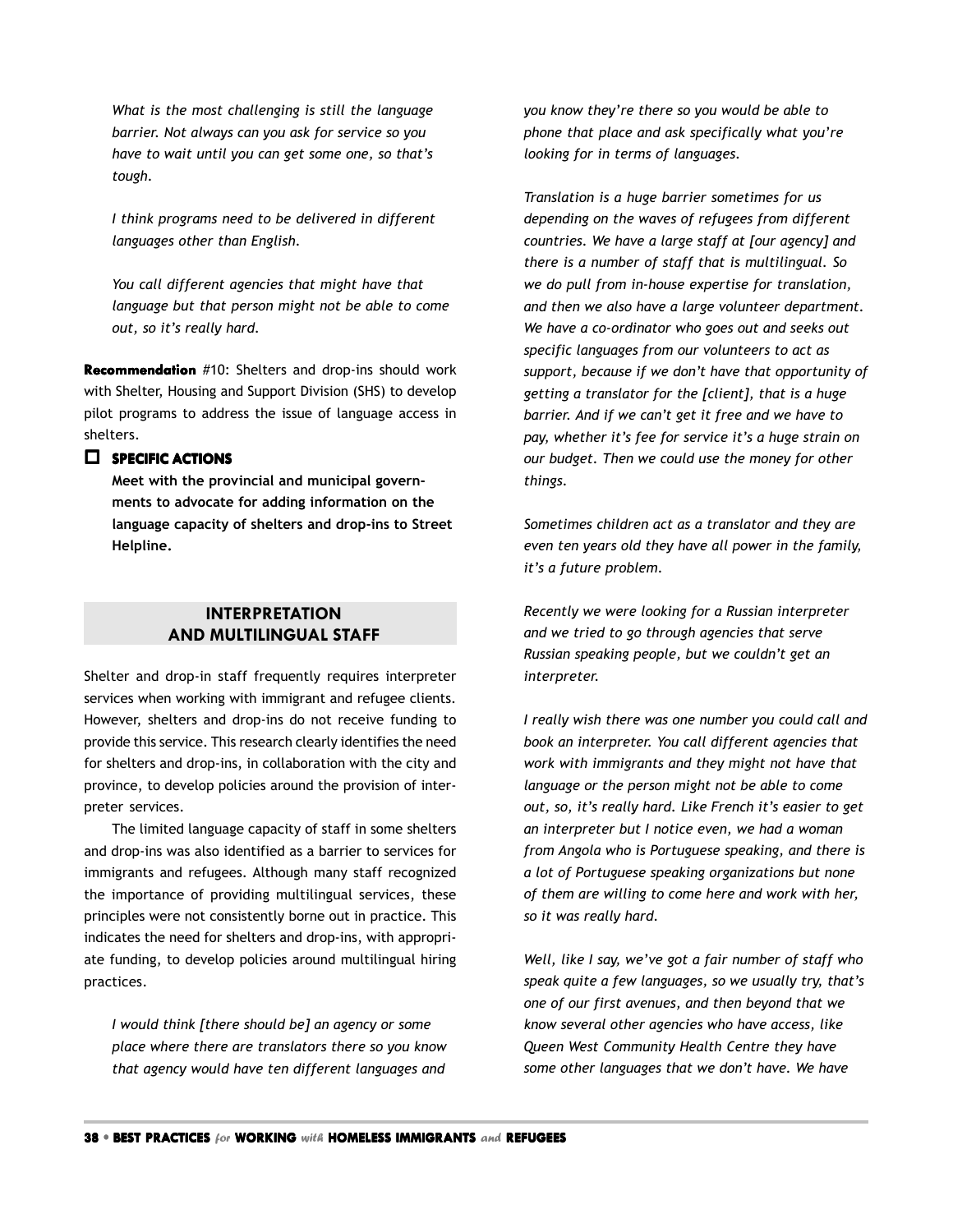*What is the most challenging is still the language barrier. Not always can you ask for service so you have to wait until you can get some one, so that's tough.*

*I think programs need to be delivered in different languages other than English.*

*You call different agencies that might have that language but that person might not be able to come out, so it's really hard.*

**Recommendation** #10: Shelters and drop-ins should work with Shelter, Housing and Support Division (SHS) to develop pilot programs to address the issue of language access in shelters.

- [ ] **SPECIFIC ACTIONS**

  **Meet with the provincial and municipal governments to advocate for adding information on the language capacity of shelters and drop-ins to Street Helpline.**

## INTERPRETATION AND MULTILINGUAL STAFF

Shelter and drop-in staff frequently requires interpreter services when working with immigrant and refugee clients. However, shelters and drop-ins do not receive funding to provide this service. This research clearly identifies the need for shelters and drop-ins, in collaboration with the city and province, to develop policies around the provision of interpreter services.

The limited language capacity of staff in some shelters and drop-ins was also identified as a barrier to services for immigrants and refugees. Although many staff recognized the importance of providing multilingual services, these principles were not consistently borne out in practice. This indicates the need for shelters and drop-ins, with appropriate funding, to develop policies around multilingual hiring practices.

*I would think [there should be] an agency or some place where there are translators there so you know that agency would have ten different languages and you know they're there so you would be able to phone that place and ask specifically what you're looking for in terms of languages.*

*Translation is a huge barrier sometimes for us depending on the waves of refugees from different countries. We have a large staff at [our agency] and there is a number of staff that is multilingual. So we do pull from in-house expertise for translation, and then we also have a large volunteer department. We have a co-ordinator who goes out and seeks out specific languages from our volunteers to act as support, because if we don't have that opportunity of getting a translator for the [client], that is a huge barrier. And if we can't get it free and we have to pay, whether it's fee for service it's a huge strain on our budget. Then we could use the money for other things.*

*Sometimes children act as a translator and they are even ten years old they have all power in the family, it's a future problem.*

*Recently we were looking for a Russian interpreter and we tried to go through agencies that serve Russian speaking people, but we couldn't get an interpreter.*

*I really wish there was one number you could call and book an interpreter. You call different agencies that work with immigrants and they might not have that language or the person might not be able to come out, so, it's really hard. Like French it's easier to get an interpreter but I notice even, we had a woman from Angola who is Portuguese speaking, and there is a lot of Portuguese speaking organizations but none of them are willing to come here and work with her, so it was really hard.*

*Well, like I say, we've got a fair number of staff who speak quite a few languages, so we usually try, that's one of our first avenues, and then beyond that we know several other agencies who have access, like Queen West Community Health Centre they have some other languages that we don't have. We have*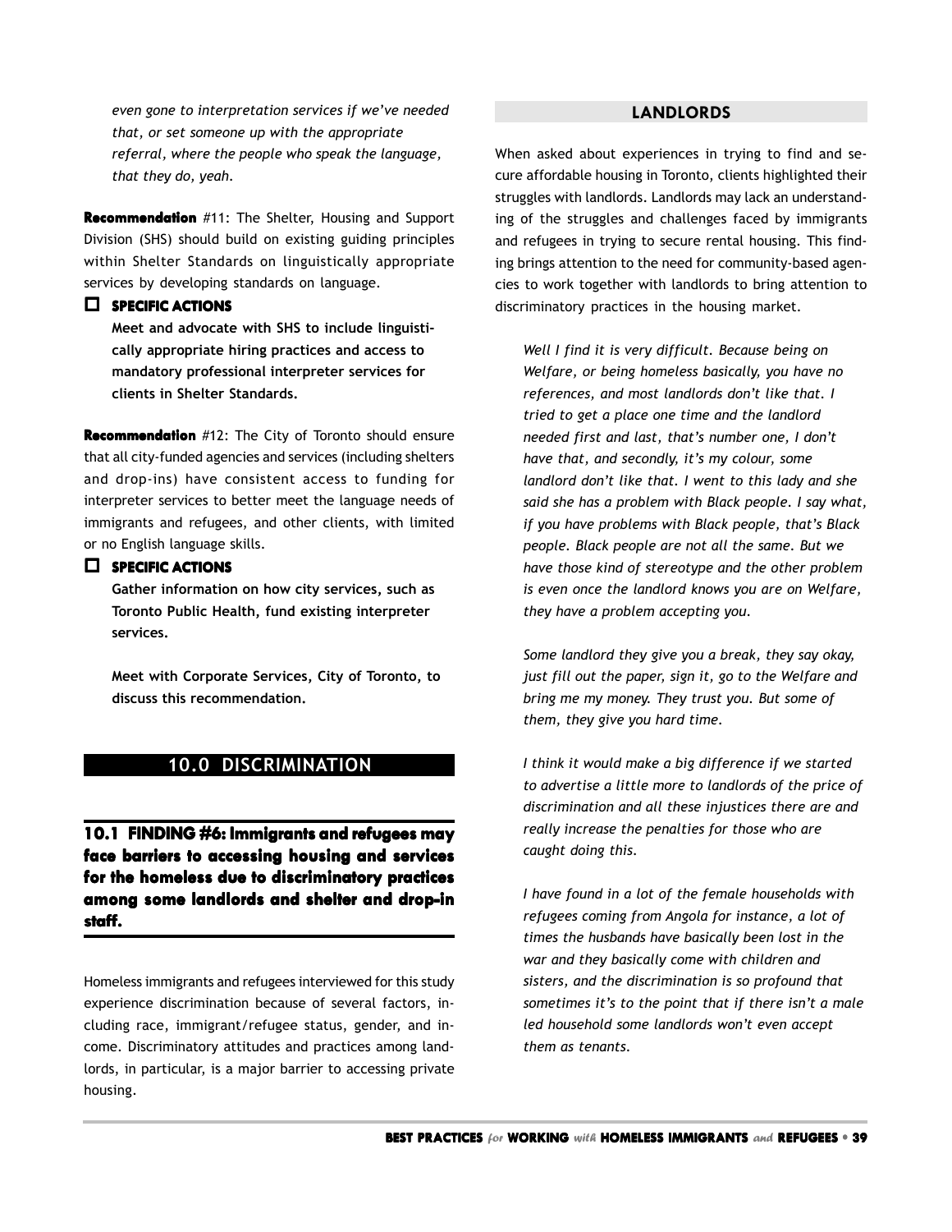*even gone to interpretation services if we've needed that, or set someone up with the appropriate referral, where the people who speak the language, that they do, yeah.*

**Recommendation** #11: The Shelter, Housing and Support Division (SHS) should build on existing guiding principles within Shelter Standards on linguistically appropriate services by developing standards on language.

- [ ] **SPECIFIC ACTIONS**

  **Meet and advocate with SHS to include linguistically appropriate hiring practices and access to mandatory professional interpreter services for clients in Shelter Standards.**

**Recommendation** #12: The City of Toronto should ensure that all city-funded agencies and services (including shelters and drop-ins) have consistent access to funding for interpreter services to better meet the language needs of immigrants and refugees, and other clients, with limited or no English language skills.

- [ ] **SPECIFIC ACTIONS**

  **Gather information on how city services, such as Toronto Public Health, fund existing interpreter services.**

  **Meet with Corporate Services, City of Toronto, to discuss this recommendation.**

## 10.0 DISCRIMINATION

### 10.1 FINDING #6: Immigrants and refugees may face barriers to accessing housing and services for the homeless due to discriminatory practices among some landlords and shelter and drop-in staff.

Homeless immigrants and refugees interviewed for this study experience discrimination because of several factors, including race, immigrant/refugee status, gender, and income. Discriminatory attitudes and practices among landlords, in particular, is a major barrier to accessing private housing.

#### LANDLORDS

When asked about experiences in trying to find and secure affordable housing in Toronto, clients highlighted their struggles with landlords. Landlords may lack an understanding of the struggles and challenges faced by immigrants and refugees in trying to secure rental housing. This finding brings attention to the need for community-based agencies to work together with landlords to bring attention to discriminatory practices in the housing market.

*Well I find it is very difficult. Because being on Welfare, or being homeless basically, you have no references, and most landlords don't like that. I tried to get a place one time and the landlord needed first and last, that's number one, I don't have that, and secondly, it's my colour, some landlord don't like that. I went to this lady and she said she has a problem with Black people. I say what, if you have problems with Black people, that's Black people. Black people are not all the same. But we have those kind of stereotype and the other problem is even once the landlord knows you are on Welfare, they have a problem accepting you.*

*Some landlord they give you a break, they say okay, just fill out the paper, sign it, go to the Welfare and bring me my money. They trust you. But some of them, they give you hard time.*

*I think it would make a big difference if we started to advertise a little more to landlords of the price of discrimination and all these injustices there are and really increase the penalties for those who are caught doing this.*

*I have found in a lot of the female households with refugees coming from Angola for instance, a lot of times the husbands have basically been lost in the war and they basically come with children and sisters, and the discrimination is so profound that sometimes it's to the point that if there isn't a male led household some landlords won't even accept them as tenants.*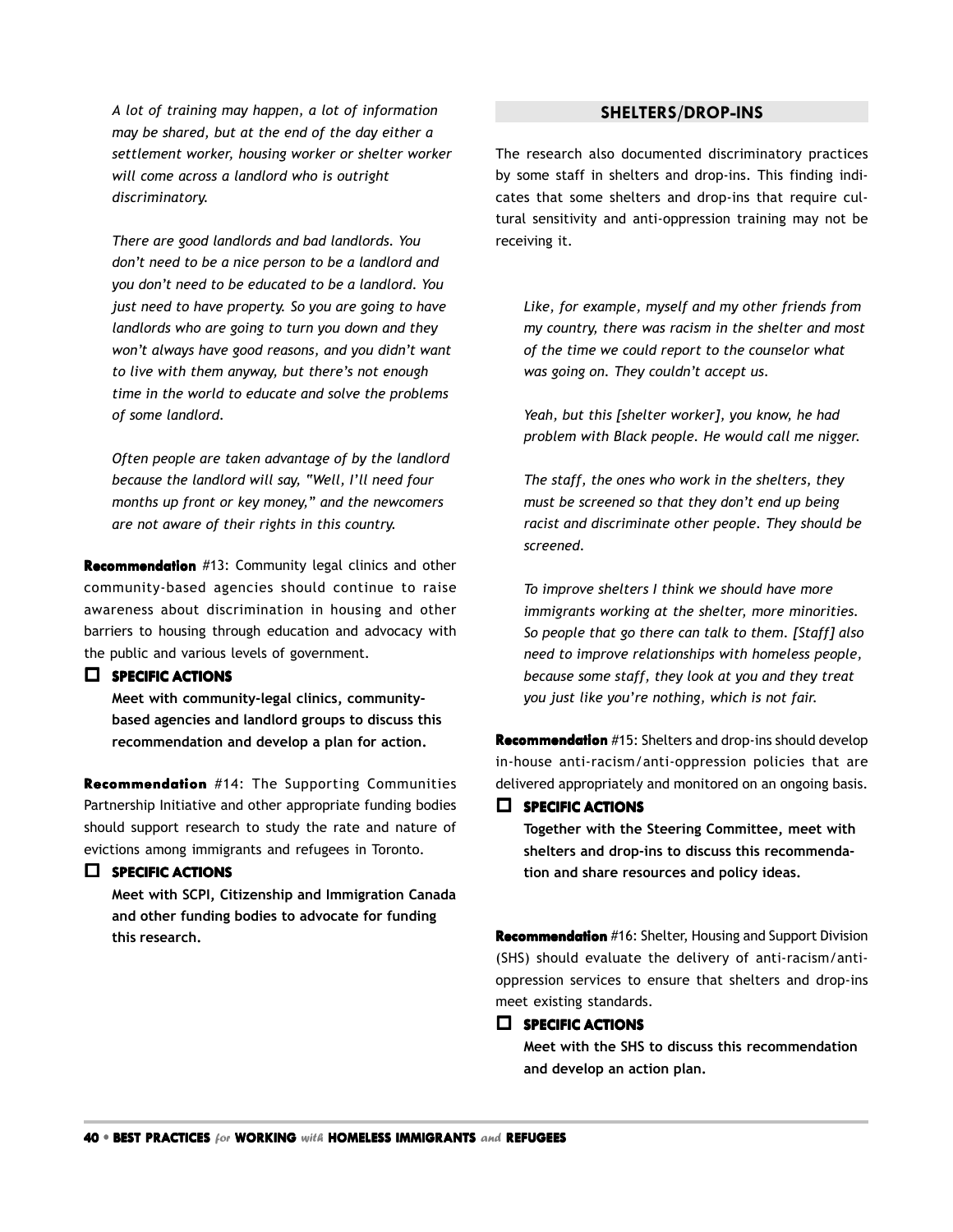*A lot of training may happen, a lot of information may be shared, but at the end of the day either a settlement worker, housing worker or shelter worker will come across a landlord who is outright discriminatory.*

*There are good landlords and bad landlords. You don't need to be a nice person to be a landlord and you don't need to be educated to be a landlord. You just need to have property. So you are going to have landlords who are going to turn you down and they won't always have good reasons, and you didn't want to live with them anyway, but there's not enough time in the world to educate and solve the problems of some landlord.*

*Often people are taken advantage of by the landlord because the landlord will say, "Well, I'll need four months up front or key money," and the newcomers are not aware of their rights in this country.*

**Recommendation** #13: Community legal clinics and other community-based agencies should continue to raise awareness about discrimination in housing and other barriers to housing through education and advocacy with the public and various levels of government.

- [ ] **SPECIFIC ACTIONS**

  **Meet with community-legal clinics, community-based agencies and landlord groups to discuss this recommendation and develop a plan for action.**

**Recommendation** #14: The Supporting Communities Partnership Initiative and other appropriate funding bodies should support research to study the rate and nature of evictions among immigrants and refugees in Toronto.

- [ ] **SPECIFIC ACTIONS**

  **Meet with SCPI, Citizenship and Immigration Canada and other funding bodies to advocate for funding this research.**

## SHELTERS/DROP-INS

The research also documented discriminatory practices by some staff in shelters and drop-ins. This finding indicates that some shelters and drop-ins that require cultural sensitivity and anti-oppression training may not be receiving it.

*Like, for example, myself and my other friends from my country, there was racism in the shelter and most of the time we could report to the counselor what was going on. They couldn't accept us.*

*Yeah, but this [shelter worker], you know, he had problem with Black people. He would call me nigger.*

*The staff, the ones who work in the shelters, they must be screened so that they don't end up being racist and discriminate other people. They should be screened.*

*To improve shelters I think we should have more immigrants working at the shelter, more minorities. So people that go there can talk to them. [Staff] also need to improve relationships with homeless people, because some staff, they look at you and they treat you just like you're nothing, which is not fair.*

**Recommendation** #15: Shelters and drop-ins should develop in-house anti-racism/anti-oppression policies that are delivered appropriately and monitored on an ongoing basis.

- [ ] **SPECIFIC ACTIONS**

  **Together with the Steering Committee, meet with shelters and drop-ins to discuss this recommendation and share resources and policy ideas.**

**Recommendation** #16: Shelter, Housing and Support Division (SHS) should evaluate the delivery of anti-racism/anti-oppression services to ensure that shelters and drop-ins meet existing standards.

- [ ] **SPECIFIC ACTIONS**

  **Meet with the SHS to discuss this recommendation and develop an action plan.**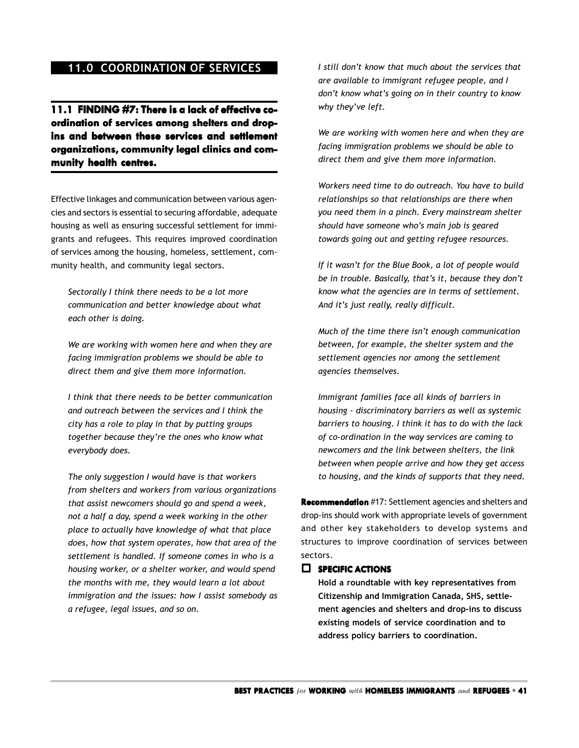## 11.0 COORDINATION OF SERVICES

### 11.1 FINDING #7: There is a lack of effective co-ordination of services among shelters and drop-ins and between these services and settlement organizations, community legal clinics and community health centres.

Effective linkages and communication between various agencies and sectors is essential to securing affordable, adequate housing as well as ensuring successful settlement for immigrants and refugees. This requires improved coordination of services among the housing, homeless, settlement, community health, and community legal sectors.

*Sectorally I think there needs to be a lot more communication and better knowledge about what each other is doing.*

*We are working with women here and when they are facing immigration problems we should be able to direct them and give them more information.*

*I think that there needs to be better communication and outreach between the services and I think the city has a role to play in that by putting groups together because they're the ones who know what everybody does.*

*The only suggestion I would have is that workers from shelters and workers from various organizations that assist newcomers should go and spend a week, not a half a day, spend a week working in the other place to actually have knowledge of what that place does, how that system operates, how that area of the settlement is handled. If someone comes in who is a housing worker, or a shelter worker, and would spend the months with me, they would learn a lot about immigration and the issues: how I assist somebody as a refugee, legal issues, and so on.*

*I still don't know that much about the services that are available to immigrant refugee people, and I don't know what's going on in their country to know why they've left.*

*We are working with women here and when they are facing immigration problems we should be able to direct them and give them more information.*

*Workers need time to do outreach. You have to build relationships so that relationships are there when you need them in a pinch. Every mainstream shelter should have someone who's main job is geared towards going out and getting refugee resources.*

*If it wasn't for the Blue Book, a lot of people would be in trouble. Basically, that's it, because they don't know what the agencies are in terms of settlement. And it's just really, really difficult.*

*Much of the time there isn't enough communication between, for example, the shelter system and the settlement agencies nor among the settlement agencies themselves.*

*Immigrant families face all kinds of barriers in housing - discriminatory barriers as well as systemic barriers to housing. I think it has to do with the lack of co-ordination in the way services are coming to newcomers and the link between shelters, the link between when people arrive and how they get access to housing, and the kinds of supports that they need.*

**Recommendation** #17: Settlement agencies and shelters and drop-ins should work with appropriate levels of government and other key stakeholders to develop systems and structures to improve coordination of services between sectors.

- [ ] **SPECIFIC ACTIONS**

**Hold a roundtable with key representatives from Citizenship and Immigration Canada, SHS, settlement agencies and shelters and drop-ins to discuss existing models of service coordination and to address policy barriers to coordination.**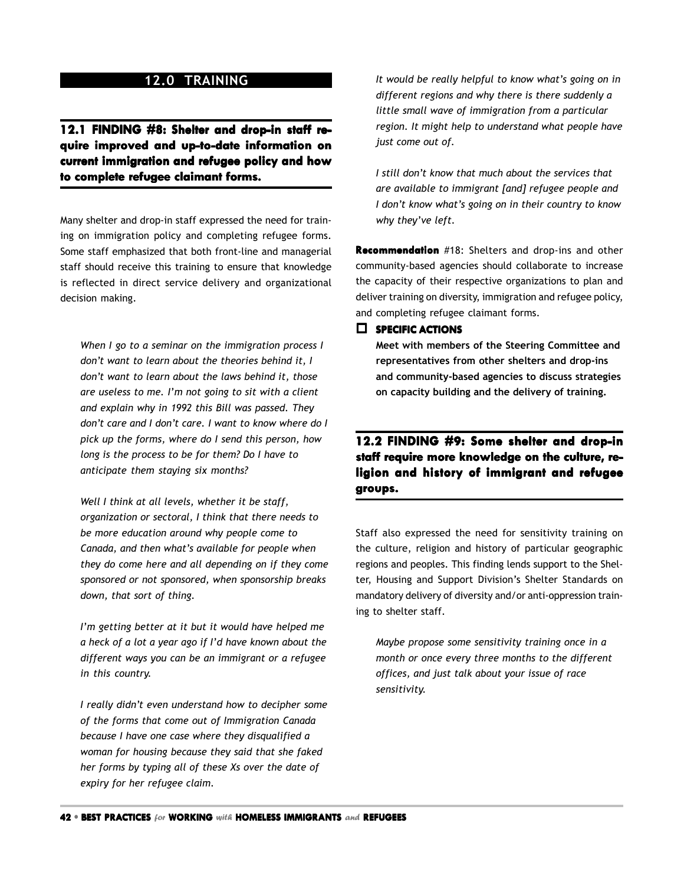## 12.0 TRAINING

### 12.1 FINDING #8: Shelter and drop-in staff require improved and up-to-date information on current immigration and refugee policy and how to complete refugee claimant forms.

Many shelter and drop-in staff expressed the need for training on immigration policy and completing refugee forms. Some staff emphasized that both front-line and managerial staff should receive this training to ensure that knowledge is reflected in direct service delivery and organizational decision making.

> *When I go to a seminar on the immigration process I don't want to learn about the theories behind it, I don't want to learn about the laws behind it, those are useless to me. I'm not going to sit with a client and explain why in 1992 this Bill was passed. They don't care and I don't care. I want to know where do I pick up the forms, where do I send this person, how long is the process to be for them? Do I have to anticipate them staying six months?*

> *Well I think at all levels, whether it be staff, organization or sectoral, I think that there needs to be more education around why people come to Canada, and then what's available for people when they do come here and all depending on if they come sponsored or not sponsored, when sponsorship breaks down, that sort of thing.*

> *I'm getting better at it but it would have helped me a heck of a lot a year ago if I'd have known about the different ways you can be an immigrant or a refugee in this country.*

> *I really didn't even understand how to decipher some of the forms that come out of Immigration Canada because I have one case where they disqualified a woman for housing because they said that she faked her forms by typing all of these Xs over the date of expiry for her refugee claim.*

> *It would be really helpful to know what's going on in different regions and why there is there suddenly a little small wave of immigration from a particular region. It might help to understand what people have just come out of.*

> *I still don't know that much about the services that are available to immigrant [and] refugee people and I don't know what's going on in their country to know why they've left.*

**Recommendation** #18: Shelters and drop-ins and other community-based agencies should collaborate to increase the capacity of their respective organizations to plan and deliver training on diversity, immigration and refugee policy, and completing refugee claimant forms.

- [ ] **SPECIFIC ACTIONS**

  **Meet with members of the Steering Committee and representatives from other shelters and drop-ins and community-based agencies to discuss strategies on capacity building and the delivery of training.**

### 12.2 FINDING #9: Some shelter and drop-in staff require more knowledge on the culture, religion and history of immigrant and refugee groups.

Staff also expressed the need for sensitivity training on the culture, religion and history of particular geographic regions and peoples. This finding lends support to the Shelter, Housing and Support Division's Shelter Standards on mandatory delivery of diversity and/or anti-oppression training to shelter staff.

> *Maybe propose some sensitivity training once in a month or once every three months to the different offices, and just talk about your issue of race sensitivity.*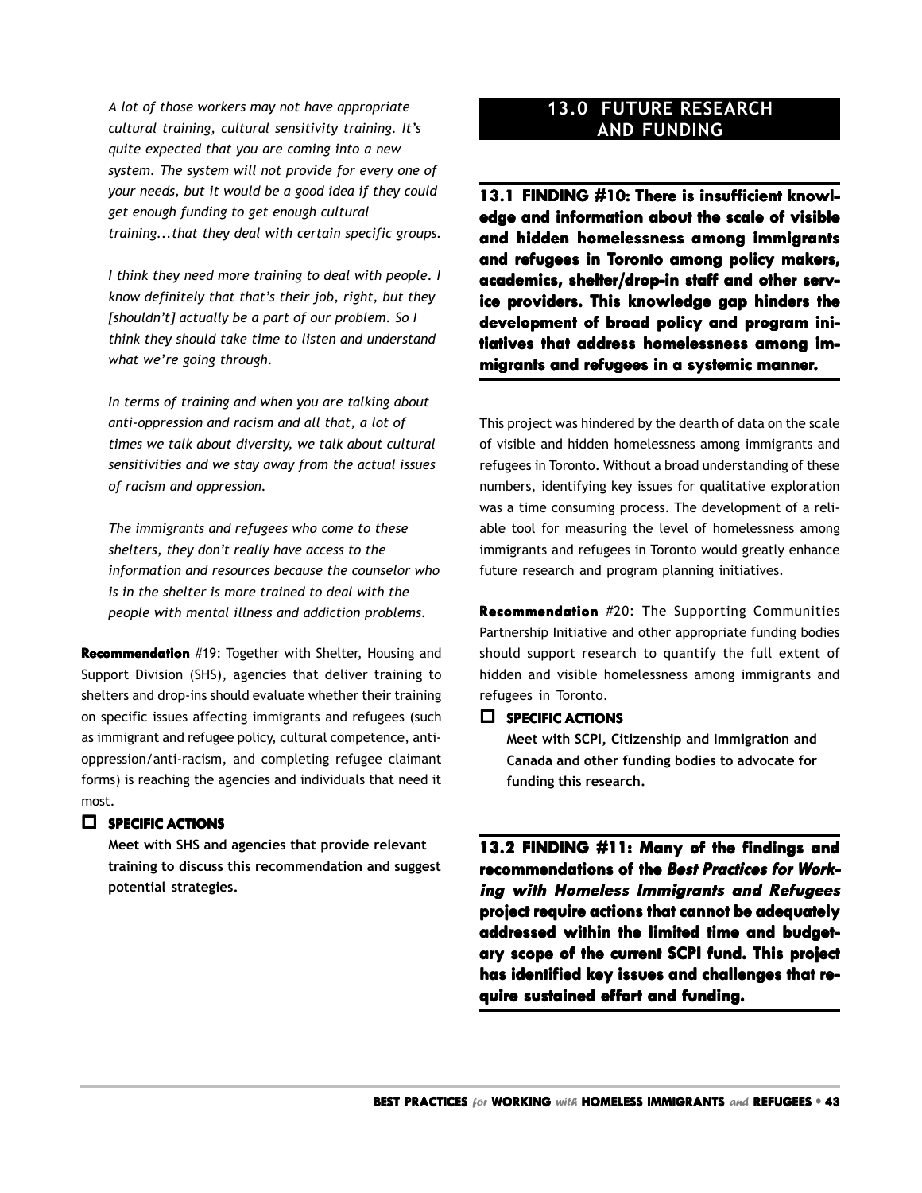*A lot of those workers may not have appropriate cultural training, cultural sensitivity training. It's quite expected that you are coming into a new system. The system will not provide for every one of your needs, but it would be a good idea if they could get enough funding to get enough cultural training...that they deal with certain specific groups.*

*I think they need more training to deal with people. I know definitely that that's their job, right, but they [shouldn't] actually be a part of our problem. So I think they should take time to listen and understand what we're going through.*

*In terms of training and when you are talking about anti-oppression and racism and all that, a lot of times we talk about diversity, we talk about cultural sensitivities and we stay away from the actual issues of racism and oppression.*

*The immigrants and refugees who come to these shelters, they don't really have access to the information and resources because the counselor who is in the shelter is more trained to deal with the people with mental illness and addiction problems.*

**Recommendation** #19: Together with Shelter, Housing and Support Division (SHS), agencies that deliver training to shelters and drop-ins should evaluate whether their training on specific issues affecting immigrants and refugees (such as immigrant and refugee policy, cultural competence, anti-oppression/anti-racism, and completing refugee claimant forms) is reaching the agencies and individuals that need it most.

☐ **SPECIFIC ACTIONS**

**Meet with SHS and agencies that provide relevant training to discuss this recommendation and suggest potential strategies.**

## 13.0 FUTURE RESEARCH AND FUNDING

### 13.1 FINDING #10: There is insufficient knowledge and information about the scale of visible and hidden homelessness among immigrants and refugees in Toronto among policy makers, academics, shelter/drop-in staff and other service providers. This knowledge gap hinders the development of broad policy and program initiatives that address homelessness among immigrants and refugees in a systemic manner.

This project was hindered by the dearth of data on the scale of visible and hidden homelessness among immigrants and refugees in Toronto. Without a broad understanding of these numbers, identifying key issues for qualitative exploration was a time consuming process. The development of a reliable tool for measuring the level of homelessness among immigrants and refugees in Toronto would greatly enhance future research and program planning initiatives.

**Recommendation** #20: The Supporting Communities Partnership Initiative and other appropriate funding bodies should support research to quantify the full extent of hidden and visible homelessness among immigrants and refugees in Toronto.

☐ **SPECIFIC ACTIONS**

**Meet with SCPI, Citizenship and Immigration and Canada and other funding bodies to advocate for funding this research.**

### 13.2 FINDING #11: Many of the findings and recommendations of the *Best Practices for Working with Homeless Immigrants and Refugees* project require actions that cannot be adequately addressed within the limited time and budgetary scope of the current SCPI fund. This project has identified key issues and challenges that require sustained effort and funding.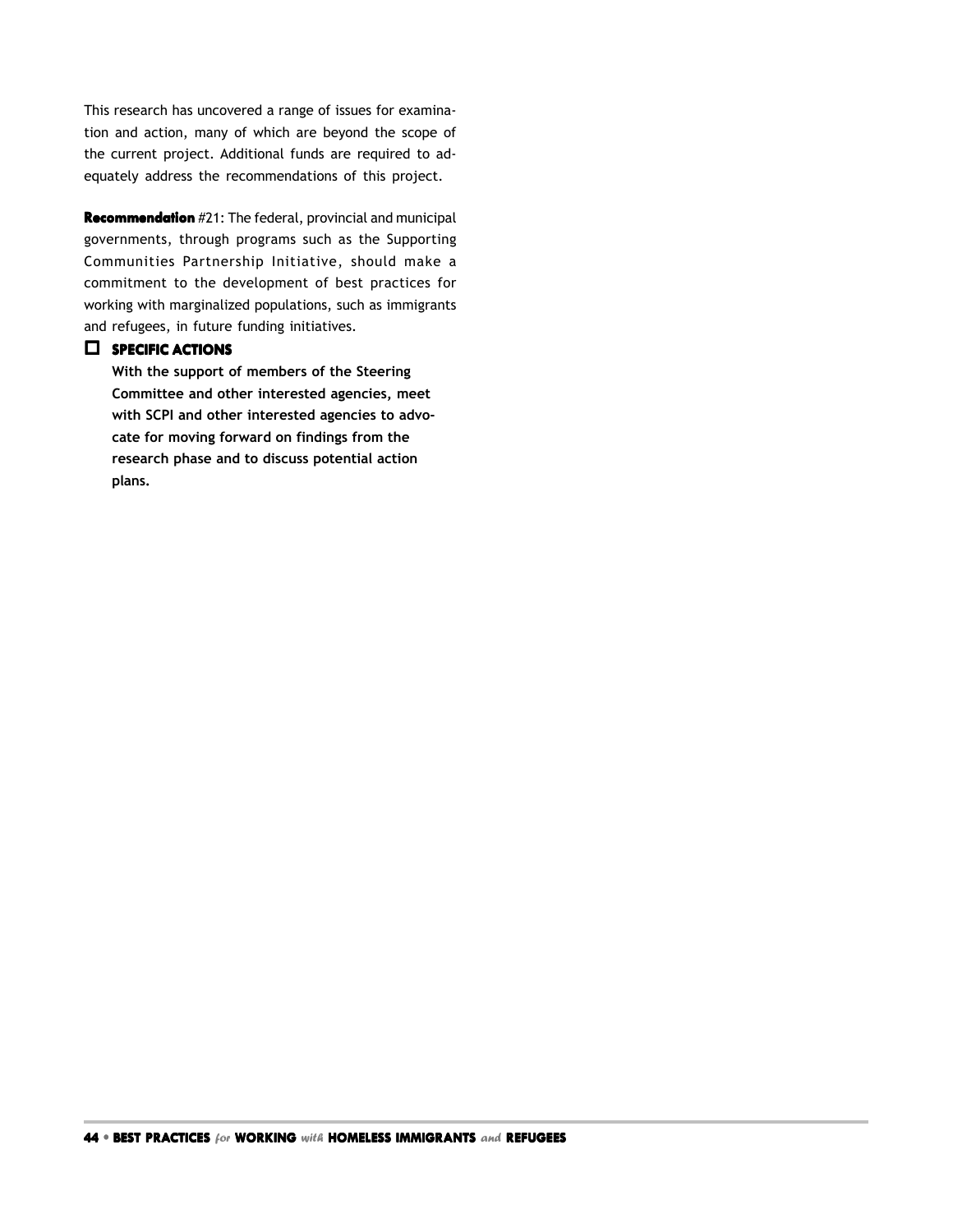This research has uncovered a range of issues for examination and action, many of which are beyond the scope of the current project. Additional funds are required to adequately address the recommendations of this project.

**Recommendation** #21: The federal, provincial and municipal governments, through programs such as the Supporting Communities Partnership Initiative, should make a commitment to the development of best practices for working with marginalized populations, such as immigrants and refugees, in future funding initiatives.

- [ ] **SPECIFIC ACTIONS**

  **With the support of members of the Steering Committee and other interested agencies, meet with SCPI and other interested agencies to advocate for moving forward on findings from the research phase and to discuss potential action plans.**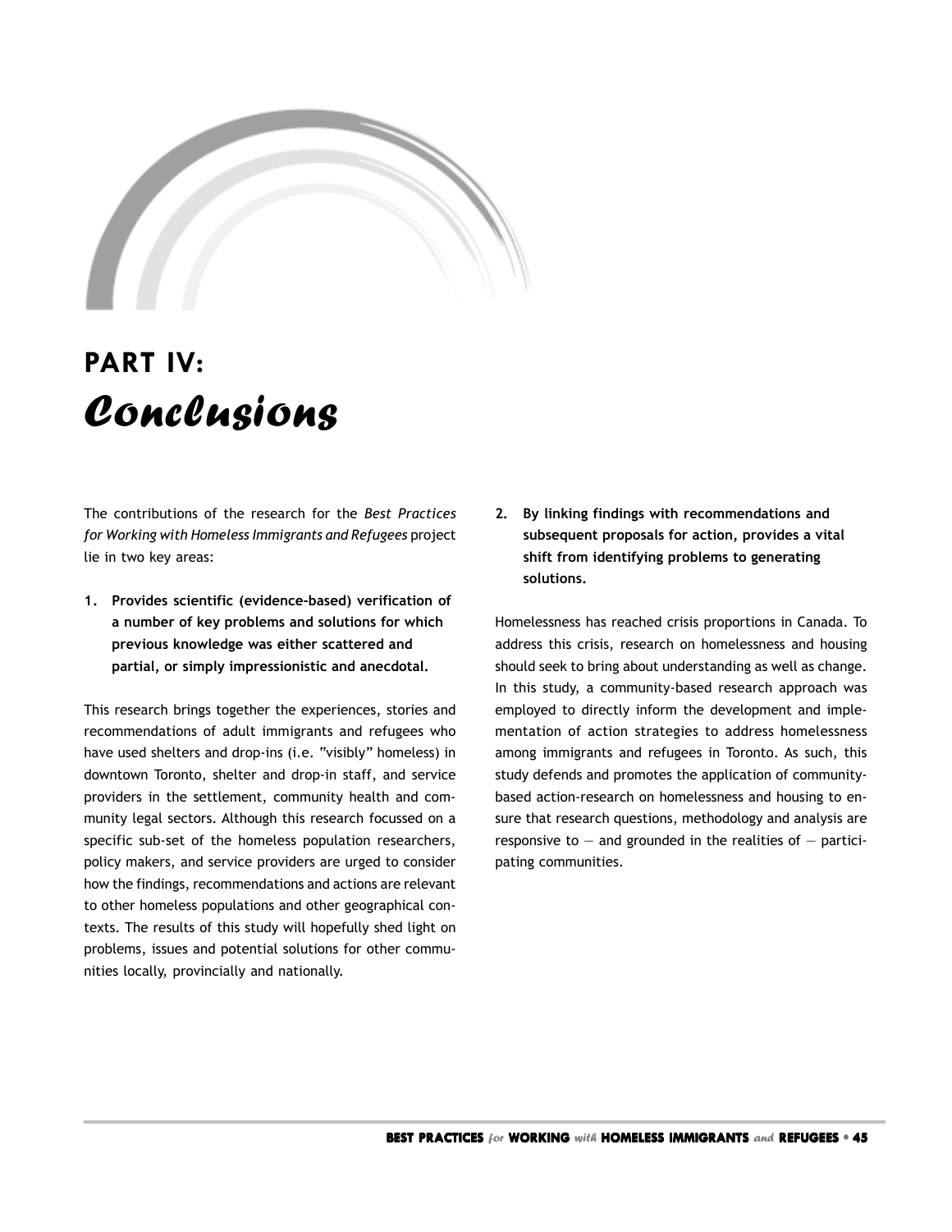# PART IV: *Conclusions*

The contributions of the research for the *Best Practices for Working with Homeless Immigrants and Refugees* project lie in two key areas:

1. **Provides scientific (evidence-based) verification of a number of key problems and solutions for which previous knowledge was either scattered and partial, or simply impressionistic and anecdotal.**

This research brings together the experiences, stories and recommendations of adult immigrants and refugees who have used shelters and drop-ins (i.e. "visibly" homeless) in downtown Toronto, shelter and drop-in staff, and service providers in the settlement, community health and community legal sectors. Although this research focussed on a specific sub-set of the homeless population researchers, policy makers, and service providers are urged to consider how the findings, recommendations and actions are relevant to other homeless populations and other geographical contexts. The results of this study will hopefully shed light on problems, issues and potential solutions for other communities locally, provincially and nationally.

2. **By linking findings with recommendations and subsequent proposals for action, provides a vital shift from identifying problems to generating solutions.**

Homelessness has reached crisis proportions in Canada. To address this crisis, research on homelessness and housing should seek to bring about understanding as well as change. In this study, a community-based research approach was employed to directly inform the development and implementation of action strategies to address homelessness among immigrants and refugees in Toronto. As such, this study defends and promotes the application of community-based action-research on homelessness and housing to ensure that research questions, methodology and analysis are responsive to — and grounded in the realities of — participating communities.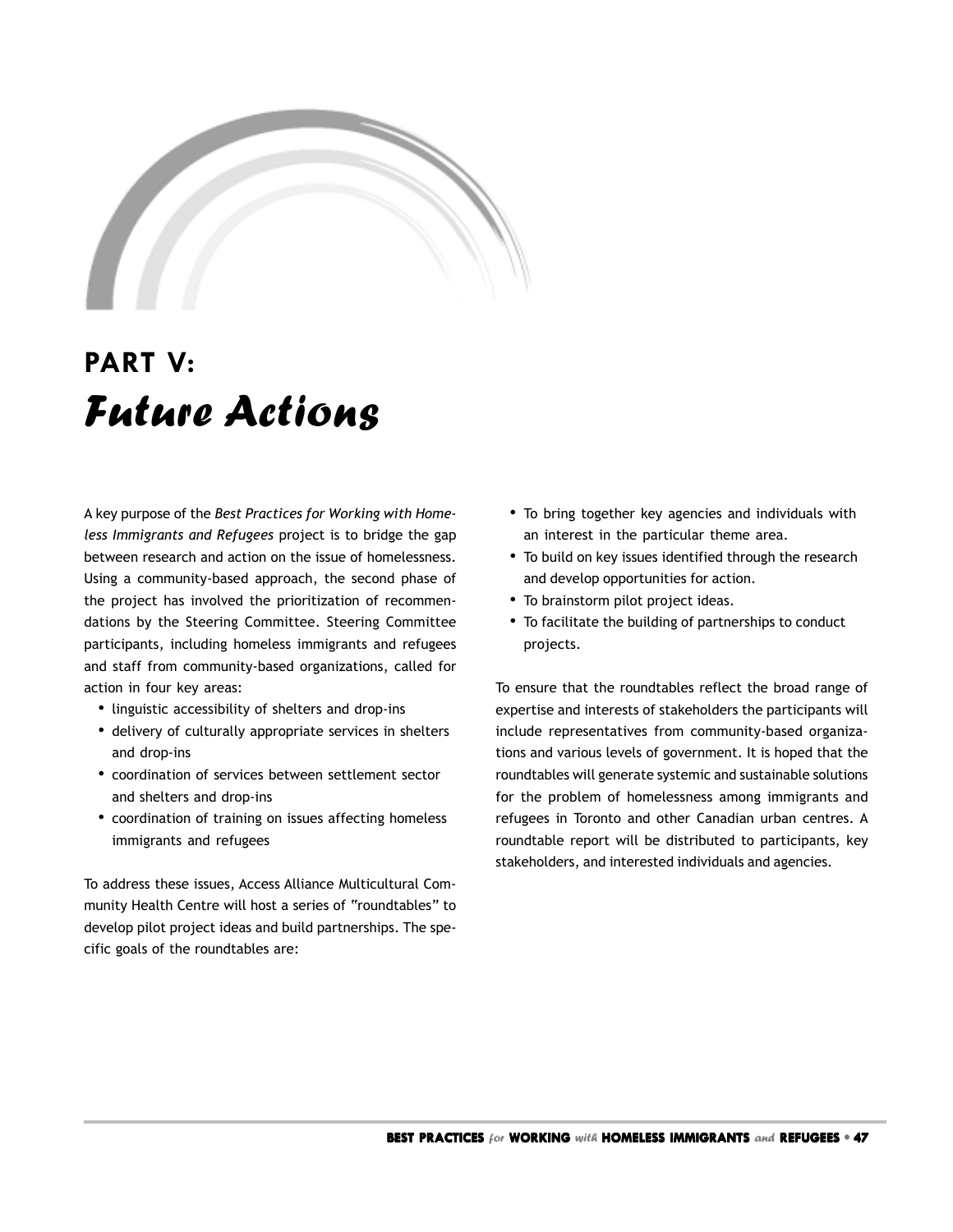# PART V: *Future Actions*

A key purpose of the *Best Practices for Working with Homeless Immigrants and Refugees* project is to bridge the gap between research and action on the issue of homelessness. Using a community-based approach, the second phase of the project has involved the prioritization of recommendations by the Steering Committee. Steering Committee participants, including homeless immigrants and refugees and staff from community-based organizations, called for action in four key areas:

- linguistic accessibility of shelters and drop-ins
- delivery of culturally appropriate services in shelters and drop-ins
- coordination of services between settlement sector and shelters and drop-ins
- coordination of training on issues affecting homeless immigrants and refugees

To address these issues, Access Alliance Multicultural Community Health Centre will host a series of "roundtables" to develop pilot project ideas and build partnerships. The specific goals of the roundtables are:

- To bring together key agencies and individuals with an interest in the particular theme area.
- To build on key issues identified through the research and develop opportunities for action.
- To brainstorm pilot project ideas.
- To facilitate the building of partnerships to conduct projects.

To ensure that the roundtables reflect the broad range of expertise and interests of stakeholders the participants will include representatives from community-based organizations and various levels of government. It is hoped that the roundtables will generate systemic and sustainable solutions for the problem of homelessness among immigrants and refugees in Toronto and other Canadian urban centres. A roundtable report will be distributed to participants, key stakeholders, and interested individuals and agencies.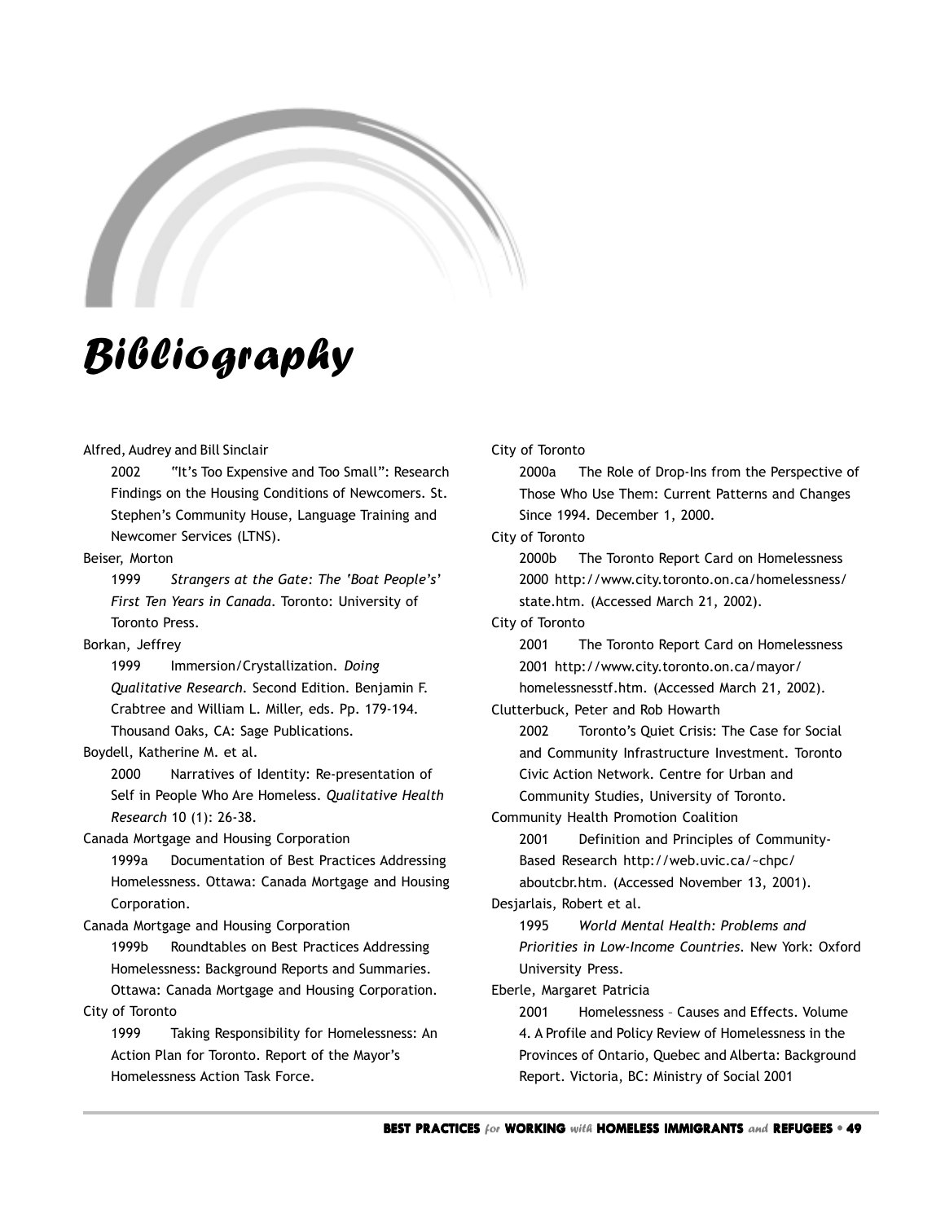# Bibliography

Alfred, Audrey and Bill Sinclair

2002 "It's Too Expensive and Too Small": Research Findings on the Housing Conditions of Newcomers. St. Stephen's Community House, Language Training and Newcomer Services (LTNS).

Beiser, Morton

1999 *Strangers at the Gate: The 'Boat People's' First Ten Years in Canada*. Toronto: University of Toronto Press.

Borkan, Jeffrey

1999 Immersion/Crystallization. *Doing Qualitative Research*. Second Edition. Benjamin F. Crabtree and William L. Miller, eds. Pp. 179-194. Thousand Oaks, CA: Sage Publications.

Boydell, Katherine M. et al.

2000 Narratives of Identity: Re-presentation of Self in People Who Are Homeless. *Qualitative Health Research* 10 (1): 26-38.

Canada Mortgage and Housing Corporation

1999a Documentation of Best Practices Addressing Homelessness. Ottawa: Canada Mortgage and Housing Corporation.

Canada Mortgage and Housing Corporation

1999b Roundtables on Best Practices Addressing Homelessness: Background Reports and Summaries. Ottawa: Canada Mortgage and Housing Corporation.

City of Toronto

1999 Taking Responsibility for Homelessness: An Action Plan for Toronto. Report of the Mayor's Homelessness Action Task Force.

City of Toronto

2000a The Role of Drop-Ins from the Perspective of Those Who Use Them: Current Patterns and Changes Since 1994. December 1, 2000.

City of Toronto

2000b The Toronto Report Card on Homelessness 2000 http://www.city.toronto.on.ca/homelessness/state.htm. (Accessed March 21, 2002).

City of Toronto

2001 The Toronto Report Card on Homelessness 2001 http://www.city.toronto.on.ca/mayor/homelessnesstf.htm. (Accessed March 21, 2002).

Clutterbuck, Peter and Rob Howarth

2002 Toronto's Quiet Crisis: The Case for Social and Community Infrastructure Investment. Toronto Civic Action Network. Centre for Urban and Community Studies, University of Toronto.

Community Health Promotion Coalition

2001 Definition and Principles of Community-Based Research http://web.uvic.ca/~chpc/aboutcbr.htm. (Accessed November 13, 2001).

Desjarlais, Robert et al.

1995 *World Mental Health: Problems and Priorities in Low-Income Countries*. New York: Oxford University Press.

Eberle, Margaret Patricia

2001 Homelessness – Causes and Effects. Volume 4. A Profile and Policy Review of Homelessness in the Provinces of Ontario, Quebec and Alberta: Background Report. Victoria, BC: Ministry of Social 2001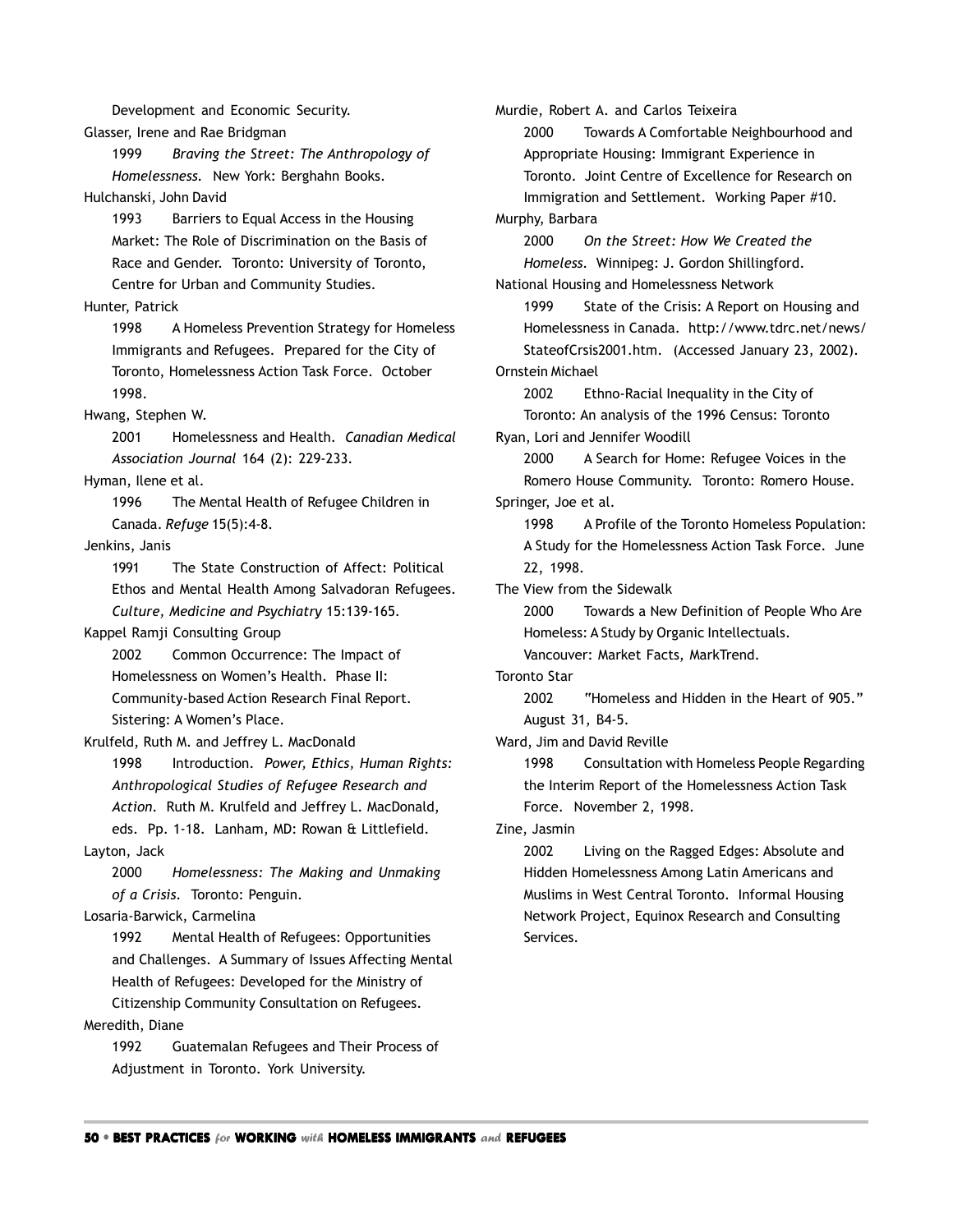Development and Economic Security.

Glasser, Irene and Rae Bridgman

1999 *Braving the Street: The Anthropology of Homelessness*. New York: Berghahn Books.

Hulchanski, John David

1993 Barriers to Equal Access in the Housing Market: The Role of Discrimination on the Basis of Race and Gender. Toronto: University of Toronto, Centre for Urban and Community Studies.

Hunter, Patrick

1998 A Homeless Prevention Strategy for Homeless Immigrants and Refugees. Prepared for the City of Toronto, Homelessness Action Task Force. October 1998.

Hwang, Stephen W.

2001 Homelessness and Health. *Canadian Medical Association Journal* 164 (2): 229-233.

Hyman, Ilene et al.

1996 The Mental Health of Refugee Children in Canada. *Refuge* 15(5):4-8.

Jenkins, Janis

1991 The State Construction of Affect: Political Ethos and Mental Health Among Salvadoran Refugees. *Culture, Medicine and Psychiatry* 15:139-165.

Kappel Ramji Consulting Group

2002 Common Occurrence: The Impact of Homelessness on Women's Health. Phase II: Community-based Action Research Final Report. Sistering: A Women's Place.

Krulfeld, Ruth M. and Jeffrey L. MacDonald

1998 Introduction. *Power, Ethics, Human Rights: Anthropological Studies of Refugee Research and Action*. Ruth M. Krulfeld and Jeffrey L. MacDonald, eds. Pp. 1-18. Lanham, MD: Rowan & Littlefield.

Layton, Jack

2000 *Homelessness: The Making and Unmaking of a Crisis*. Toronto: Penguin.

Losaria-Barwick, Carmelina

1992 Mental Health of Refugees: Opportunities and Challenges. A Summary of Issues Affecting Mental Health of Refugees: Developed for the Ministry of Citizenship Community Consultation on Refugees.

Meredith, Diane

1992 Guatemalan Refugees and Their Process of Adjustment in Toronto. York University.

Murdie, Robert A. and Carlos Teixeira

2000 Towards A Comfortable Neighbourhood and Appropriate Housing: Immigrant Experience in Toronto. Joint Centre of Excellence for Research on Immigration and Settlement. Working Paper #10.

Murphy, Barbara

2000 *On the Street: How We Created the Homeless*. Winnipeg: J. Gordon Shillingford.

National Housing and Homelessness Network

1999 State of the Crisis: A Report on Housing and Homelessness in Canada. http://www.tdrc.net/news/StateofCrsis2001.htm. (Accessed January 23, 2002).

Ornstein Michael

2002 Ethno-Racial Inequality in the City of Toronto: An analysis of the 1996 Census: Toronto

Ryan, Lori and Jennifer Woodill

2000 A Search for Home: Refugee Voices in the Romero House Community. Toronto: Romero House.

Springer, Joe et al.

1998 A Profile of the Toronto Homeless Population: A Study for the Homelessness Action Task Force. June 22, 1998.

The View from the Sidewalk

2000 Towards a New Definition of People Who Are Homeless: A Study by Organic Intellectuals. Vancouver: Market Facts, MarkTrend.

Toronto Star

2002 "Homeless and Hidden in the Heart of 905." August 31, B4-5.

Ward, Jim and David Reville

1998 Consultation with Homeless People Regarding the Interim Report of the Homelessness Action Task Force. November 2, 1998.

Zine, Jasmin

2002 Living on the Ragged Edges: Absolute and Hidden Homelessness Among Latin Americans and Muslims in West Central Toronto. Informal Housing Network Project, Equinox Research and Consulting Services.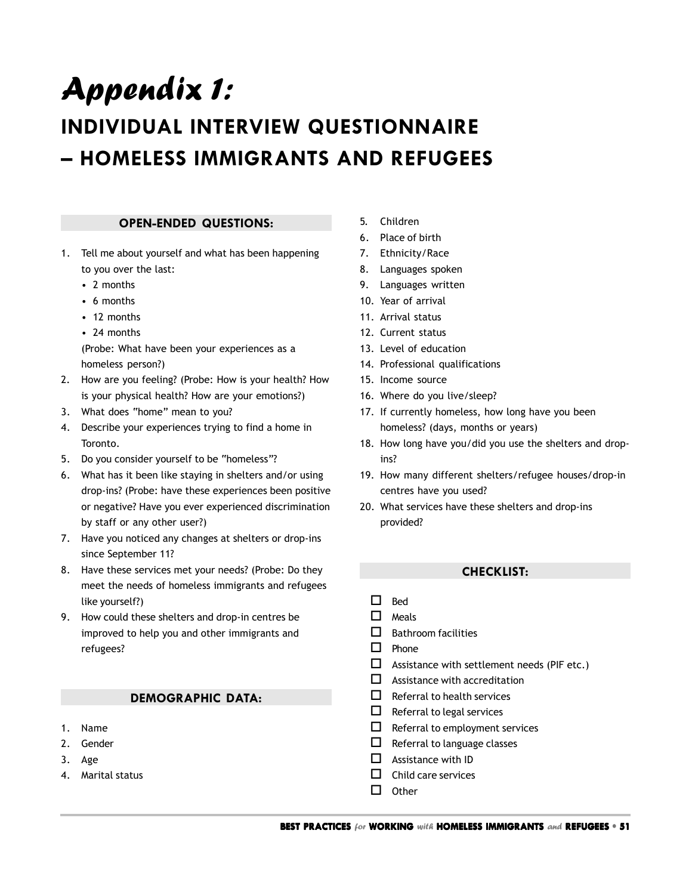# Appendix 1:

## INDIVIDUAL INTERVIEW QUESTIONNAIRE – HOMELESS IMMIGRANTS AND REFUGEES

### OPEN-ENDED QUESTIONS:

1. Tell me about yourself and what has been happening to you over the last:
   - 2 months
   - 6 months
   - 12 months
   - 24 months

   (Probe: What have been your experiences as a homeless person?)
2. How are you feeling? (Probe: How is your health? How is your physical health? How are your emotions?)
3. What does "home" mean to you?
4. Describe your experiences trying to find a home in Toronto.
5. Do you consider yourself to be "homeless"?
6. What has it been like staying in shelters and/or using drop-ins? (Probe: have these experiences been positive or negative? Have you ever experienced discrimination by staff or any other user?)
7. Have you noticed any changes at shelters or drop-ins since September 11?
8. Have these services met your needs? (Probe: Do they meet the needs of homeless immigrants and refugees like yourself?)
9. How could these shelters and drop-in centres be improved to help you and other immigrants and refugees?

### DEMOGRAPHIC DATA:

1. Name
2. Gender
3. Age
4. Marital status
5. Children
6. Place of birth
7. Ethnicity/Race
8. Languages spoken
9. Languages written
10. Year of arrival
11. Arrival status
12. Current status
13. Level of education
14. Professional qualifications
15. Income source
16. Where do you live/sleep?
17. If currently homeless, how long have you been homeless? (days, months or years)
18. How long have you/did you use the shelters and drop-ins?
19. How many different shelters/refugee houses/drop-in centres have you used?
20. What services have these shelters and drop-ins provided?

### CHECKLIST:

- [ ] Bed
- [ ] Meals
- [ ] Bathroom facilities
- [ ] Phone
- [ ] Assistance with settlement needs (PIF etc.)
- [ ] Assistance with accreditation
- [ ] Referral to health services
- [ ] Referral to legal services
- [ ] Referral to employment services
- [ ] Referral to language classes
- [ ] Assistance with ID
- [ ] Child care services
- [ ] Other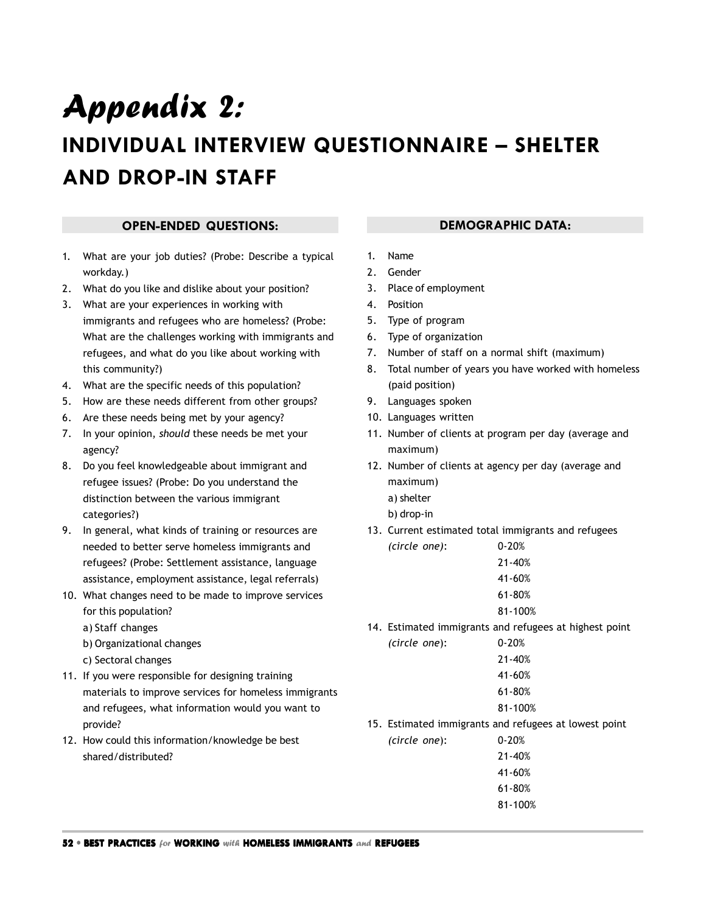# Appendix 2:

## INDIVIDUAL INTERVIEW QUESTIONNAIRE – SHELTER AND DROP-IN STAFF

### OPEN-ENDED QUESTIONS:

1. What are your job duties? (Probe: Describe a typical workday.)
2. What do you like and dislike about your position?
3. What are your experiences in working with immigrants and refugees who are homeless? (Probe: What are the challenges working with immigrants and refugees, and what do you like about working with this community?)
4. What are the specific needs of this population?
5. How are these needs different from other groups?
6. Are these needs being met by your agency?
7. In your opinion, *should* these needs be met your agency?
8. Do you feel knowledgeable about immigrant and refugee issues? (Probe: Do you understand the distinction between the various immigrant categories?)
9. In general, what kinds of training or resources are needed to better serve homeless immigrants and refugees? (Probe: Settlement assistance, language assistance, employment assistance, legal referrals)
10. What changes need to be made to improve services for this population?
    a) Staff changes
    b) Organizational changes
    c) Sectoral changes
11. If you were responsible for designing training materials to improve services for homeless immigrants and refugees, what information would you want to provide?
12. How could this information/knowledge be best shared/distributed?

### DEMOGRAPHIC DATA:

1. Name
2. Gender
3. Place of employment
4. Position
5. Type of program
6. Type of organization
7. Number of staff on a normal shift (maximum)
8. Total number of years you have worked with homeless (paid position)
9. Languages spoken
10. Languages written
11. Number of clients at program per day (average and maximum)
12. Number of clients at agency per day (average and maximum)
    a) shelter
    b) drop-in
13. Current estimated total immigrants and refugees *(circle one)*:
    0-20%
    21-40%
    41-60%
    61-80%
    81-100%
14. Estimated immigrants and refugees at highest point *(circle one)*:
    0-20%
    21-40%
    41-60%
    61-80%
    81-100%
15. Estimated immigrants and refugees at lowest point *(circle one)*:
    0-20%
    21-40%
    41-60%
    61-80%
    81-100%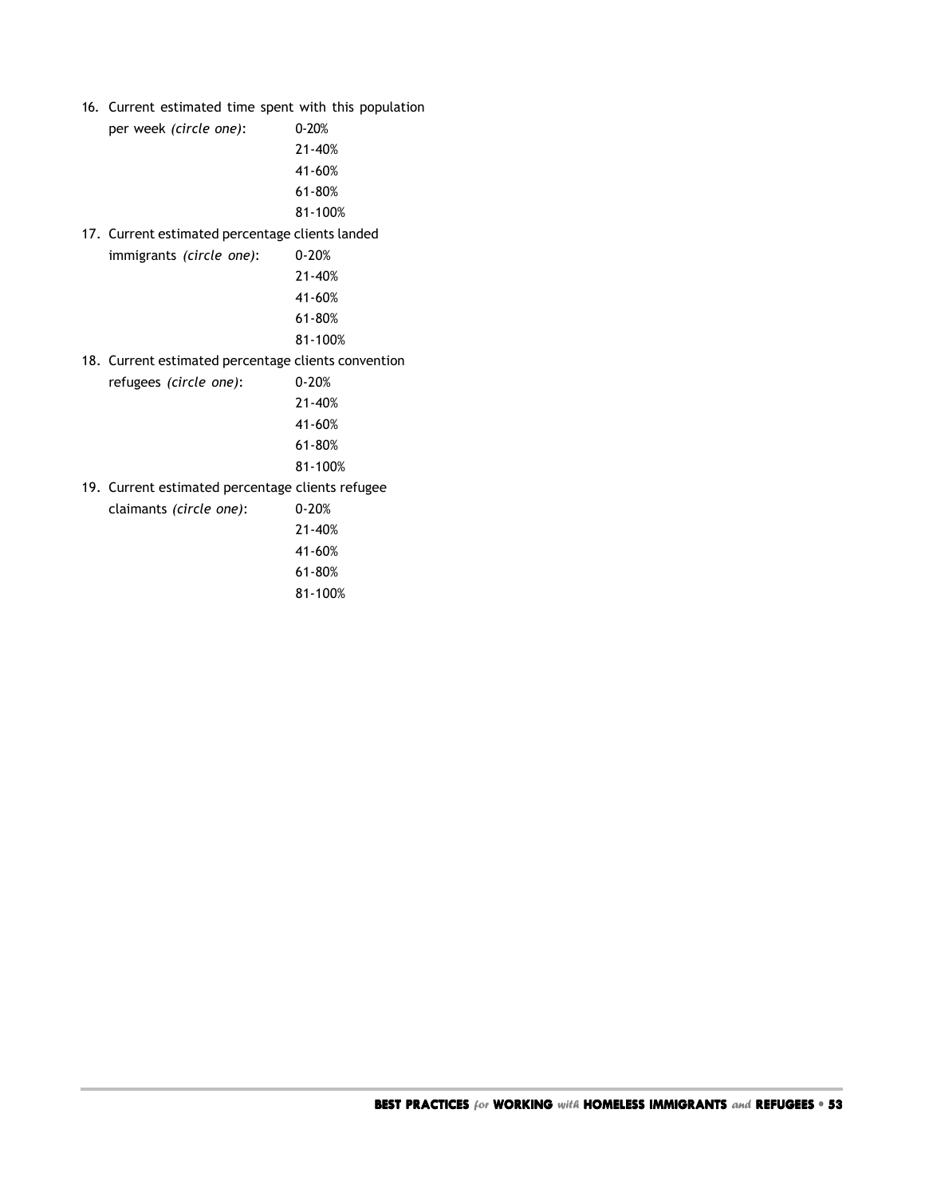16. Current estimated time spent with this population per week *(circle one)*:
    - 0-20%
    - 21-40%
    - 41-60%
    - 61-80%
    - 81-100%
17. Current estimated percentage clients landed immigrants *(circle one)*:
    - 0-20%
    - 21-40%
    - 41-60%
    - 61-80%
    - 81-100%
18. Current estimated percentage clients convention refugees *(circle one)*:
    - 0-20%
    - 21-40%
    - 41-60%
    - 61-80%
    - 81-100%
19. Current estimated percentage clients refugee claimants *(circle one)*:
    - 0-20%
    - 21-40%
    - 41-60%
    - 61-80%
    - 81-100%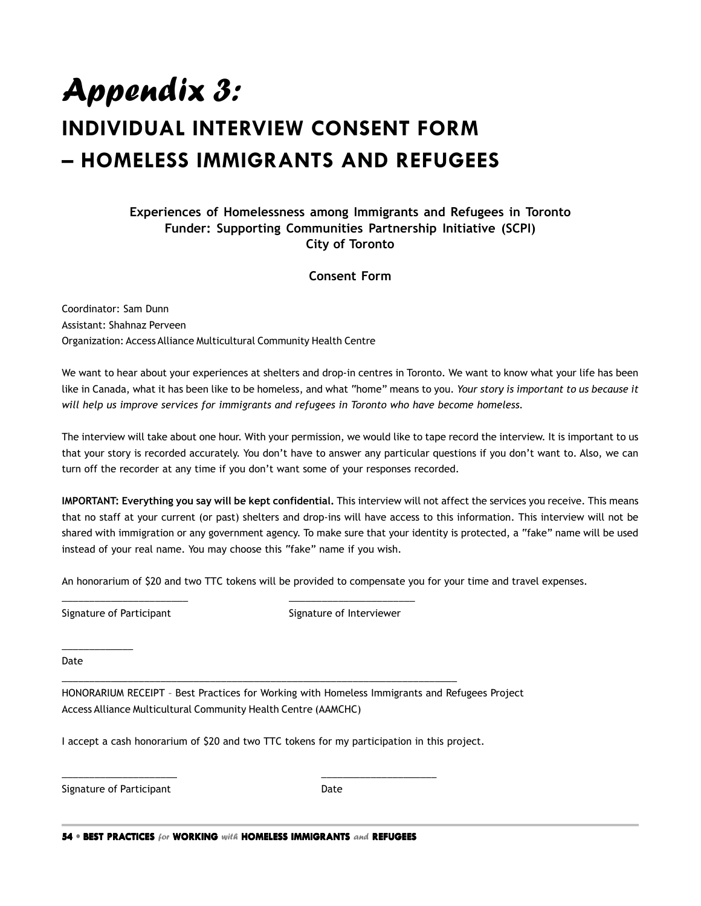# *Appendix 3:*
# INDIVIDUAL INTERVIEW CONSENT FORM – HOMELESS IMMIGRANTS AND REFUGEES

**Experiences of Homelessness among Immigrants and Refugees in Toronto**
**Funder: Supporting Communities Partnership Initiative (SCPI)**
**City of Toronto**

**Consent Form**

Coordinator: Sam Dunn
Assistant: Shahnaz Perveen
Organization: Access Alliance Multicultural Community Health Centre

We want to hear about your experiences at shelters and drop-in centres in Toronto. We want to know what your life has been like in Canada, what it has been like to be homeless, and what "home" means to you. *Your story is important to us because it will help us improve services for immigrants and refugees in Toronto who have become homeless.*

The interview will take about one hour. With your permission, we would like to tape record the interview. It is important to us that your story is recorded accurately. You don't have to answer any particular questions if you don't want to. Also, we can turn off the recorder at any time if you don't want some of your responses recorded.

**IMPORTANT: Everything you say will be kept confidential.** This interview will not affect the services you receive. This means that no staff at your current (or past) shelters and drop-ins will have access to this information. This interview will not be shared with immigration or any government agency. To make sure that your identity is protected, a "fake" name will be used instead of your real name. You may choose this "fake" name if you wish.

An honorarium of $20 and two TTC tokens will be provided to compensate you for your time and travel expenses.

________________________ ________________________
Signature of Participant Signature of Interviewer

______________
Date

HONORARIUM RECEIPT – Best Practices for Working with Homeless Immigrants and Refugees Project
Access Alliance Multicultural Community Health Centre (AAMCHC)

I accept a cash honorarium of $20 and two TTC tokens for my participation in this project.

______________________ ______________________
Signature of Participant Date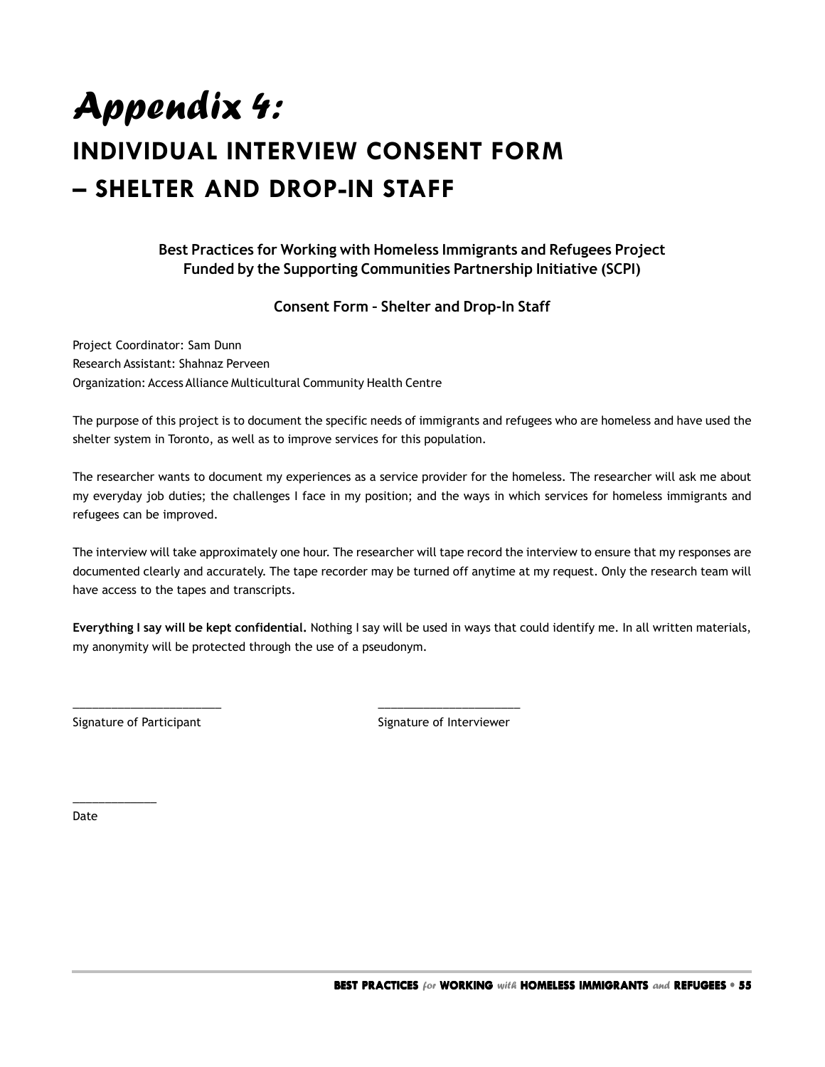# Appendix 4:

# INDIVIDUAL INTERVIEW CONSENT FORM – SHELTER AND DROP-IN STAFF

**Best Practices for Working with Homeless Immigrants and Refugees Project**
**Funded by the Supporting Communities Partnership Initiative (SCPI)**

**Consent Form – Shelter and Drop-In Staff**

Project Coordinator: Sam Dunn
Research Assistant: Shahnaz Perveen
Organization: Access Alliance Multicultural Community Health Centre

The purpose of this project is to document the specific needs of immigrants and refugees who are homeless and have used the shelter system in Toronto, as well as to improve services for this population.

The researcher wants to document my experiences as a service provider for the homeless. The researcher will ask me about my everyday job duties; the challenges I face in my position; and the ways in which services for homeless immigrants and refugees can be improved.

The interview will take approximately one hour. The researcher will tape record the interview to ensure that my responses are documented clearly and accurately. The tape recorder may be turned off anytime at my request. Only the research team will have access to the tapes and transcripts.

**Everything I say will be kept confidential.** Nothing I say will be used in ways that could identify me. In all written materials, my anonymity will be protected through the use of a pseudonym.

________________________ ________________________
Signature of Participant Signature of Interviewer

______________
Date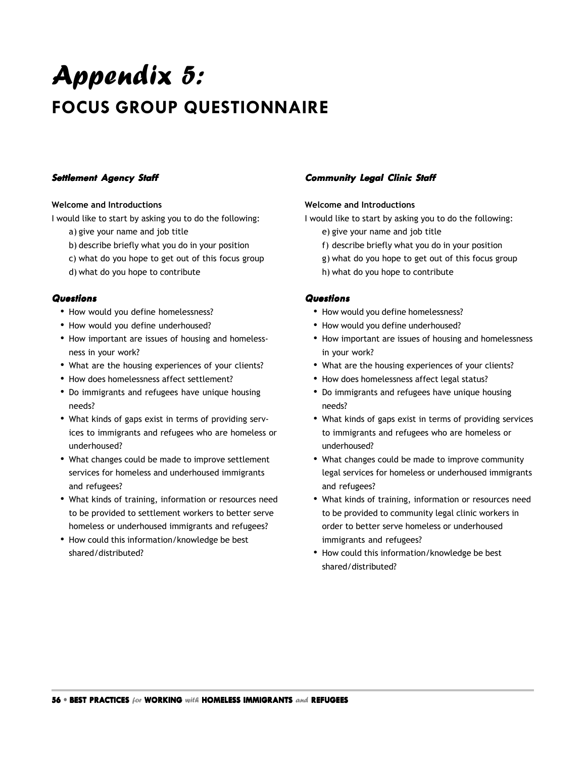# *Appendix 5:*
## FOCUS GROUP QUESTIONNAIRE

### *Settlement Agency Staff*

**Welcome and Introductions**

I would like to start by asking you to do the following:

a) give your name and job title
b) describe briefly what you do in your position
c) what do you hope to get out of this focus group
d) what do you hope to contribute

### *Questions*

- How would you define homelessness?
- How would you define underhoused?
- How important are issues of housing and homelessness in your work?
- What are the housing experiences of your clients?
- How does homelessness affect settlement?
- Do immigrants and refugees have unique housing needs?
- What kinds of gaps exist in terms of providing services to immigrants and refugees who are homeless or underhoused?
- What changes could be made to improve settlement services for homeless and underhoused immigrants and refugees?
- What kinds of training, information or resources need to be provided to settlement workers to better serve homeless or underhoused immigrants and refugees?
- How could this information/knowledge be best shared/distributed?

### *Community Legal Clinic Staff*

**Welcome and Introductions**

I would like to start by asking you to do the following:

e) give your name and job title
f) describe briefly what you do in your position
g) what do you hope to get out of this focus group
h) what do you hope to contribute

### *Questions*

- How would you define homelessness?
- How would you define underhoused?
- How important are issues of housing and homelessness in your work?
- What are the housing experiences of your clients?
- How does homelessness affect legal status?
- Do immigrants and refugees have unique housing needs?
- What kinds of gaps exist in terms of providing services to immigrants and refugees who are homeless or underhoused?
- What changes could be made to improve community legal services for homeless or underhoused immigrants and refugees?
- What kinds of training, information or resources need to be provided to community legal clinic workers in order to better serve homeless or underhoused immigrants and refugees?
- How could this information/knowledge be best shared/distributed?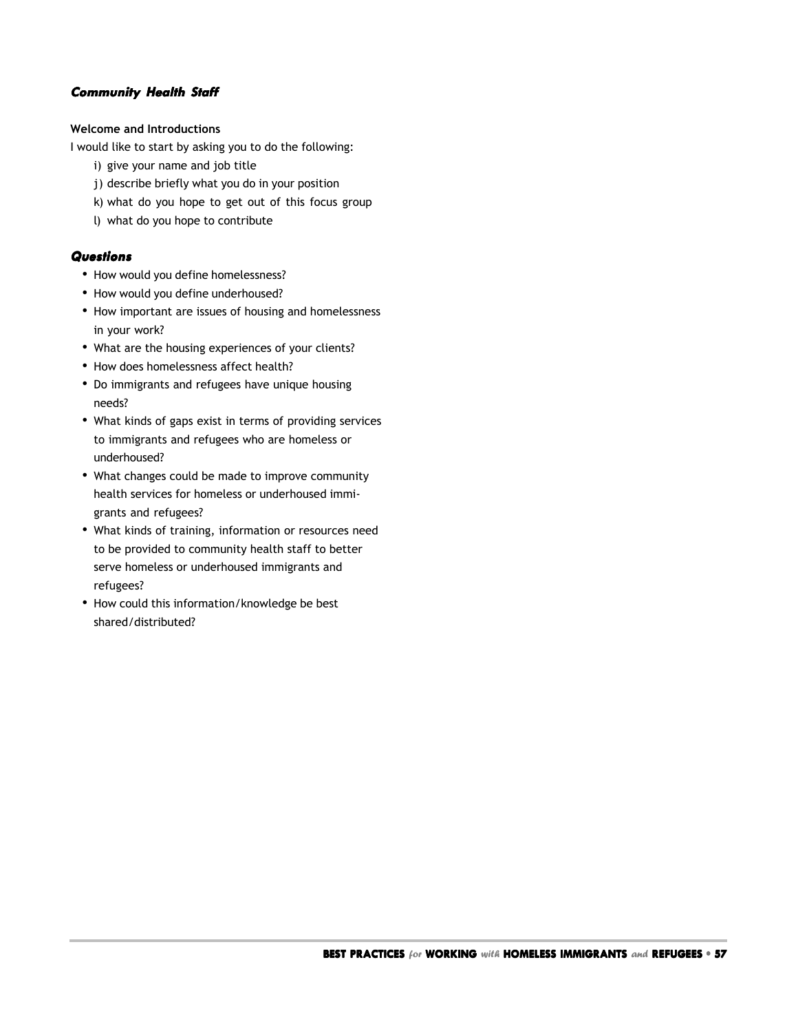### *Community Health Staff*

**Welcome and Introductions**

I would like to start by asking you to do the following:

i) give your name and job title
j) describe briefly what you do in your position
k) what do you hope to get out of this focus group
l) what do you hope to contribute

### *Questions*

- How would you define homelessness?
- How would you define underhoused?
- How important are issues of housing and homelessness in your work?
- What are the housing experiences of your clients?
- How does homelessness affect health?
- Do immigrants and refugees have unique housing needs?
- What kinds of gaps exist in terms of providing services to immigrants and refugees who are homeless or underhoused?
- What changes could be made to improve community health services for homeless or underhoused immigrants and refugees?
- What kinds of training, information or resources need to be provided to community health staff to better serve homeless or underhoused immigrants and refugees?
- How could this information/knowledge be best shared/distributed?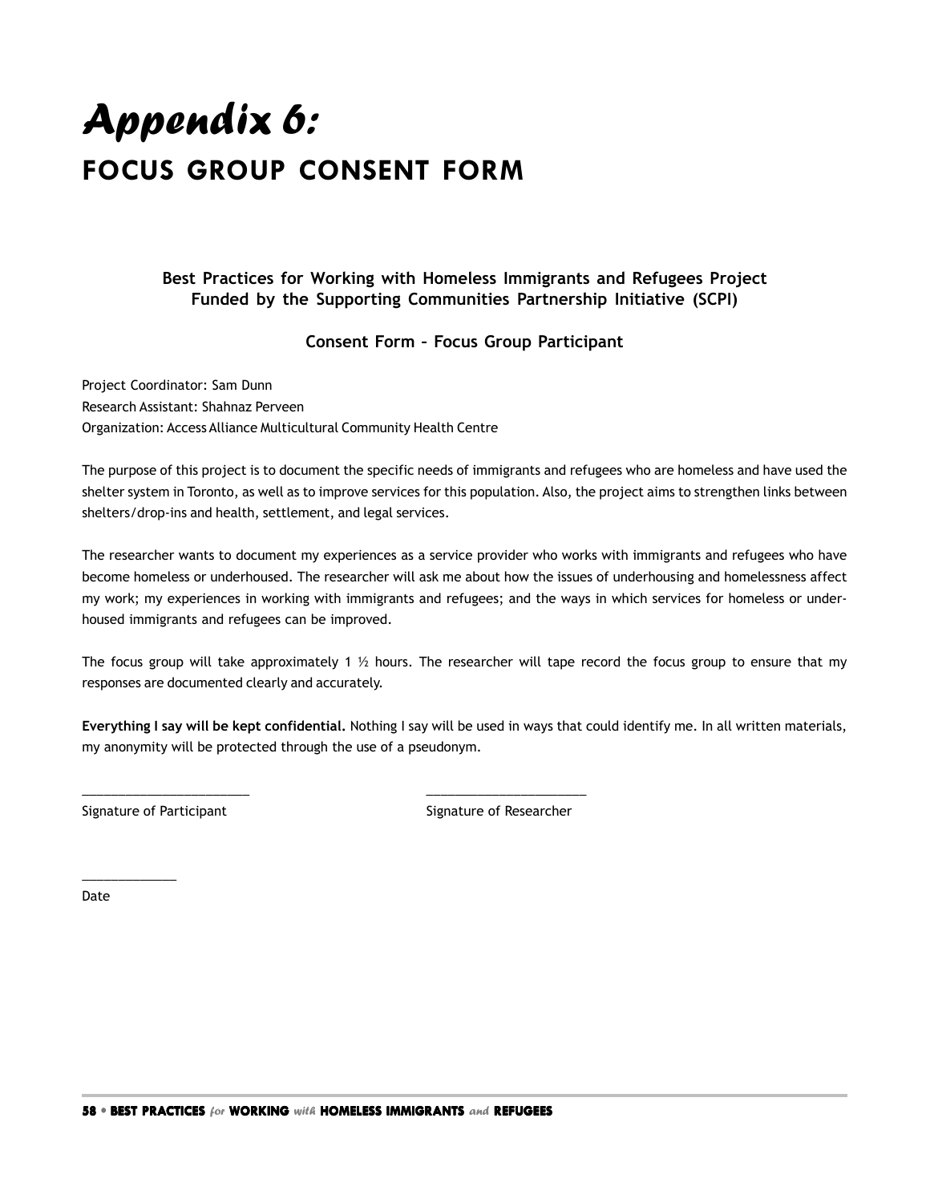# *Appendix 6:* FOCUS GROUP CONSENT FORM

**Best Practices for Working with Homeless Immigrants and Refugees Project**
**Funded by the Supporting Communities Partnership Initiative (SCPI)**

**Consent Form – Focus Group Participant**

Project Coordinator: Sam Dunn
Research Assistant: Shahnaz Perveen
Organization: Access Alliance Multicultural Community Health Centre

The purpose of this project is to document the specific needs of immigrants and refugees who are homeless and have used the shelter system in Toronto, as well as to improve services for this population. Also, the project aims to strengthen links between shelters/drop-ins and health, settlement, and legal services.

The researcher wants to document my experiences as a service provider who works with immigrants and refugees who have become homeless or underhoused. The researcher will ask me about how the issues of underhousing and homelessness affect my work; my experiences in working with immigrants and refugees; and the ways in which services for homeless or under-housed immigrants and refugees can be improved.

The focus group will take approximately 1 ½ hours. The researcher will tape record the focus group to ensure that my responses are documented clearly and accurately.

**Everything I say will be kept confidential.** Nothing I say will be used in ways that could identify me. In all written materials, my anonymity will be protected through the use of a pseudonym.

______________________ ______________________
Signature of Participant Signature of Researcher

____________
Date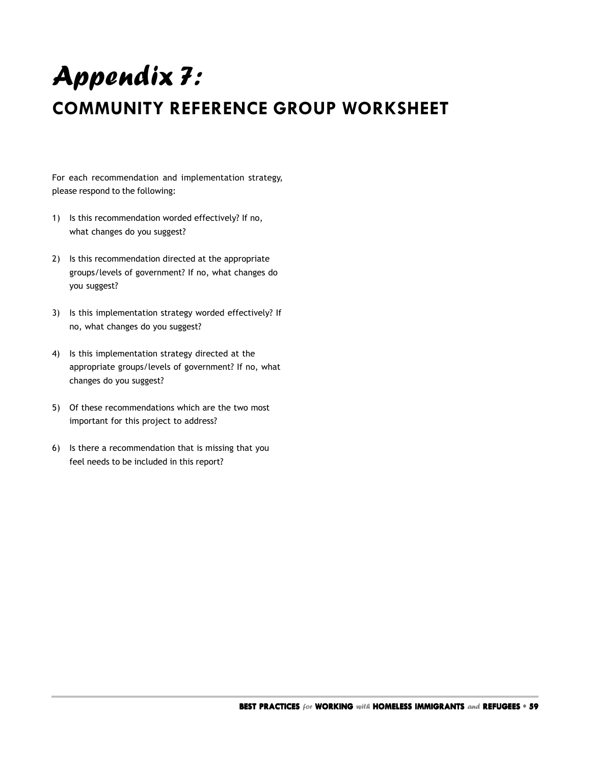# *Appendix 7:*
## COMMUNITY REFERENCE GROUP WORKSHEET

For each recommendation and implementation strategy, please respond to the following:

1) Is this recommendation worded effectively? If no, what changes do you suggest?

2) Is this recommendation directed at the appropriate groups/levels of government? If no, what changes do you suggest?

3) Is this implementation strategy worded effectively? If no, what changes do you suggest?

4) Is this implementation strategy directed at the appropriate groups/levels of government? If no, what changes do you suggest?

5) Of these recommendations which are the two most important for this project to address?

6) Is there a recommendation that is missing that you feel needs to be included in this report?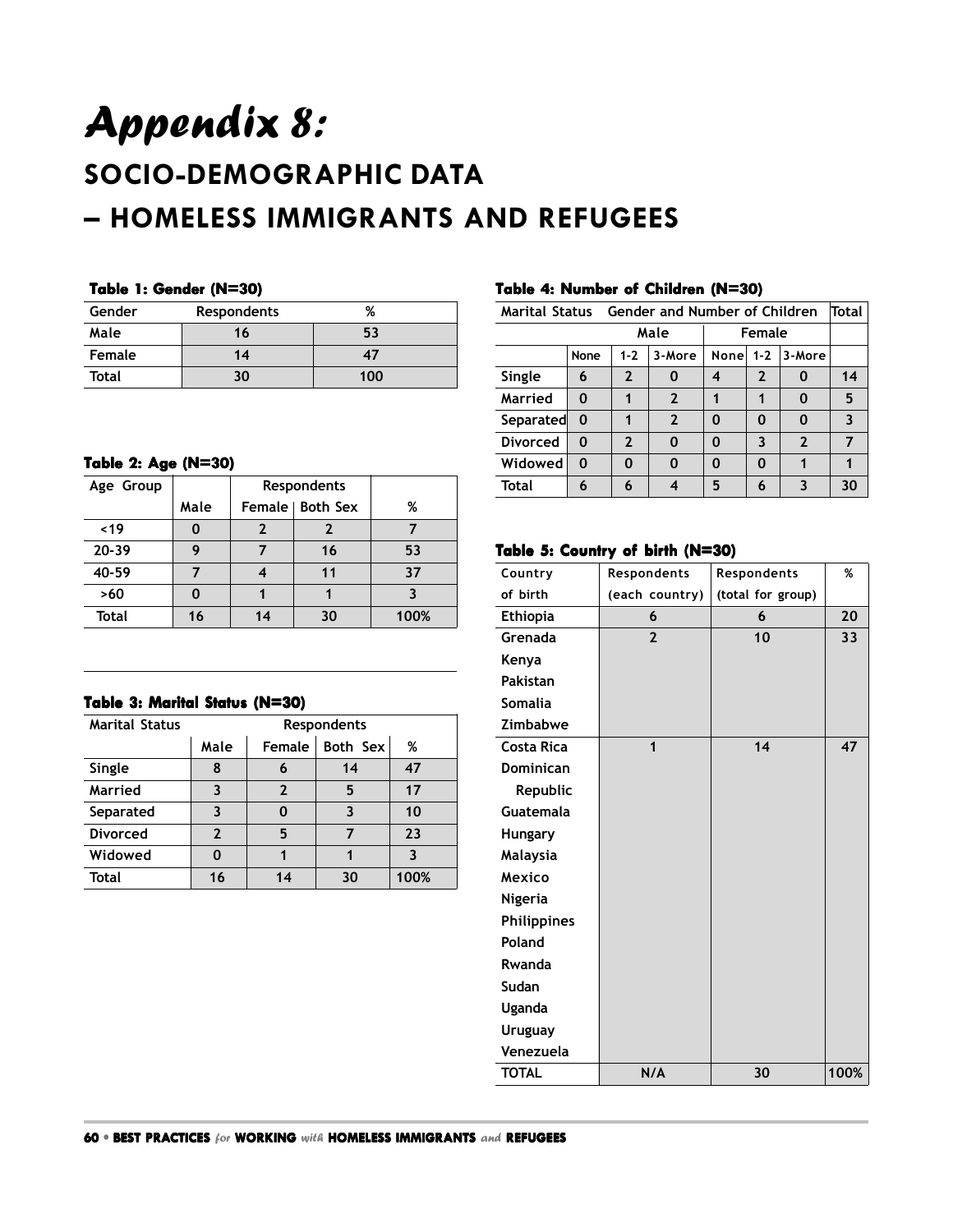# Appendix 8:

## SOCIO-DEMOGRAPHIC DATA – HOMELESS IMMIGRANTS AND REFUGEES

**Table 1: Gender (N=30)**

| Gender | Respondents | % |
|---|---|---|
| Male | 16 | 53 |
| Female | 14 | 47 |
| Total | 30 | 100 |

**Table 2: Age (N=30)**

| Age Group | Respondents | | | |
|---|---|---|---|---|
| | Male | Female | Both Sex | % |
| <19 | 0 | 2 | 2 | 7 |
| 20-39 | 9 | 7 | 16 | 53 |
| 40-59 | 7 | 4 | 11 | 37 |
| >60 | 0 | 1 | 1 | 3 |
| Total | 16 | 14 | 30 | 100% |

**Table 3: Marital Status (N=30)**

| Marital Status | Respondents | | | |
|---|---|---|---|---|
| | Male | Female | Both Sex | % |
| Single | 8 | 6 | 14 | 47 |
| Married | 3 | 2 | 5 | 17 |
| Separated | 3 | 0 | 3 | 10 |
| Divorced | 2 | 5 | 7 | 23 |
| Widowed | 0 | 1 | 1 | 3 |
| Total | 16 | 14 | 30 | 100% |

**Table 4: Number of Children (N=30)**

| Marital Status | Gender and Number of Children | | | | | | Total |
|---|---|---|---|---|---|---|---|
| | Male | | | Female | | | |
| | None | 1-2 | 3-More | None | 1-2 | 3-More | |
| Single | 6 | 2 | 0 | 4 | 2 | 0 | 14 |
| Married | 0 | 1 | 2 | 1 | 1 | 0 | 5 |
| Separated | 0 | 1 | 2 | 0 | 0 | 0 | 3 |
| Divorced | 0 | 2 | 0 | 0 | 3 | 2 | 7 |
| Widowed | 0 | 0 | 0 | 0 | 0 | 1 | 1 |
| Total | 6 | 6 | 4 | 5 | 6 | 3 | 30 |

**Table 5: Country of birth (N=30)**

| Country of birth | Respondents (each country) | Respondents (total for group) | % |
|---|---|---|---|
| Ethiopia | 6 | 6 | 20 |
| Grenada, Kenya, Pakistan, Somalia, Zimbabwe | 2 | 10 | 33 |
| Costa Rica, Dominican Republic, Guatemala, Hungary, Malaysia, Mexico, Nigeria, Philippines, Poland, Rwanda, Sudan, Uganda, Uruguay, Venezuela | 1 | 14 | 47 |
| TOTAL | N/A | 30 | 100% |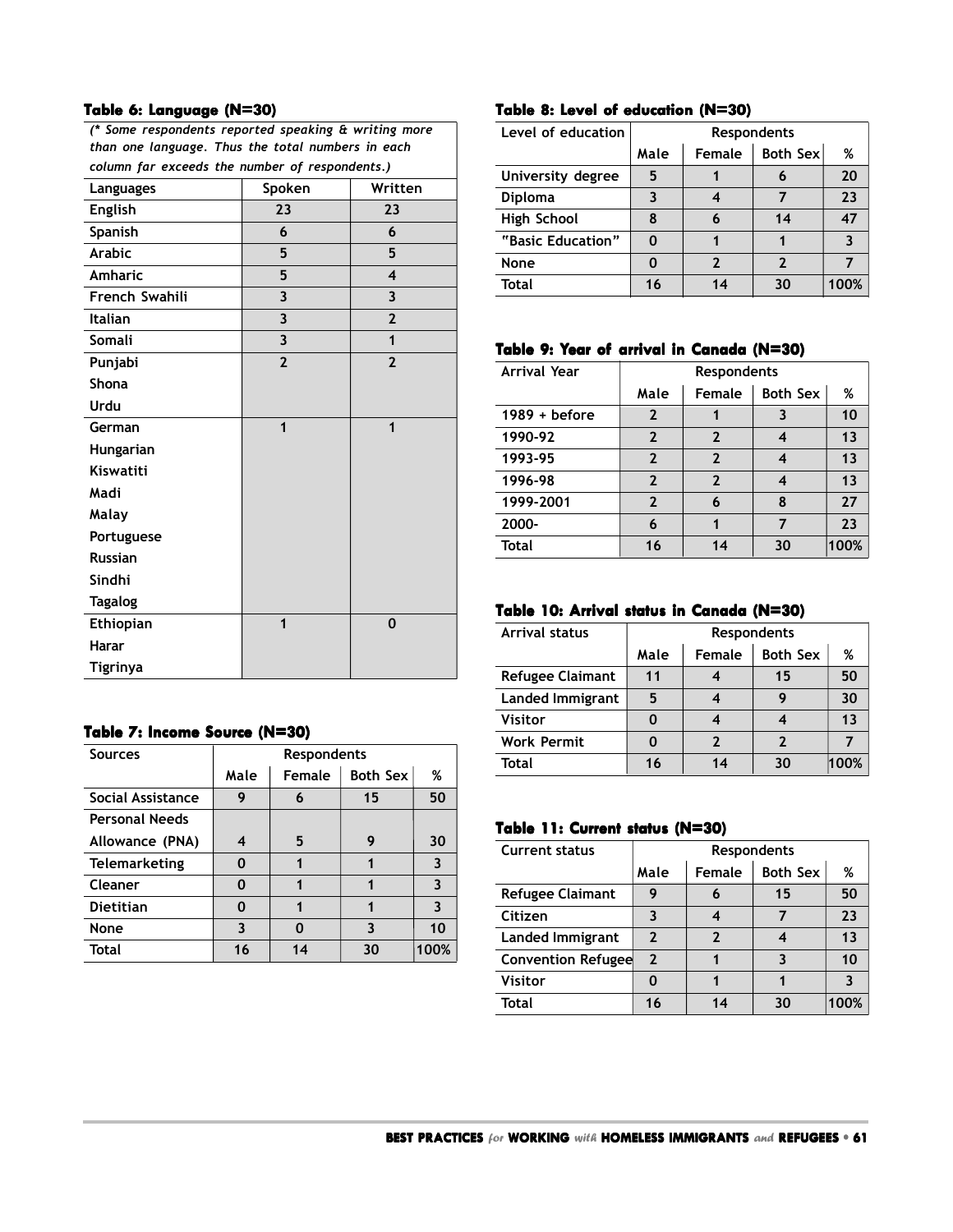### Table 6: Language (N=30)

*(* Some respondents reported speaking & writing more than one language. Thus the total numbers in each column far exceeds the number of respondents.)*

| Languages | Spoken | Written |
|---|---|---|
| English | 23 | 23 |
| Spanish | 6 | 6 |
| Arabic | 5 | 5 |
| Amharic | 5 | 4 |
| French Swahili | 3 | 3 |
| Italian | 3 | 2 |
| Somali | 3 | 1 |
| Punjabi<br>Shona<br>Urdu | 2 | 2 |
| German<br>Hungarian<br>Kiswatiti<br>Madi<br>Malay<br>Portuguese<br>Russian<br>Sindhi<br>Tagalog | 1 | 1 |
| Ethiopian<br>Harar<br>Tigrinya | 1 | 0 |

### Table 7: Income Source (N=30)

| Sources | Respondents | | | |
|---|---|---|---|---|
| | Male | Female | Both Sex | % |
| Social Assistance | 9 | 6 | 15 | 50 |
| Personal Needs Allowance (PNA) | 4 | 5 | 9 | 30 |
| Telemarketing | 0 | 1 | 1 | 3 |
| Cleaner | 0 | 1 | 1 | 3 |
| Dietitian | 0 | 1 | 1 | 3 |
| None | 3 | 0 | 3 | 10 |
| Total | 16 | 14 | 30 | 100% |

### Table 8: Level of education (N=30)

| Level of education | Respondents | | | |
|---|---|---|---|---|
| | Male | Female | Both Sex | % |
| University degree | 5 | 1 | 6 | 20 |
| Diploma | 3 | 4 | 7 | 23 |
| High School | 8 | 6 | 14 | 47 |
| "Basic Education" | 0 | 1 | 1 | 3 |
| None | 0 | 2 | 2 | 7 |
| Total | 16 | 14 | 30 | 100% |

### Table 9: Year of arrival in Canada (N=30)

| Arrival Year | Respondents | | | |
|---|---|---|---|---|
| | Male | Female | Both Sex | % |
| 1989 + before | 2 | 1 | 3 | 10 |
| 1990-92 | 2 | 2 | 4 | 13 |
| 1993-95 | 2 | 2 | 4 | 13 |
| 1996-98 | 2 | 2 | 4 | 13 |
| 1999-2001 | 2 | 6 | 8 | 27 |
| 2000- | 6 | 1 | 7 | 23 |
| Total | 16 | 14 | 30 | 100% |

### Table 10: Arrival status in Canada (N=30)

| Arrival status | Respondents | | | |
|---|---|---|---|---|
| | Male | Female | Both Sex | % |
| Refugee Claimant | 11 | 4 | 15 | 50 |
| Landed Immigrant | 5 | 4 | 9 | 30 |
| Visitor | 0 | 4 | 4 | 13 |
| Work Permit | 0 | 2 | 2 | 7 |
| Total | 16 | 14 | 30 | 100% |

### Table 11: Current status (N=30)

| Current status | Respondents | | | |
|---|---|---|---|---|
| | Male | Female | Both Sex | % |
| Refugee Claimant | 9 | 6 | 15 | 50 |
| Citizen | 3 | 4 | 7 | 23 |
| Landed Immigrant | 2 | 2 | 4 | 13 |
| Convention Refugee | 2 | 1 | 3 | 10 |
| Visitor | 0 | 1 | 1 | 3 |
| Total | 16 | 14 | 30 | 100% |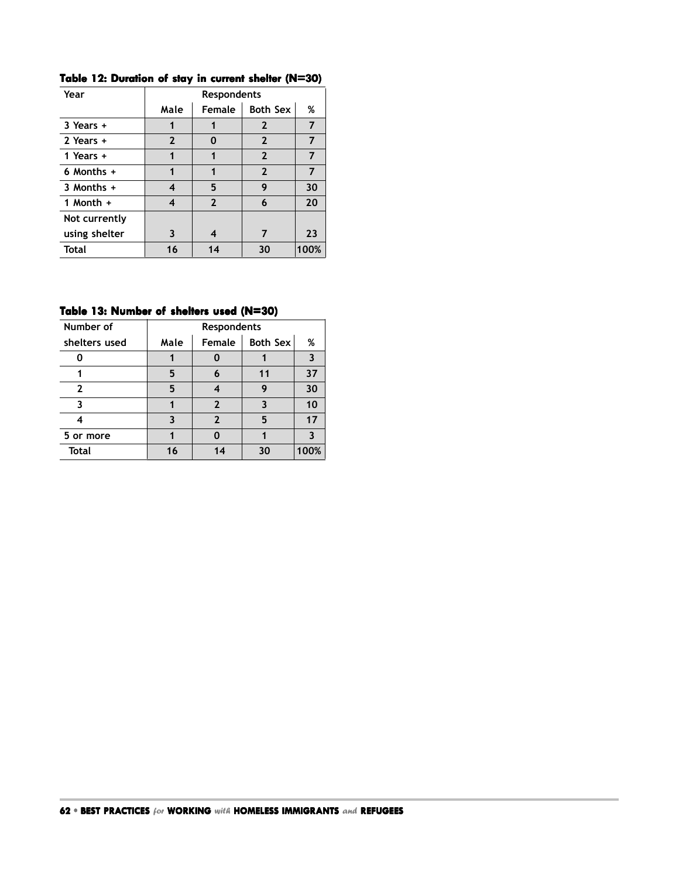**Table 12: Duration of stay in current shelter (N=30)**

| Year | Respondents | | | |
|---|---|---|---|---|
| | Male | Female | Both Sex | % |
| 3 Years + | 1 | 1 | 2 | 7 |
| 2 Years + | 2 | 0 | 2 | 7 |
| 1 Years + | 1 | 1 | 2 | 7 |
| 6 Months + | 1 | 1 | 2 | 7 |
| 3 Months + | 4 | 5 | 9 | 30 |
| 1 Month + | 4 | 2 | 6 | 20 |
| Not currently using shelter | 3 | 4 | 7 | 23 |
| Total | 16 | 14 | 30 | 100% |

**Table 13: Number of shelters used (N=30)**

| Number of shelters used | Respondents | | | |
|---|---|---|---|---|
| | Male | Female | Both Sex | % |
| 0 | 1 | 0 | 1 | 3 |
| 1 | 5 | 6 | 11 | 37 |
| 2 | 5 | 4 | 9 | 30 |
| 3 | 1 | 2 | 3 | 10 |
| 4 | 3 | 2 | 5 | 17 |
| 5 or more | 1 | 0 | 1 | 3 |
| Total | 16 | 14 | 30 | 100% |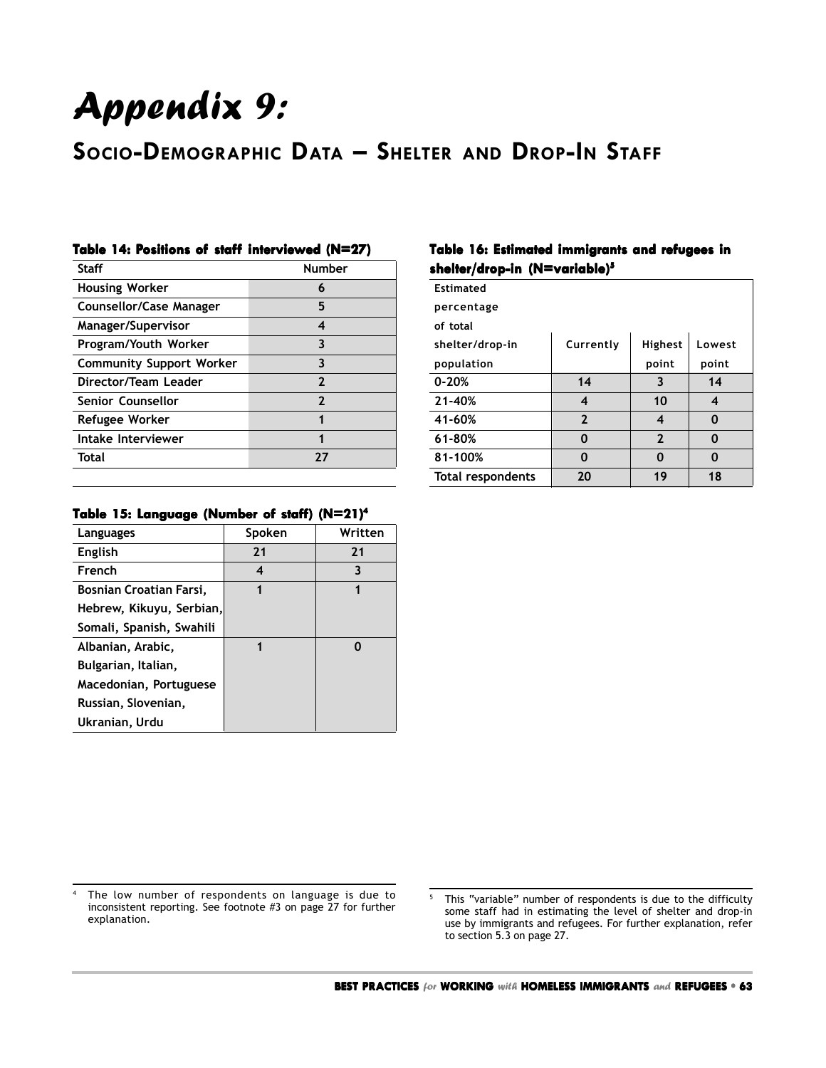# Appendix 9:

## Socio-Demographic Data – Shelter and Drop-In Staff

**Table 14: Positions of staff interviewed (N=27)**

| Staff | Number |
|---|---|
| Housing Worker | 6 |
| Counsellor/Case Manager | 5 |
| Manager/Supervisor | 4 |
| Program/Youth Worker | 3 |
| Community Support Worker | 3 |
| Director/Team Leader | 2 |
| Senior Counsellor | 2 |
| Refugee Worker | 1 |
| Intake Interviewer | 1 |
| Total | 27 |

**Table 15: Language (Number of staff) (N=21)[4]**

| Languages | Spoken | Written |
|---|---|---|
| English | 21 | 21 |
| French | 4 | 3 |
| Bosnian Croatian Farsi, Hebrew, Kikuyu, Serbian, Somali, Spanish, Swahili | 1 | 1 |
| Albanian, Arabic, Bulgarian, Italian, Macedonian, Portuguese Russian, Slovenian, Ukranian, Urdu | 1 | 0 |

**Table 16: Estimated immigrants and refugees in shelter/drop-in (N=variable)[5]**

| Estimated percentage of total shelter/drop-in population | Currently | Highest point | Lowest point |
|---|---|---|---|
| 0-20% | 14 | 3 | 14 |
| 21-40% | 4 | 10 | 4 |
| 41-60% | 2 | 4 | 0 |
| 61-80% | 0 | 2 | 0 |
| 81-100% | 0 | 0 | 0 |
| Total respondents | 20 | 19 | 18 |

[4] The low number of respondents on language is due to inconsistent reporting. See footnote #3 on page 27 for further explanation.

[5] This "variable" number of respondents is due to the difficulty some staff had in estimating the level of shelter and drop-in use by immigrants and refugees. For further explanation, refer to section 5.3 on page 27.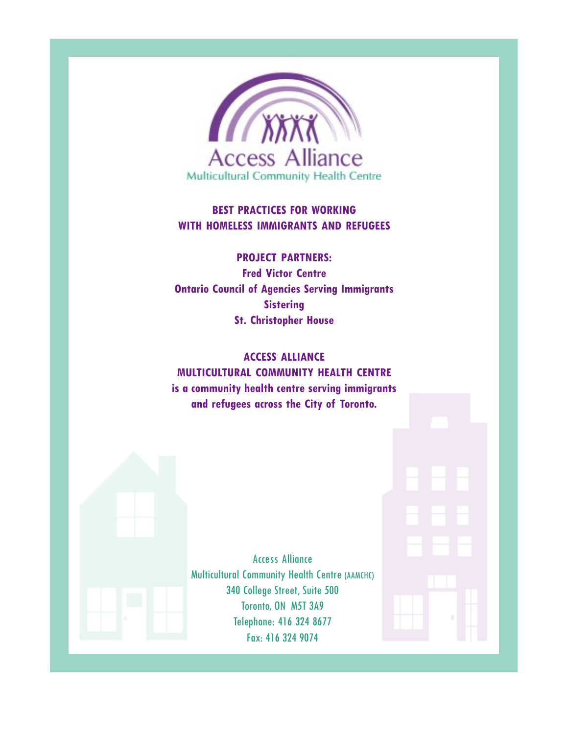Access Alliance

Multicultural Community Health Centre

**BEST PRACTICES FOR WORKING WITH HOMELESS IMMIGRANTS AND REFUGEES**

**PROJECT PARTNERS:**

**Fred Victor Centre**

**Ontario Council of Agencies Serving Immigrants**

**Sistering**

**St. Christopher House**

**ACCESS ALLIANCE MULTICULTURAL COMMUNITY HEALTH CENTRE is a community health centre serving immigrants and refugees across the City of Toronto.**

Access Alliance
Multicultural Community Health Centre (AAMCHC)
340 College Street, Suite 500
Toronto, ON M5T 3A9
Telephone: 416 324 8677
Fax: 416 324 9074